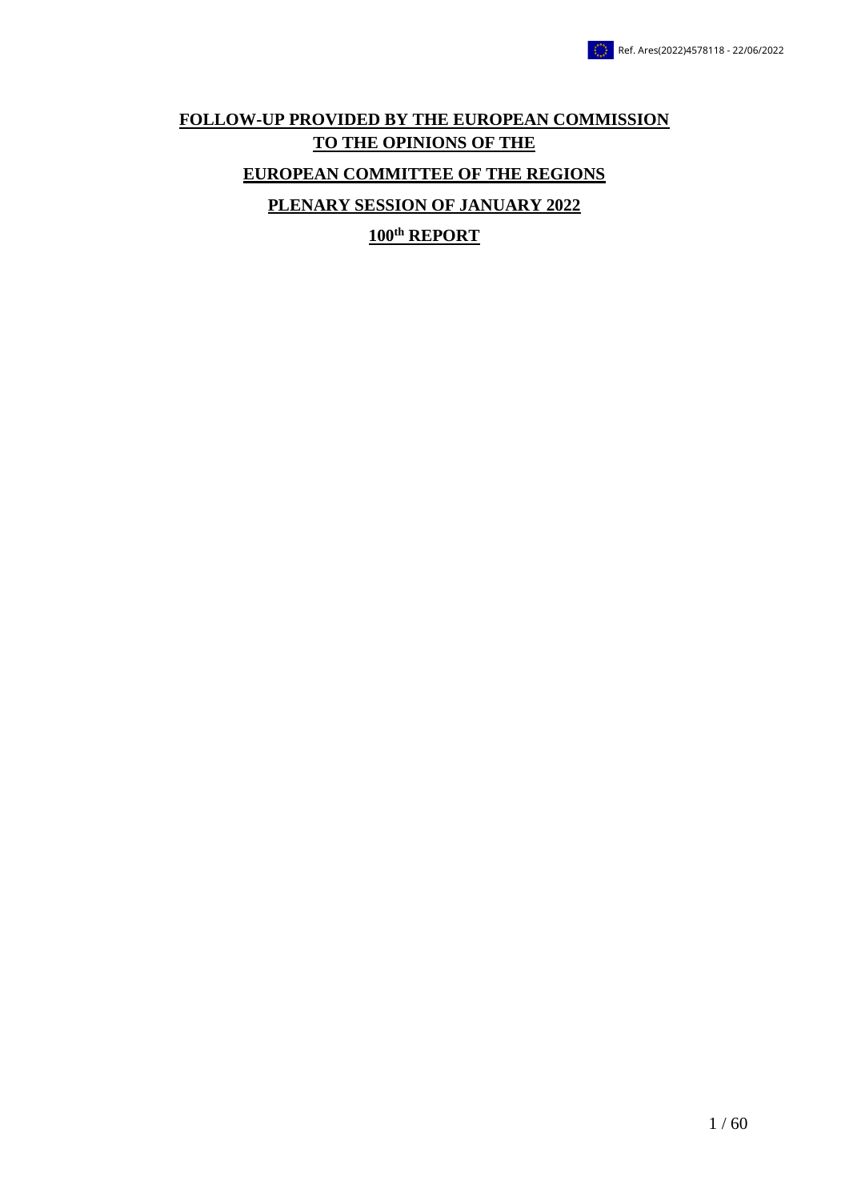Ref. Ares(2022)4578118 - 22/06/2022

# FOLLOW-UP PROVIDED BY THE EUROPEAN COMMISSION TO THE OPINIONS OF THE

# EUROPEAN COMMITTEE OF THE REGIONS

# PLENARY SESSION OF JANUARY 2022

# 100th REPORT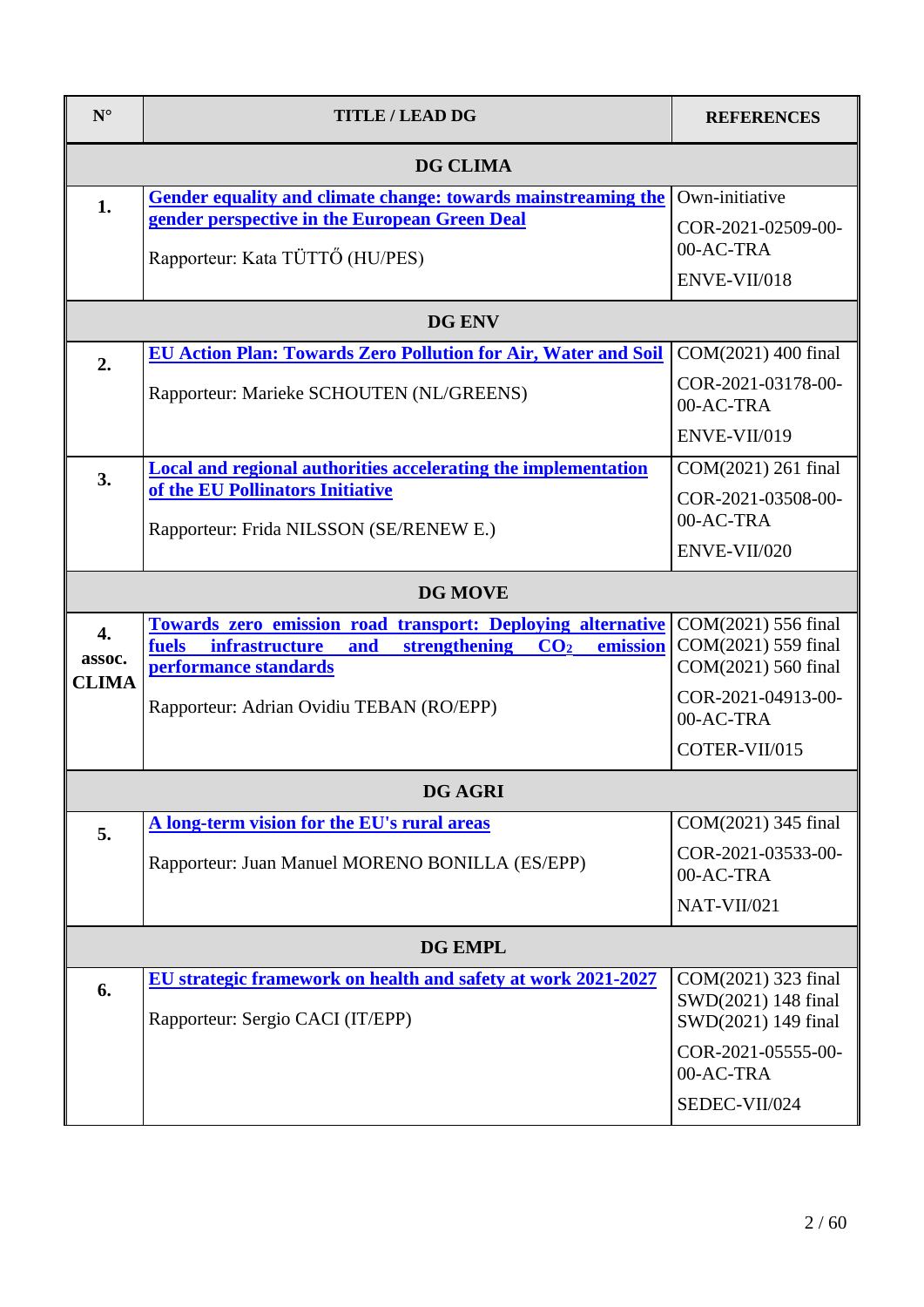| N° | TITLE / LEAD DG | REFERENCES |
|---|---|---|
| | **DG CLIMA** | |
| **1.** | **Gender equality and climate change: towards mainstreaming the gender perspective in the European Green Deal**<br><br>Rapporteur: Kata TÜTTŐ (HU/PES) | Own-initiative<br>COR-2021-02509-00-00-AC-TRA<br>ENVE-VII/018 |
| | **DG ENV** | |
| **2.** | **EU Action Plan: Towards Zero Pollution for Air, Water and Soil**<br><br>Rapporteur: Marieke SCHOUTEN (NL/GREENS) | COM(2021) 400 final<br>COR-2021-03178-00-00-AC-TRA<br>ENVE-VII/019 |
| **3.** | **Local and regional authorities accelerating the implementation of the EU Pollinators Initiative**<br><br>Rapporteur: Frida NILSSON (SE/RENEW E.) | COM(2021) 261 final<br>COR-2021-03508-00-00-AC-TRA<br>ENVE-VII/020 |
| | **DG MOVE** | |
| **4. assoc. CLIMA** | **Towards zero emission road transport: Deploying alternative fuels infrastructure and strengthening $CO_2$ emission performance standards**<br><br>Rapporteur: Adrian Ovidiu TEBAN (RO/EPP) | COM(2021) 556 final<br>COM(2021) 559 final<br>COM(2021) 560 final<br>COR-2021-04913-00-00-AC-TRA<br>COTER-VII/015 |
| | **DG AGRI** | |
| **5.** | **A long-term vision for the EU's rural areas**<br><br>Rapporteur: Juan Manuel MORENO BONILLA (ES/EPP) | COM(2021) 345 final<br>COR-2021-03533-00-00-AC-TRA<br>NAT-VII/021 |
| | **DG EMPL** | |
| **6.** | **EU strategic framework on health and safety at work 2021-2027**<br><br>Rapporteur: Sergio CACI (IT/EPP) | COM(2021) 323 final<br>SWD(2021) 148 final<br>SWD(2021) 149 final<br>COR-2021-05555-00-00-AC-TRA<br>SEDEC-VII/024 |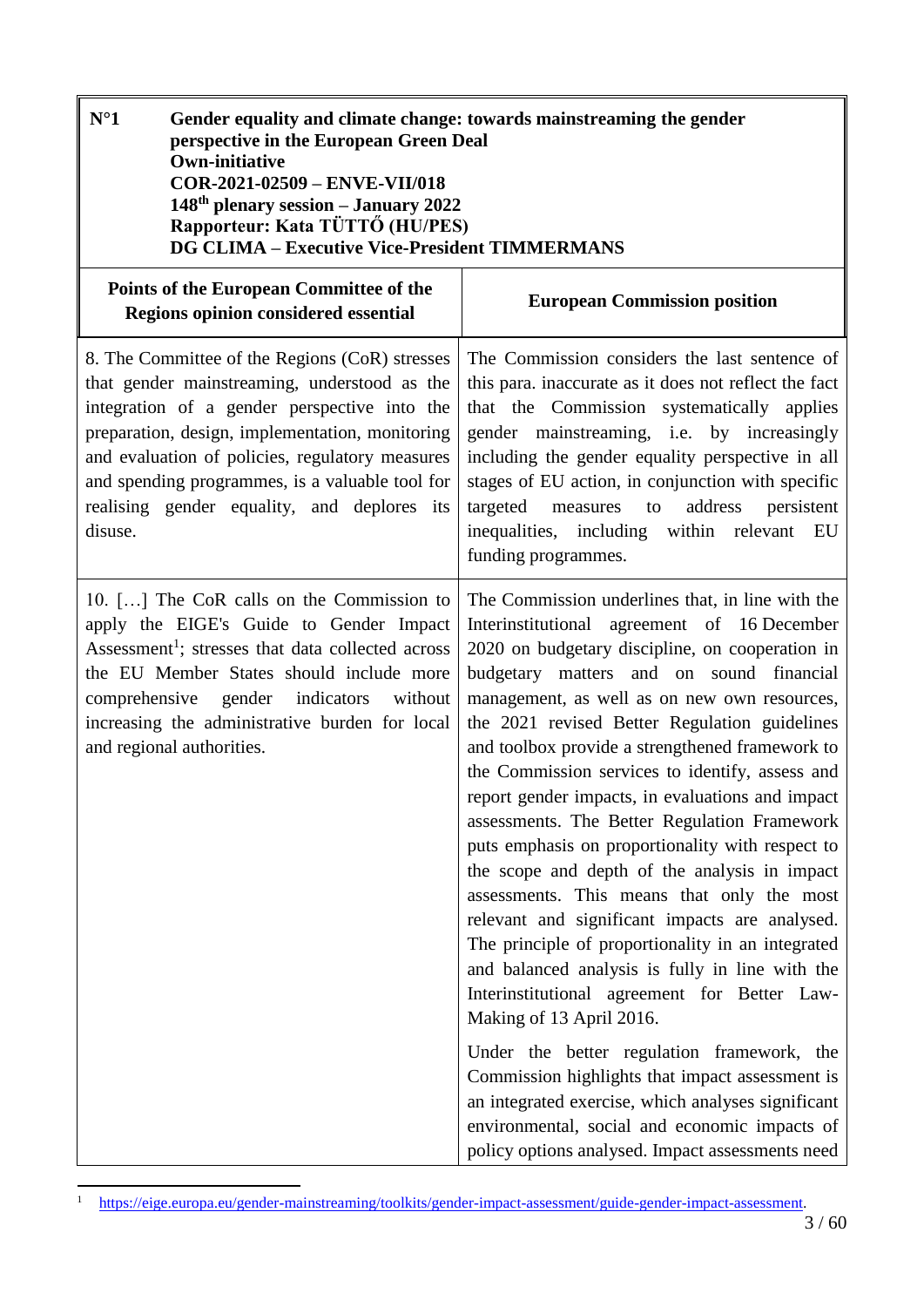| N°1 | Gender equality and climate change: towards mainstreaming the gender perspective in the European Green Deal<br>Own-initiative<br>COR-2021-02509 – ENVE-VII/018<br>148th plenary session – January 2022<br>Rapporteur: Kata TÜTTŐ (HU/PES)<br>DG CLIMA – Executive Vice-President TIMMERMANS |
|---|---|
| **Points of the European Committee of the Regions opinion considered essential** | **European Commission position** |
| 8. The Committee of the Regions (CoR) stresses that gender mainstreaming, understood as the integration of a gender perspective into the preparation, design, implementation, monitoring and evaluation of policies, regulatory measures and spending programmes, is a valuable tool for realising gender equality, and deplores its disuse. | The Commission considers the last sentence of this para. inaccurate as it does not reflect the fact that the Commission systematically applies gender mainstreaming, i.e. by increasingly including the gender equality perspective in all stages of EU action, in conjunction with specific targeted measures to address persistent inequalities, including within relevant EU funding programmes. |
| 10. […] The CoR calls on the Commission to apply the EIGE's Guide to Gender Impact Assessment[1]; stresses that data collected across the EU Member States should include more comprehensive gender indicators without increasing the administrative burden for local and regional authorities. | The Commission underlines that, in line with the Interinstitutional agreement of 16 December 2020 on budgetary discipline, on cooperation in budgetary matters and on sound financial management, as well as on new own resources, the 2021 revised Better Regulation guidelines and toolbox provide a strengthened framework to the Commission services to identify, assess and report gender impacts, in evaluations and impact assessments. The Better Regulation Framework puts emphasis on proportionality with respect to the scope and depth of the analysis in impact assessments. This means that only the most relevant and significant impacts are analysed. The principle of proportionality in an integrated and balanced analysis is fully in line with the Interinstitutional agreement for Better Law-Making of 13 April 2016.<br><br>Under the better regulation framework, the Commission highlights that impact assessment is an integrated exercise, which analyses significant environmental, social and economic impacts of policy options analysed. Impact assessments need |

[1] https://eige.europa.eu/gender-mainstreaming/toolkits/gender-impact-assessment/guide-gender-impact-assessment.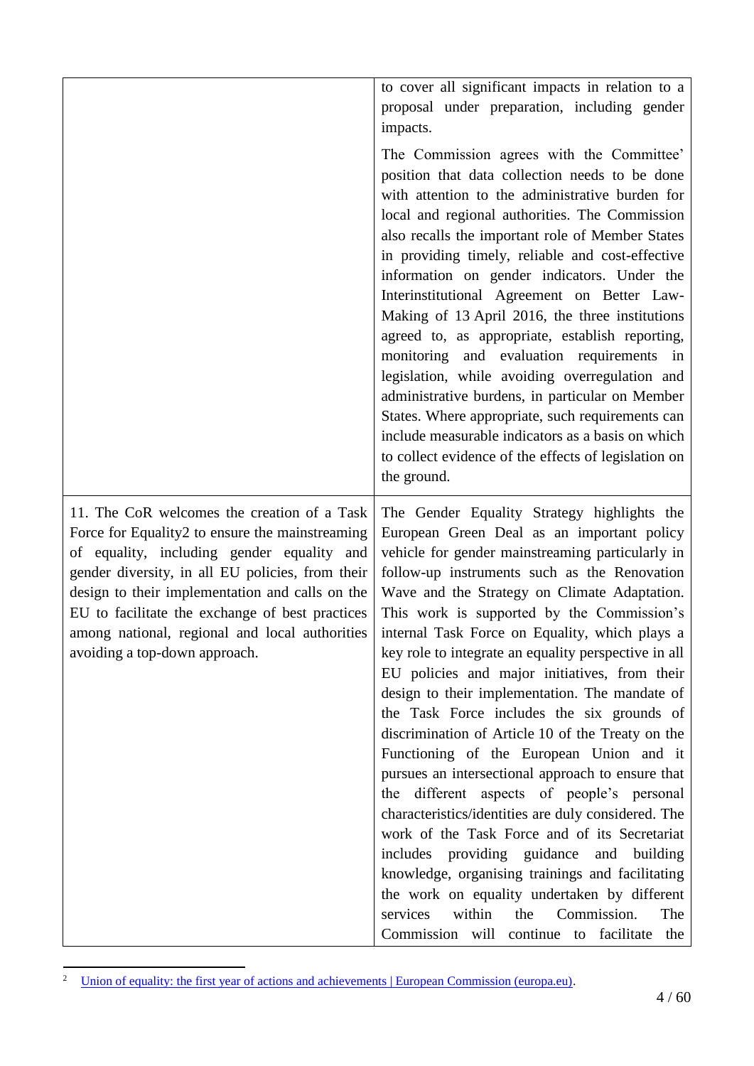| | |
|---|---|
| | to cover all significant impacts in relation to a proposal under preparation, including gender impacts.<br><br>The Commission agrees with the Committee' position that data collection needs to be done with attention to the administrative burden for local and regional authorities. The Commission also recalls the important role of Member States in providing timely, reliable and cost-effective information on gender indicators. Under the Interinstitutional Agreement on Better Law-Making of 13 April 2016, the three institutions agreed to, as appropriate, establish reporting, monitoring and evaluation requirements in legislation, while avoiding overregulation and administrative burdens, in particular on Member States. Where appropriate, such requirements can include measurable indicators as a basis on which to collect evidence of the effects of legislation on the ground. |
| 11. The CoR welcomes the creation of a Task Force for Equality[2] to ensure the mainstreaming of equality, including gender equality and gender diversity, in all EU policies, from their design to their implementation and calls on the EU to facilitate the exchange of best practices among national, regional and local authorities avoiding a top-down approach. | The Gender Equality Strategy highlights the European Green Deal as an important policy vehicle for gender mainstreaming particularly in follow-up instruments such as the Renovation Wave and the Strategy on Climate Adaptation. This work is supported by the Commission's internal Task Force on Equality, which plays a key role to integrate an equality perspective in all EU policies and major initiatives, from their design to their implementation. The mandate of the Task Force includes the six grounds of discrimination of Article 10 of the Treaty on the Functioning of the European Union and it pursues an intersectional approach to ensure that the different aspects of people's personal characteristics/identities are duly considered. The work of the Task Force and of its Secretariat includes providing guidance and building knowledge, organising trainings and facilitating the work on equality undertaken by different services within the Commission. The Commission will continue to facilitate the |

[2] Union of equality: the first year of actions and achievements | European Commission (europa.eu).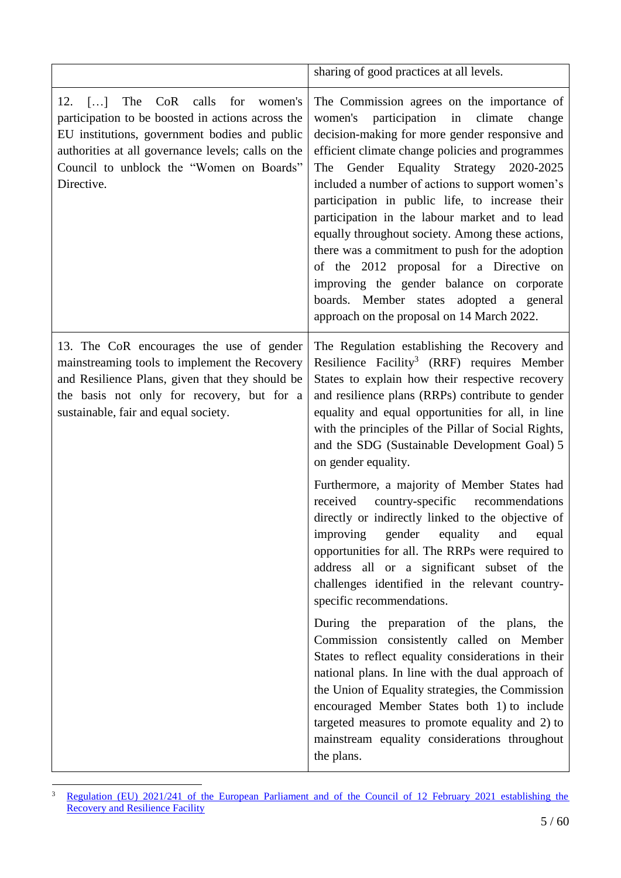| | |
|---|---|
| | sharing of good practices at all levels. |
| 12. […] The CoR calls for women's participation to be boosted in actions across the EU institutions, government bodies and public authorities at all governance levels; calls on the Council to unblock the "Women on Boards" Directive. | The Commission agrees on the importance of women's participation in climate change decision-making for more gender responsive and efficient climate change policies and programmes The Gender Equality Strategy 2020-2025 included a number of actions to support women's participation in public life, to increase their participation in the labour market and to lead equally throughout society. Among these actions, there was a commitment to push for the adoption of the 2012 proposal for a Directive on improving the gender balance on corporate boards. Member states adopted a general approach on the proposal on 14 March 2022. |
| 13. The CoR encourages the use of gender mainstreaming tools to implement the Recovery and Resilience Plans, given that they should be the basis not only for recovery, but for a sustainable, fair and equal society. | The Regulation establishing the Recovery and Resilience Facility[3] (RRF) requires Member States to explain how their respective recovery and resilience plans (RRPs) contribute to gender equality and equal opportunities for all, in line with the principles of the Pillar of Social Rights, and the SDG (Sustainable Development Goal) 5 on gender equality.<br><br>Furthermore, a majority of Member States had received country-specific recommendations directly or indirectly linked to the objective of improving gender equality and equal opportunities for all. The RRPs were required to address all or a significant subset of the challenges identified in the relevant country-specific recommendations.<br><br>During the preparation of the plans, the Commission consistently called on Member States to reflect equality considerations in their national plans. In line with the dual approach of the Union of Equality strategies, the Commission encouraged Member States both 1) to include targeted measures to promote equality and 2) to mainstream equality considerations throughout the plans. |

[3] Regulation (EU) 2021/241 of the European Parliament and of the Council of 12 February 2021 establishing the Recovery and Resilience Facility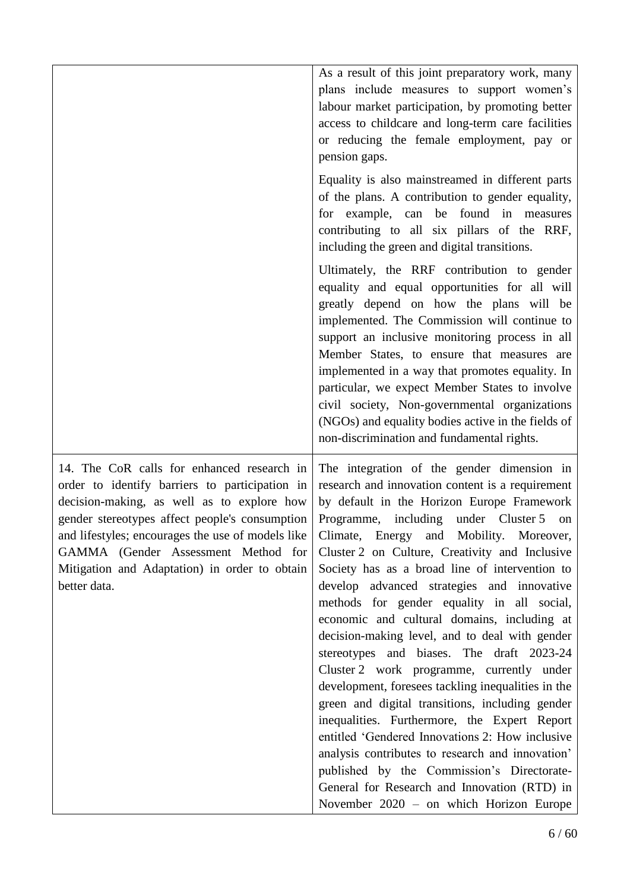| | |
|---|---|
| | As a result of this joint preparatory work, many plans include measures to support women's labour market participation, by promoting better access to childcare and long-term care facilities or reducing the female employment, pay or pension gaps.<br><br>Equality is also mainstreamed in different parts of the plans. A contribution to gender equality, for example, can be found in measures contributing to all six pillars of the RRF, including the green and digital transitions.<br><br>Ultimately, the RRF contribution to gender equality and equal opportunities for all will greatly depend on how the plans will be implemented. The Commission will continue to support an inclusive monitoring process in all Member States, to ensure that measures are implemented in a way that promotes equality. In particular, we expect Member States to involve civil society, Non-governmental organizations (NGOs) and equality bodies active in the fields of non-discrimination and fundamental rights. |
| 14. The CoR calls for enhanced research in order to identify barriers to participation in decision-making, as well as to explore how gender stereotypes affect people's consumption and lifestyles; encourages the use of models like GAMMA (Gender Assessment Method for Mitigation and Adaptation) in order to obtain better data. | The integration of the gender dimension in research and innovation content is a requirement by default in the Horizon Europe Framework Programme, including under Cluster 5 on Climate, Energy and Mobility. Moreover, Cluster 2 on Culture, Creativity and Inclusive Society has as a broad line of intervention to develop advanced strategies and innovative methods for gender equality in all social, economic and cultural domains, including at decision-making level, and to deal with gender stereotypes and biases. The draft 2023-24 Cluster 2 work programme, currently under development, foresees tackling inequalities in the green and digital transitions, including gender inequalities. Furthermore, the Expert Report entitled 'Gendered Innovations 2: How inclusive analysis contributes to research and innovation' published by the Commission's Directorate-General for Research and Innovation (RTD) in November 2020 – on which Horizon Europe |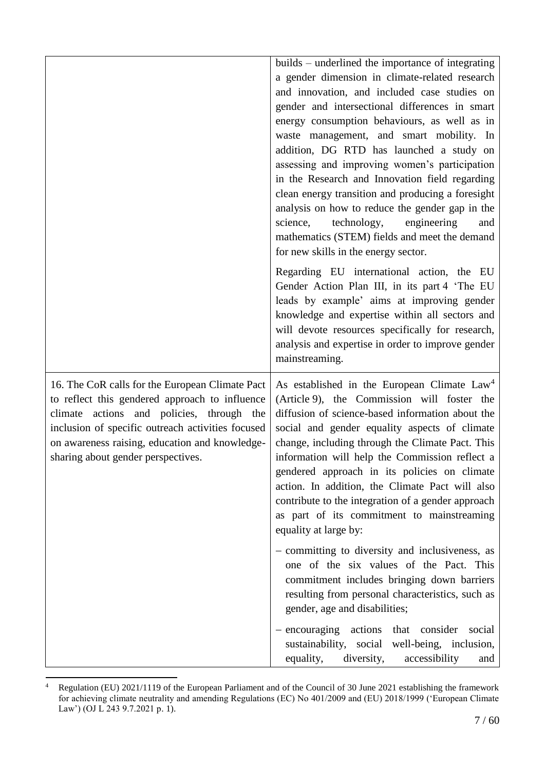| | |
|---|---|
| | builds – underlined the importance of integrating a gender dimension in climate-related research and innovation, and included case studies on gender and intersectional differences in smart energy consumption behaviours, as well as in waste management, and smart mobility. In addition, DG RTD has launched a study on assessing and improving women's participation in the Research and Innovation field regarding clean energy transition and producing a foresight analysis on how to reduce the gender gap in the science, technology, engineering and mathematics (STEM) fields and meet the demand for new skills in the energy sector.<br><br>Regarding EU international action, the EU Gender Action Plan III, in its part 4 'The EU leads by example' aims at improving gender knowledge and expertise within all sectors and will devote resources specifically for research, analysis and expertise in order to improve gender mainstreaming. |
| 16. The CoR calls for the European Climate Pact to reflect this gendered approach to influence climate actions and policies, through the inclusion of specific outreach activities focused on awareness raising, education and knowledge-sharing about gender perspectives. | As established in the European Climate Law[4] (Article 9), the Commission will foster the diffusion of science-based information about the social and gender equality aspects of climate change, including through the Climate Pact. This information will help the Commission reflect a gendered approach in its policies on climate action. In addition, the Climate Pact will also contribute to the integration of a gender approach as part of its commitment to mainstreaming equality at large by:<br><br>– committing to diversity and inclusiveness, as one of the six values of the Pact. This commitment includes bringing down barriers resulting from personal characteristics, such as gender, age and disabilities;<br><br>– encouraging actions that consider social sustainability, social well-being, inclusion, equality, diversity, accessibility and |

[4] Regulation (EU) 2021/1119 of the European Parliament and of the Council of 30 June 2021 establishing the framework for achieving climate neutrality and amending Regulations (EC) No 401/2009 and (EU) 2018/1999 ('European Climate Law') (OJ L 243 9.7.2021 p. 1).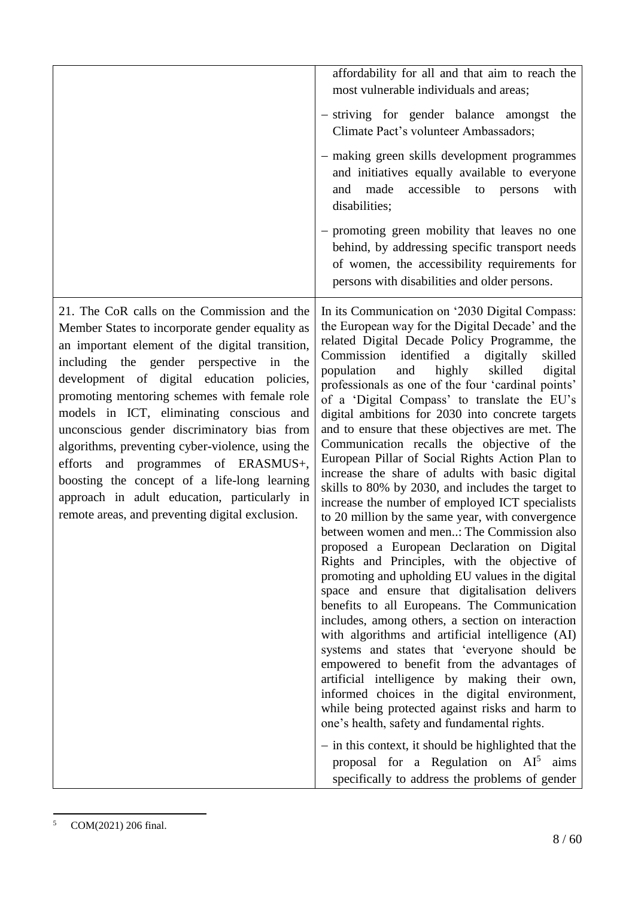| | |
|---|---|
| | affordability for all and that aim to reach the most vulnerable individuals and areas;<br><br>– striving for gender balance amongst the Climate Pact's volunteer Ambassadors;<br><br>– making green skills development programmes and initiatives equally available to everyone and made accessible to persons with disabilities;<br><br>– promoting green mobility that leaves no one behind, by addressing specific transport needs of women, the accessibility requirements for persons with disabilities and older persons. |
| 21. The CoR calls on the Commission and the Member States to incorporate gender equality as an important element of the digital transition, including the gender perspective in the development of digital education policies, promoting mentoring schemes with female role models in ICT, eliminating conscious and unconscious gender discriminatory bias from algorithms, preventing cyber-violence, using the efforts and programmes of ERASMUS+, boosting the concept of a life-long learning approach in adult education, particularly in remote areas, and preventing digital exclusion. | In its Communication on '2030 Digital Compass: the European way for the Digital Decade' and the related Digital Decade Policy Programme, the Commission identified a digitally skilled population and highly skilled digital professionals as one of the four 'cardinal points' of a 'Digital Compass' to translate the EU's digital ambitions for 2030 into concrete targets and to ensure that these objectives are met. The Communication recalls the objective of the European Pillar of Social Rights Action Plan to increase the share of adults with basic digital skills to 80% by 2030, and includes the target to increase the number of employed ICT specialists to 20 million by the same year, with convergence between women and men..: The Commission also proposed a European Declaration on Digital Rights and Principles, with the objective of promoting and upholding EU values in the digital space and ensure that digitalisation delivers benefits to all Europeans. The Communication includes, among others, a section on interaction with algorithms and artificial intelligence (AI) systems and states that 'everyone should be empowered to benefit from the advantages of artificial intelligence by making their own, informed choices in the digital environment, while being protected against risks and harm to one's health, safety and fundamental rights.<br><br>– in this context, it should be highlighted that the proposal for a Regulation on AI[5] aims specifically to address the problems of gender |

[5] COM(2021) 206 final.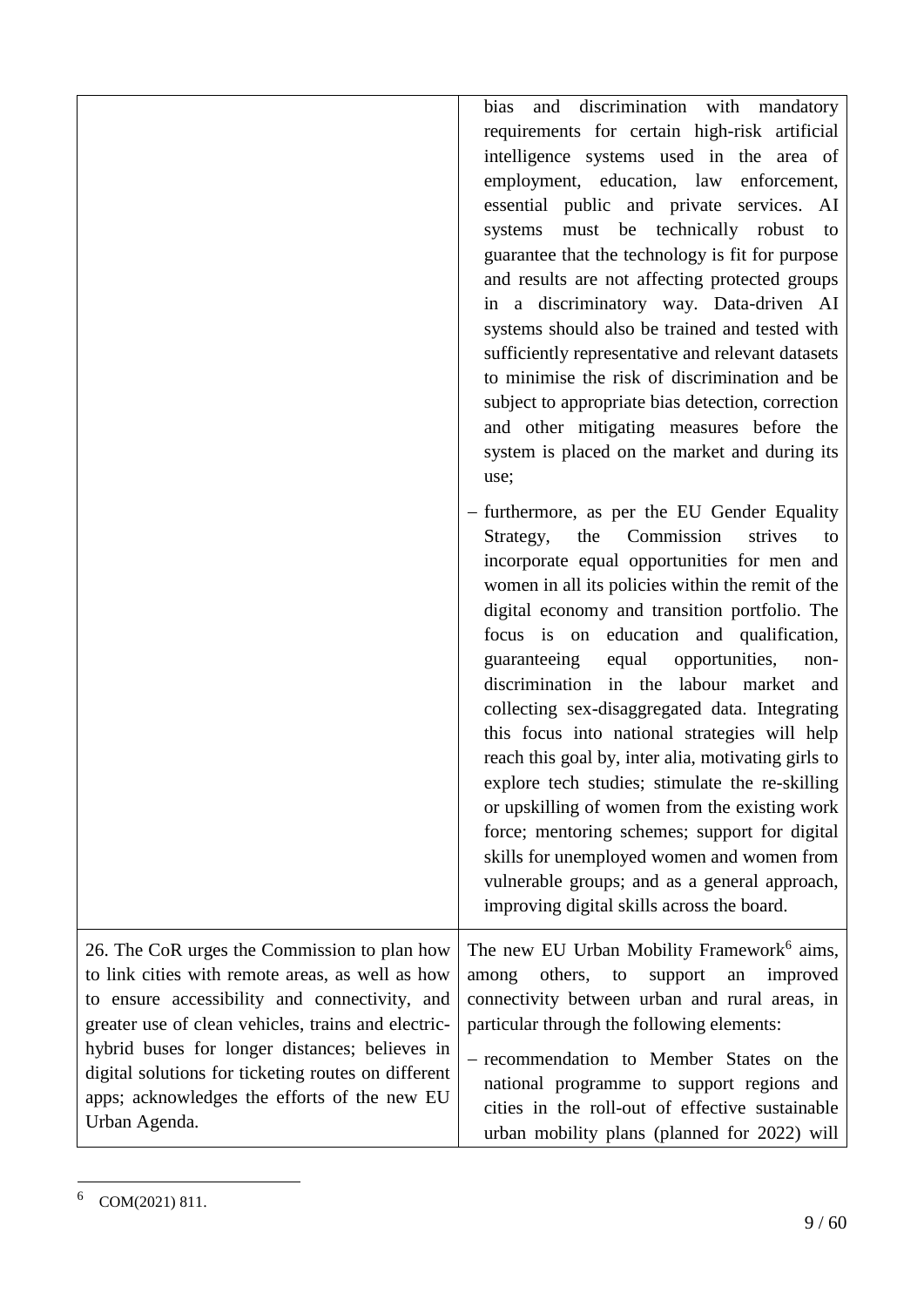| | |
|---|---|
| | bias and discrimination with mandatory requirements for certain high-risk artificial intelligence systems used in the area of employment, education, law enforcement, essential public and private services. AI systems must be technically robust to guarantee that the technology is fit for purpose and results are not affecting protected groups in a discriminatory way. Data-driven AI systems should also be trained and tested with sufficiently representative and relevant datasets to minimise the risk of discrimination and be subject to appropriate bias detection, correction and other mitigating measures before the system is placed on the market and during its use;<br><br>– furthermore, as per the EU Gender Equality Strategy, the Commission strives to incorporate equal opportunities for men and women in all its policies within the remit of the digital economy and transition portfolio. The focus is on education and qualification, guaranteeing equal opportunities, non-discrimination in the labour market and collecting sex-disaggregated data. Integrating this focus into national strategies will help reach this goal by, inter alia, motivating girls to explore tech studies; stimulate the re-skilling or upskilling of women from the existing work force; mentoring schemes; support for digital skills for unemployed women and women from vulnerable groups; and as a general approach, improving digital skills across the board. |
| 26. The CoR urges the Commission to plan how to link cities with remote areas, as well as how to ensure accessibility and connectivity, and greater use of clean vehicles, trains and electric-hybrid buses for longer distances; believes in digital solutions for ticketing routes on different apps; acknowledges the efforts of the new EU Urban Agenda. | The new EU Urban Mobility Framework[6] aims, among others, to support an improved connectivity between urban and rural areas, in particular through the following elements:<br><br>– recommendation to Member States on the national programme to support regions and cities in the roll-out of effective sustainable urban mobility plans (planned for 2022) will |

[6] COM(2021) 811.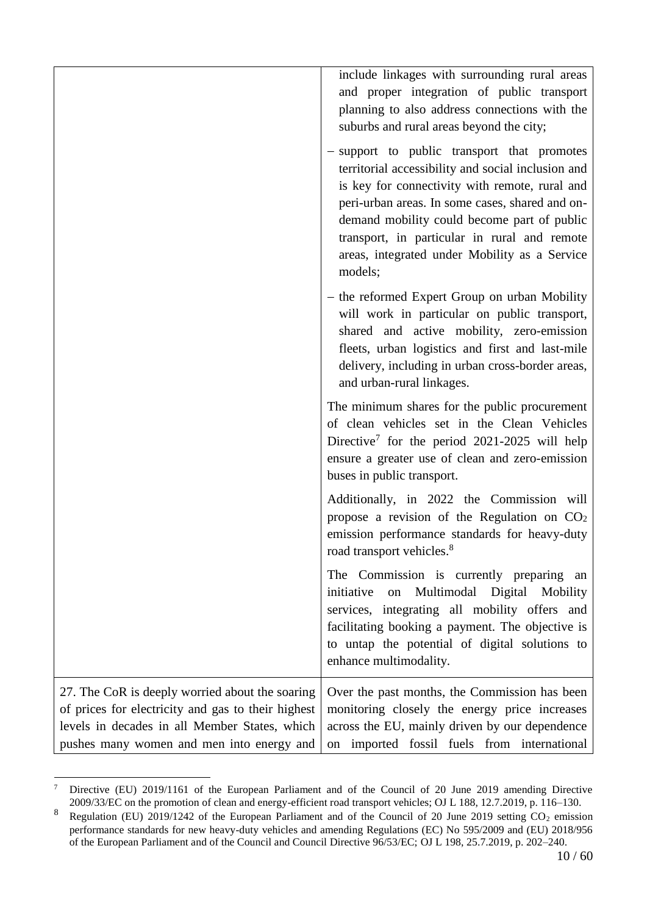| | |
|---|---|
| | include linkages with surrounding rural areas and proper integration of public transport planning to also address connections with the suburbs and rural areas beyond the city;<br><br>– support to public transport that promotes territorial accessibility and social inclusion and is key for connectivity with remote, rural and peri-urban areas. In some cases, shared and on-demand mobility could become part of public transport, in particular in rural and remote areas, integrated under Mobility as a Service models;<br><br>– the reformed Expert Group on urban Mobility will work in particular on public transport, shared and active mobility, zero-emission fleets, urban logistics and first and last-mile delivery, including in urban cross-border areas, and urban-rural linkages.<br><br>The minimum shares for the public procurement of clean vehicles set in the Clean Vehicles Directive[7] for the period 2021-2025 will help ensure a greater use of clean and zero-emission buses in public transport.<br><br>Additionally, in 2022 the Commission will propose a revision of the Regulation on $CO_2$ emission performance standards for heavy-duty road transport vehicles.[8]<br><br>The Commission is currently preparing an initiative on Multimodal Digital Mobility services, integrating all mobility offers and facilitating booking a payment. The objective is to untap the potential of digital solutions to enhance multimodality. |
| 27. The CoR is deeply worried about the soaring of prices for electricity and gas to their highest levels in decades in all Member States, which pushes many women and men into energy and | Over the past months, the Commission has been monitoring closely the energy price increases across the EU, mainly driven by our dependence on imported fossil fuels from international |

[7] Directive (EU) 2019/1161 of the European Parliament and of the Council of 20 June 2019 amending Directive 2009/33/EC on the promotion of clean and energy-efficient road transport vehicles; OJ L 188, 12.7.2019, p. 116–130.

[8] Regulation (EU) 2019/1242 of the European Parliament and of the Council of 20 June 2019 setting $CO_2$ emission performance standards for new heavy-duty vehicles and amending Regulations (EC) No 595/2009 and (EU) 2018/956 of the European Parliament and of the Council and Council Directive 96/53/EC; OJ L 198, 25.7.2019, p. 202–240.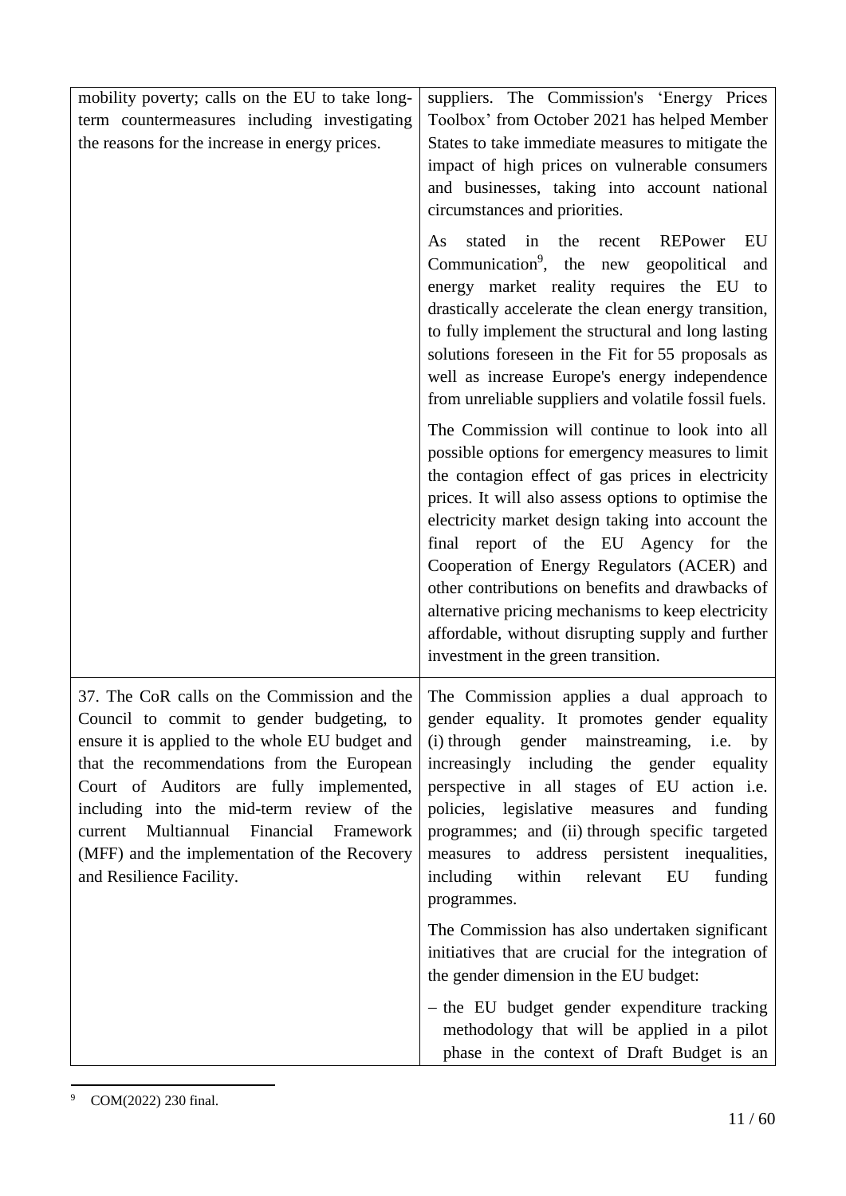| | |
|---|---|
| mobility poverty; calls on the EU to take long-term countermeasures including investigating the reasons for the increase in energy prices. | suppliers. The Commission's 'Energy Prices Toolbox' from October 2021 has helped Member States to take immediate measures to mitigate the impact of high prices on vulnerable consumers and businesses, taking into account national circumstances and priorities.<br><br>As stated in the recent REPower EU Communication[9], the new geopolitical and energy market reality requires the EU to drastically accelerate the clean energy transition, to fully implement the structural and long lasting solutions foreseen in the Fit for 55 proposals as well as increase Europe's energy independence from unreliable suppliers and volatile fossil fuels.<br><br>The Commission will continue to look into all possible options for emergency measures to limit the contagion effect of gas prices in electricity prices. It will also assess options to optimise the electricity market design taking into account the final report of the EU Agency for the Cooperation of Energy Regulators (ACER) and other contributions on benefits and drawbacks of alternative pricing mechanisms to keep electricity affordable, without disrupting supply and further investment in the green transition. |
| 37. The CoR calls on the Commission and the Council to commit to gender budgeting, to ensure it is applied to the whole EU budget and that the recommendations from the European Court of Auditors are fully implemented, including into the mid-term review of the current Multiannual Financial Framework (MFF) and the implementation of the Recovery and Resilience Facility. | The Commission applies a dual approach to gender equality. It promotes gender equality (i) through gender mainstreaming, i.e. by increasingly including the gender equality perspective in all stages of EU action i.e. policies, legislative measures and funding programmes; and (ii) through specific targeted measures to address persistent inequalities, including within relevant EU funding programmes.<br><br>The Commission has also undertaken significant initiatives that are crucial for the integration of the gender dimension in the EU budget:<br><br>– the EU budget gender expenditure tracking methodology that will be applied in a pilot phase in the context of Draft Budget is an |

[9] COM(2022) 230 final.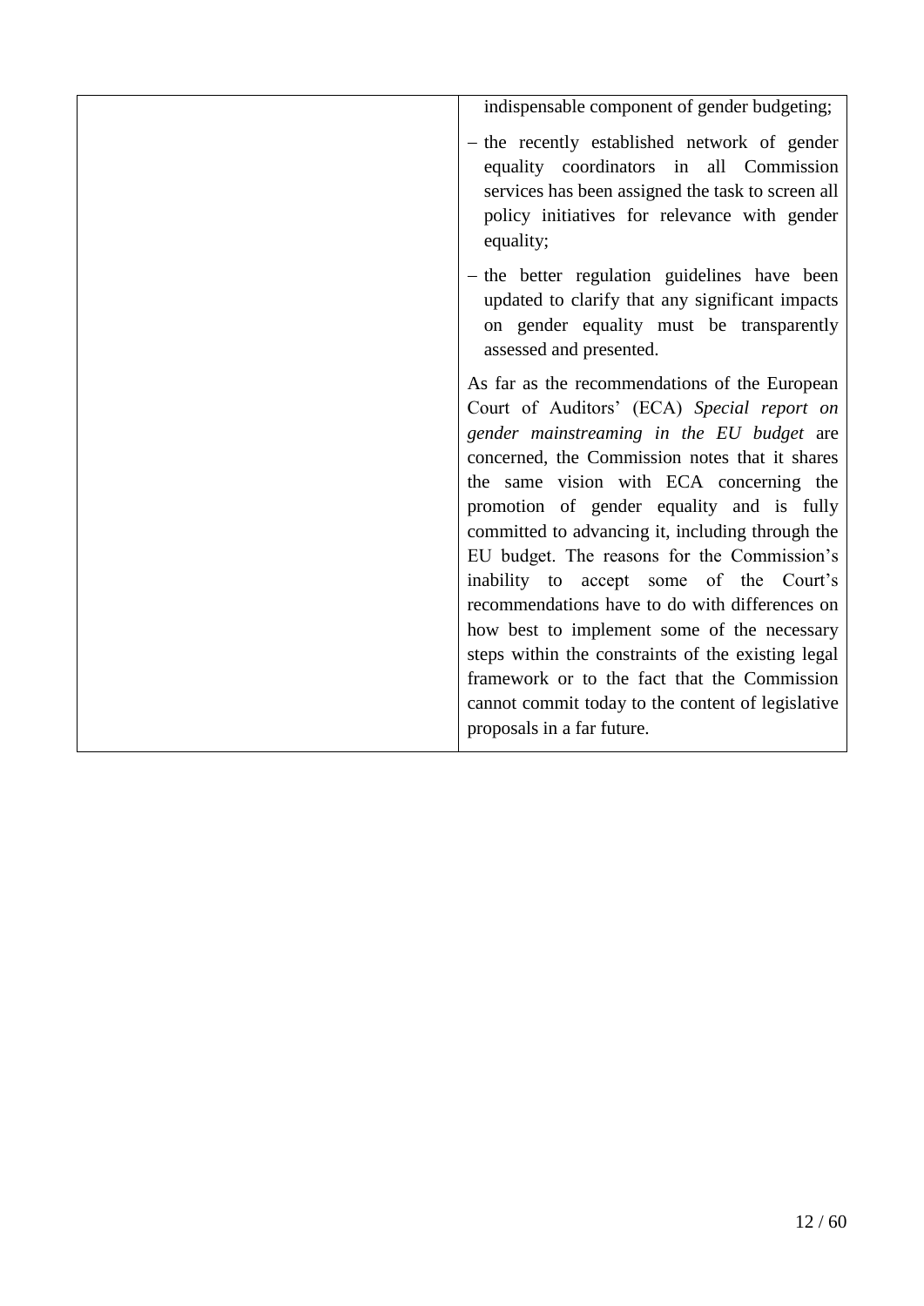| | |
|---|---|
| | indispensable component of gender budgeting;<br><br>– the recently established network of gender equality coordinators in all Commission services has been assigned the task to screen all policy initiatives for relevance with gender equality;<br><br>– the better regulation guidelines have been updated to clarify that any significant impacts on gender equality must be transparently assessed and presented.<br><br>As far as the recommendations of the European Court of Auditors' (ECA) *Special report on gender mainstreaming in the EU budget* are concerned, the Commission notes that it shares the same vision with ECA concerning the promotion of gender equality and is fully committed to advancing it, including through the EU budget. The reasons for the Commission's inability to accept some of the Court's recommendations have to do with differences on how best to implement some of the necessary steps within the constraints of the existing legal framework or to the fact that the Commission cannot commit today to the content of legislative proposals in a far future. |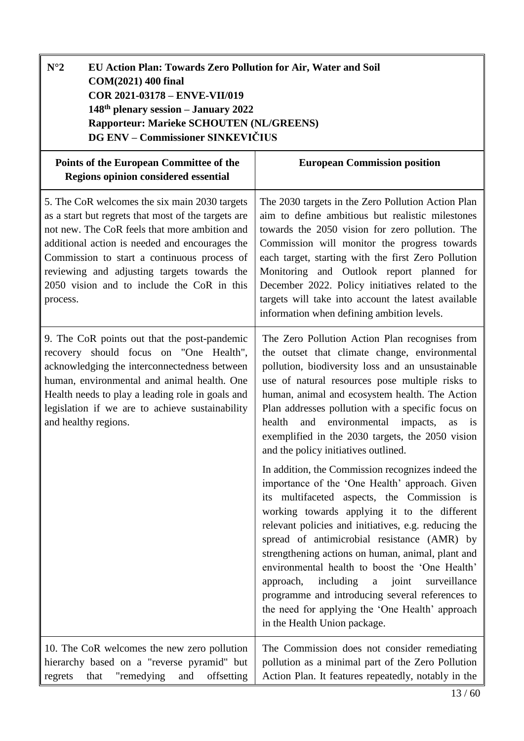| N°2 EU Action Plan: Towards Zero Pollution for Air, Water and Soil<br>COM(2021) 400 final<br>COR 2021-03178 – ENVE-VII/019<br>148th plenary session – January 2022<br>Rapporteur: Marieke SCHOUTEN (NL/GREENS)<br>DG ENV – Commissioner SINKEVIČIUS | |
|---|---|
| **Points of the European Committee of the Regions opinion considered essential** | **European Commission position** |
| 5. The CoR welcomes the six main 2030 targets as a start but regrets that most of the targets are not new. The CoR feels that more ambition and additional action is needed and encourages the Commission to start a continuous process of reviewing and adjusting targets towards the 2050 vision and to include the CoR in this process. | The 2030 targets in the Zero Pollution Action Plan aim to define ambitious but realistic milestones towards the 2050 vision for zero pollution. The Commission will monitor the progress towards each target, starting with the first Zero Pollution Monitoring and Outlook report planned for December 2022. Policy initiatives related to the targets will take into account the latest available information when defining ambition levels. |
| 9. The CoR points out that the post-pandemic recovery should focus on "One Health", acknowledging the interconnectedness between human, environmental and animal health. One Health needs to play a leading role in goals and legislation if we are to achieve sustainability and healthy regions. | The Zero Pollution Action Plan recognises from the outset that climate change, environmental pollution, biodiversity loss and an unsustainable use of natural resources pose multiple risks to human, animal and ecosystem health. The Action Plan addresses pollution with a specific focus on health and environmental impacts, as is exemplified in the 2030 targets, the 2050 vision and the policy initiatives outlined.<br><br>In addition, the Commission recognizes indeed the importance of the 'One Health' approach. Given its multifaceted aspects, the Commission is working towards applying it to the different relevant policies and initiatives, e.g. reducing the spread of antimicrobial resistance (AMR) by strengthening actions on human, animal, plant and environmental health to boost the 'One Health' approach, including a joint surveillance programme and introducing several references to the need for applying the 'One Health' approach in the Health Union package. |
| 10. The CoR welcomes the new zero pollution hierarchy based on a "reverse pyramid" but regrets that "remedying and offsetting | The Commission does not consider remediating pollution as a minimal part of the Zero Pollution Action Plan. It features repeatedly, notably in the |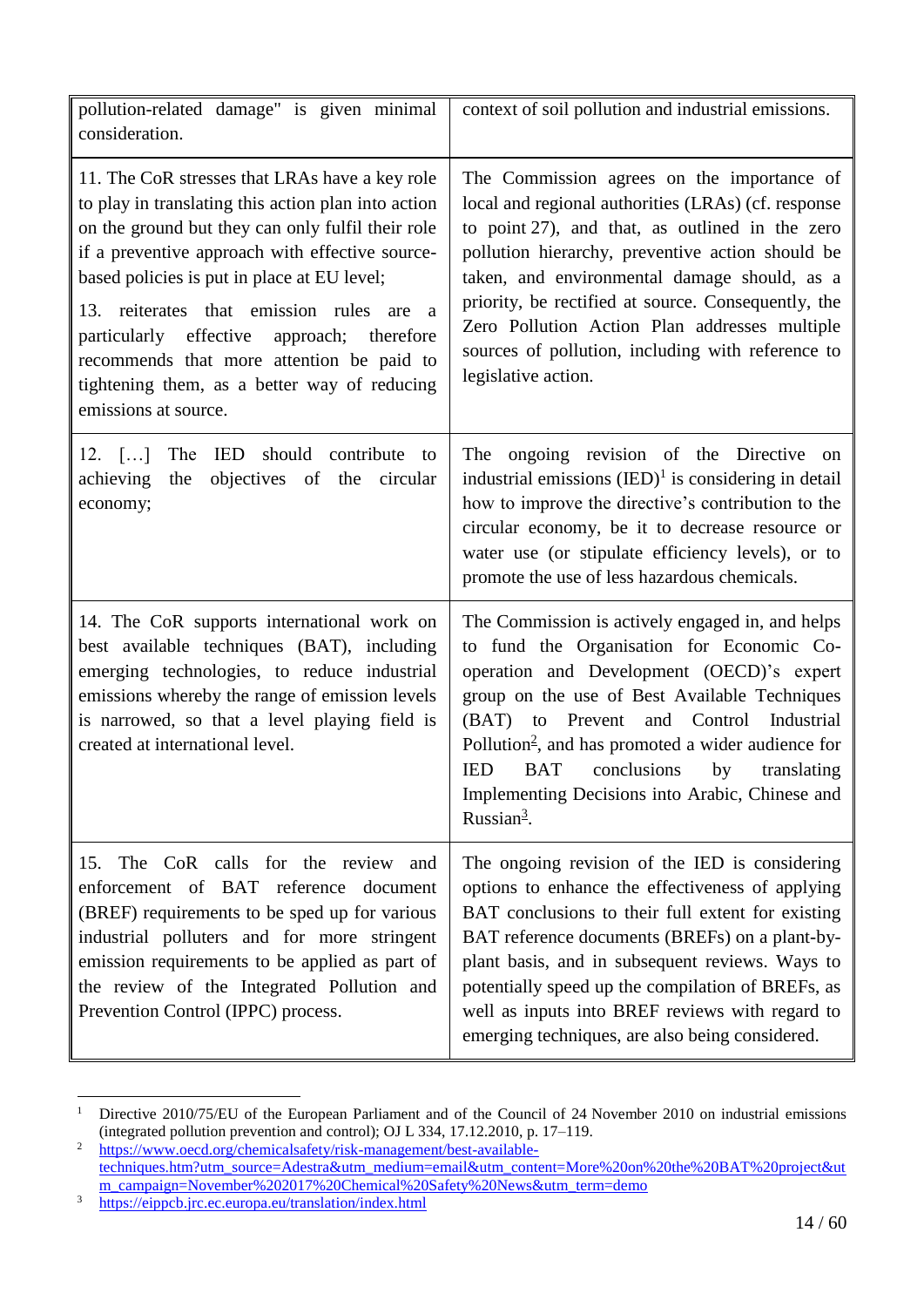| | |
|---|---|
| pollution-related damage" is given minimal consideration. | context of soil pollution and industrial emissions. |
| 11. The CoR stresses that LRAs have a key role to play in translating this action plan into action on the ground but they can only fulfil their role if a preventive approach with effective source-based policies is put in place at EU level;<br><br>13. reiterates that emission rules are a particularly effective approach; therefore recommends that more attention be paid to tightening them, as a better way of reducing emissions at source. | The Commission agrees on the importance of local and regional authorities (LRAs) (cf. response to point 27), and that, as outlined in the zero pollution hierarchy, preventive action should be taken, and environmental damage should, as a priority, be rectified at source. Consequently, the Zero Pollution Action Plan addresses multiple sources of pollution, including with reference to legislative action. |
| 12. […] The IED should contribute to achieving the objectives of the circular economy; | The ongoing revision of the Directive on industrial emissions (IED)[1] is considering in detail how to improve the directive's contribution to the circular economy, be it to decrease resource or water use (or stipulate efficiency levels), or to promote the use of less hazardous chemicals. |
| 14. The CoR supports international work on best available techniques (BAT), including emerging technologies, to reduce industrial emissions whereby the range of emission levels is narrowed, so that a level playing field is created at international level. | The Commission is actively engaged in, and helps to fund the Organisation for Economic Co-operation and Development (OECD)'s expert group on the use of Best Available Techniques (BAT) to Prevent and Control Industrial Pollution[2], and has promoted a wider audience for IED BAT conclusions by translating Implementing Decisions into Arabic, Chinese and Russian[3]. |
| 15. The CoR calls for the review and enforcement of BAT reference document (BREF) requirements to be sped up for various industrial polluters and for more stringent emission requirements to be applied as part of the review of the Integrated Pollution and Prevention Control (IPPC) process. | The ongoing revision of the IED is considering options to enhance the effectiveness of applying BAT conclusions to their full extent for existing BAT reference documents (BREFs) on a plant-by-plant basis, and in subsequent reviews. Ways to potentially speed up the compilation of BREFs, as well as inputs into BREF reviews with regard to emerging techniques, are also being considered. |

[1] Directive 2010/75/EU of the European Parliament and of the Council of 24 November 2010 on industrial emissions (integrated pollution prevention and control); OJ L 334, 17.12.2010, p. 17–119.

[2] https://www.oecd.org/chemicalsafety/risk-management/best-available-techniques.htm?utm_source=Adestra&utm_medium=email&utm_content=More%20on%20the%20BAT%20project&utm_campaign=November%202017%20Chemical%20Safety%20News&utm_term=demo

[3] https://eippcb.jrc.ec.europa.eu/translation/index.html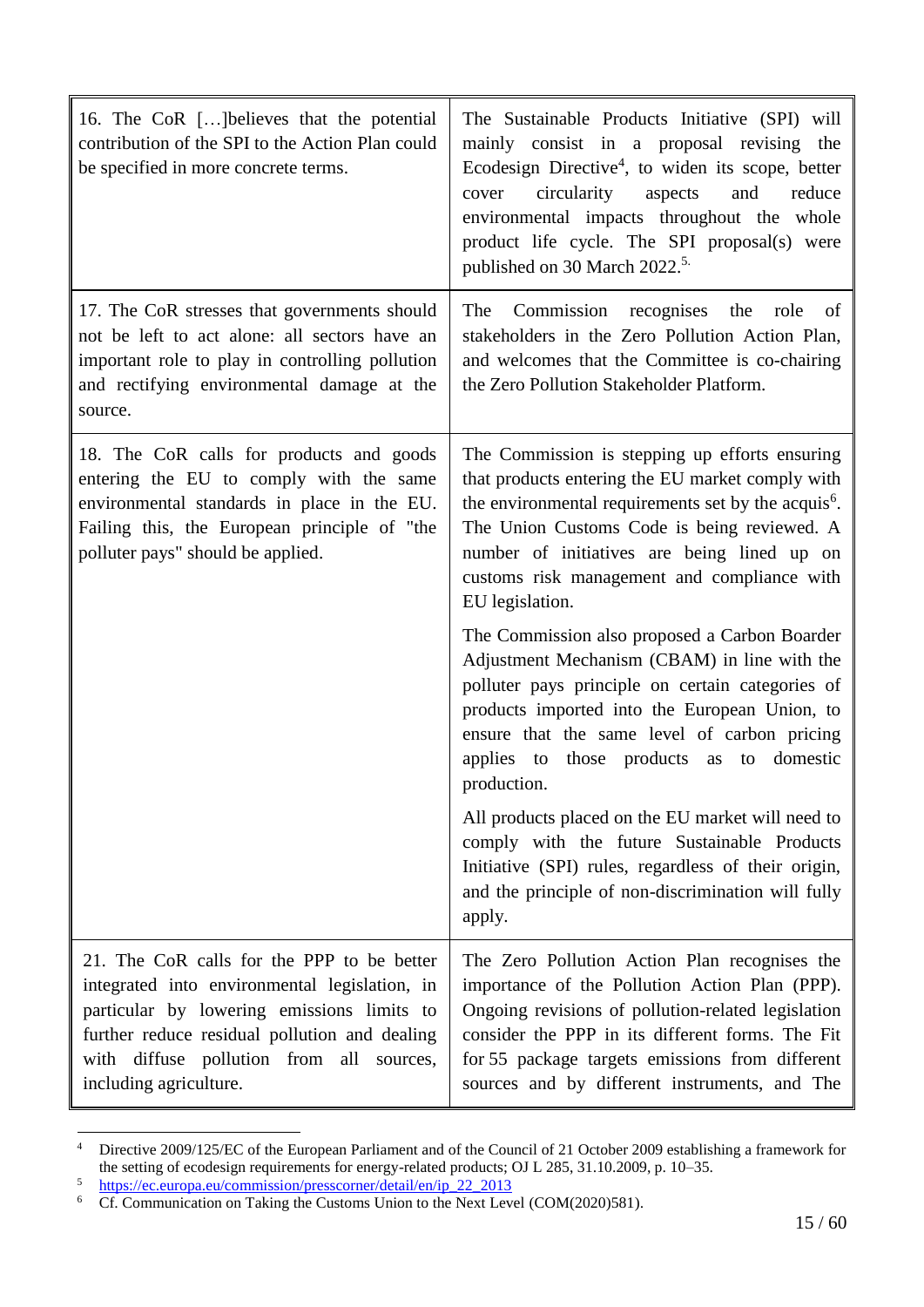| | |
|---|---|
| 16. The CoR […]believes that the potential contribution of the SPI to the Action Plan could be specified in more concrete terms. | The Sustainable Products Initiative (SPI) will mainly consist in a proposal revising the Ecodesign Directive[4], to widen its scope, better cover circularity aspects and reduce environmental impacts throughout the whole product life cycle. The SPI proposal(s) were published on 30 March 2022.[5.] |
| 17. The CoR stresses that governments should not be left to act alone: all sectors have an important role to play in controlling pollution and rectifying environmental damage at the source. | The Commission recognises the role of stakeholders in the Zero Pollution Action Plan, and welcomes that the Committee is co-chairing the Zero Pollution Stakeholder Platform. |
| 18. The CoR calls for products and goods entering the EU to comply with the same environmental standards in place in the EU. Failing this, the European principle of "the polluter pays" should be applied. | The Commission is stepping up efforts ensuring that products entering the EU market comply with the environmental requirements set by the acquis[6]. The Union Customs Code is being reviewed. A number of initiatives are being lined up on customs risk management and compliance with EU legislation.<br><br>The Commission also proposed a Carbon Boarder Adjustment Mechanism (CBAM) in line with the polluter pays principle on certain categories of products imported into the European Union, to ensure that the same level of carbon pricing applies to those products as to domestic production.<br><br>All products placed on the EU market will need to comply with the future Sustainable Products Initiative (SPI) rules, regardless of their origin, and the principle of non-discrimination will fully apply. |
| 21. The CoR calls for the PPP to be better integrated into environmental legislation, in particular by lowering emissions limits to further reduce residual pollution and dealing with diffuse pollution from all sources, including agriculture. | The Zero Pollution Action Plan recognises the importance of the Pollution Action Plan (PPP). Ongoing revisions of pollution-related legislation consider the PPP in its different forms. The Fit for 55 package targets emissions from different sources and by different instruments, and The |

[4] Directive 2009/125/EC of the European Parliament and of the Council of 21 October 2009 establishing a framework for the setting of ecodesign requirements for energy-related products; OJ L 285, 31.10.2009, p. 10–35.

[5] https://ec.europa.eu/commission/presscorner/detail/en/ip_22_2013

[6] Cf. Communication on Taking the Customs Union to the Next Level (COM(2020)581).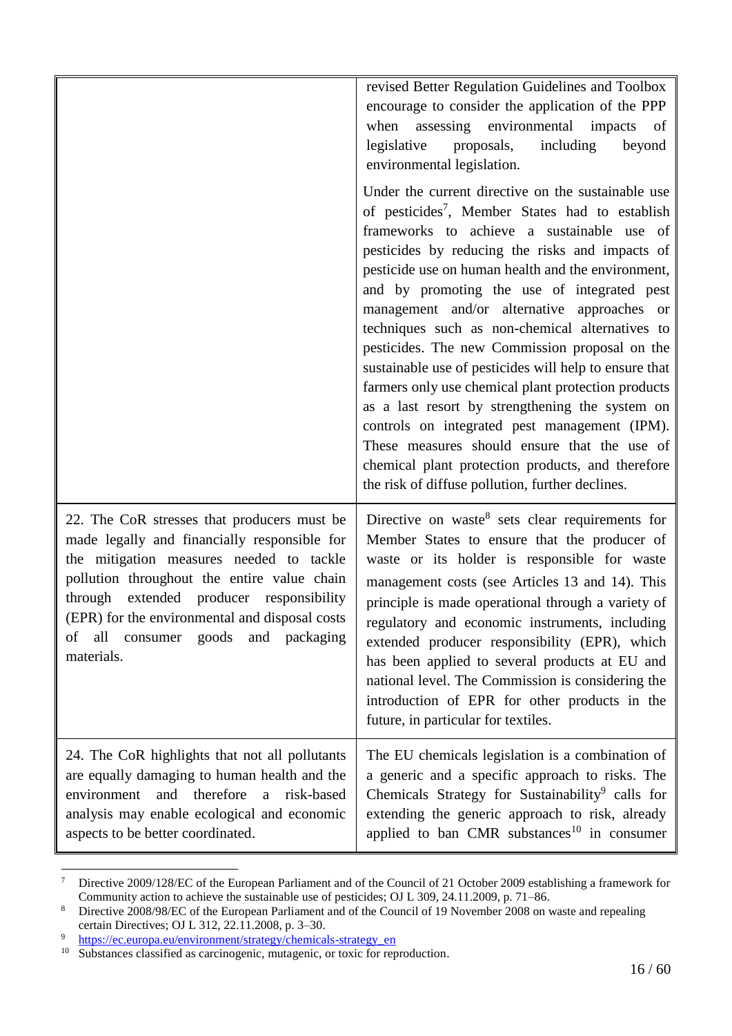| | |
|---|---|
| | revised Better Regulation Guidelines and Toolbox encourage to consider the application of the PPP when assessing environmental impacts of legislative proposals, including beyond environmental legislation.<br><br>Under the current directive on the sustainable use of pesticides[7], Member States had to establish frameworks to achieve a sustainable use of pesticides by reducing the risks and impacts of pesticide use on human health and the environment, and by promoting the use of integrated pest management and/or alternative approaches or techniques such as non-chemical alternatives to pesticides. The new Commission proposal on the sustainable use of pesticides will help to ensure that farmers only use chemical plant protection products as a last resort by strengthening the system on controls on integrated pest management (IPM). These measures should ensure that the use of chemical plant protection products, and therefore the risk of diffuse pollution, further declines. |
| 22. The CoR stresses that producers must be made legally and financially responsible for the mitigation measures needed to tackle pollution throughout the entire value chain through extended producer responsibility (EPR) for the environmental and disposal costs of all consumer goods and packaging materials. | Directive on waste[8] sets clear requirements for Member States to ensure that the producer of waste or its holder is responsible for waste management costs (see Articles 13 and 14). This principle is made operational through a variety of regulatory and economic instruments, including extended producer responsibility (EPR), which has been applied to several products at EU and national level. The Commission is considering the introduction of EPR for other products in the future, in particular for textiles. |
| 24. The CoR highlights that not all pollutants are equally damaging to human health and the environment and therefore a risk-based analysis may enable ecological and economic aspects to be better coordinated. | The EU chemicals legislation is a combination of a generic and a specific approach to risks. The Chemicals Strategy for Sustainability[9] calls for extending the generic approach to risk, already applied to ban CMR substances[10] in consumer |

[7] Directive 2009/128/EC of the European Parliament and of the Council of 21 October 2009 establishing a framework for Community action to achieve the sustainable use of pesticides; OJ L 309, 24.11.2009, p. 71–86.

[8] Directive 2008/98/EC of the European Parliament and of the Council of 19 November 2008 on waste and repealing certain Directives; OJ L 312, 22.11.2008, p. 3–30.

[9] https://ec.europa.eu/environment/strategy/chemicals-strategy_en

[10] Substances classified as carcinogenic, mutagenic, or toxic for reproduction.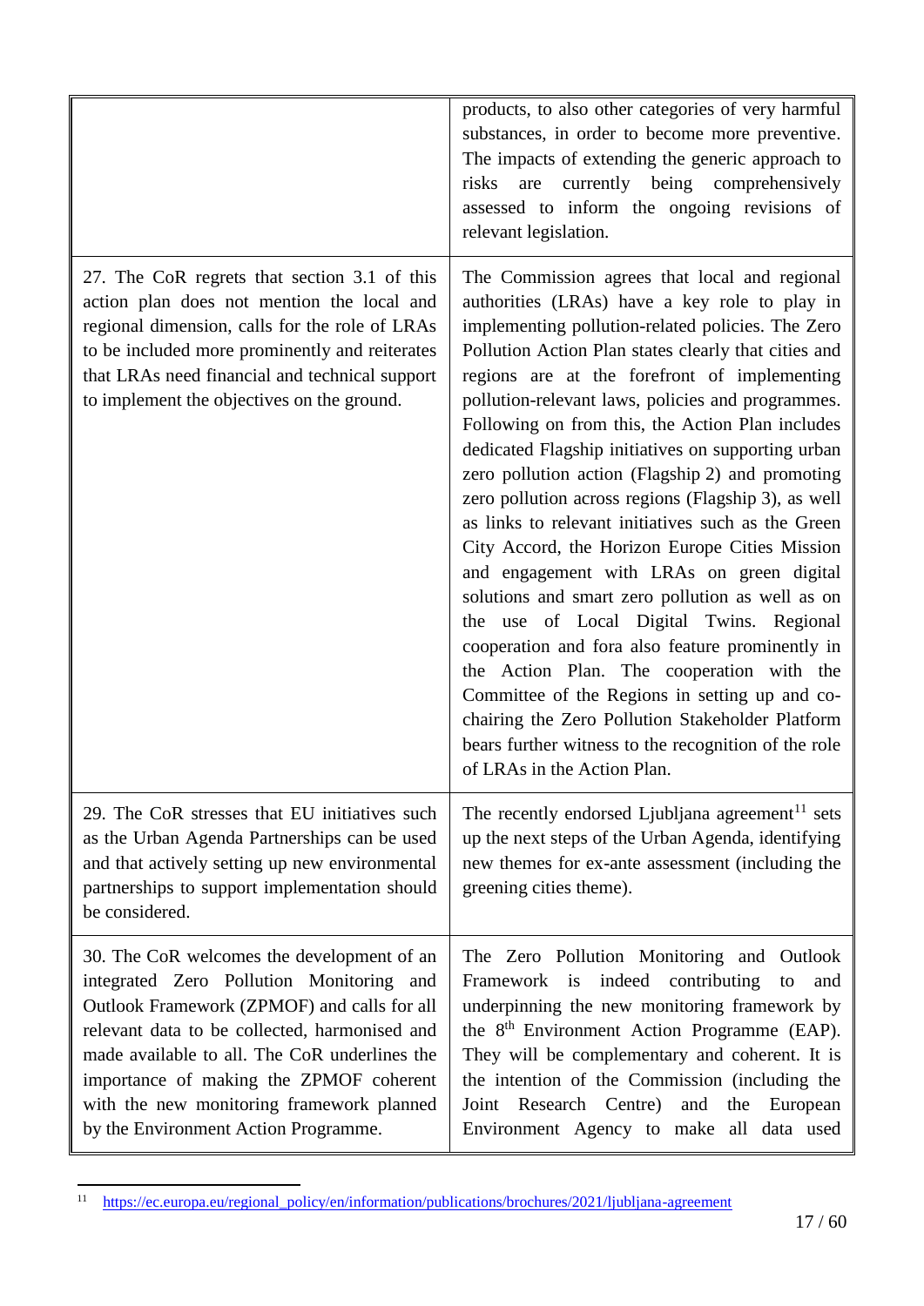| | |
|---|---|
| | products, to also other categories of very harmful substances, in order to become more preventive. The impacts of extending the generic approach to risks are currently being comprehensively assessed to inform the ongoing revisions of relevant legislation. |
| 27. The CoR regrets that section 3.1 of this action plan does not mention the local and regional dimension, calls for the role of LRAs to be included more prominently and reiterates that LRAs need financial and technical support to implement the objectives on the ground. | The Commission agrees that local and regional authorities (LRAs) have a key role to play in implementing pollution-related policies. The Zero Pollution Action Plan states clearly that cities and regions are at the forefront of implementing pollution-relevant laws, policies and programmes. Following on from this, the Action Plan includes dedicated Flagship initiatives on supporting urban zero pollution action (Flagship 2) and promoting zero pollution across regions (Flagship 3), as well as links to relevant initiatives such as the Green City Accord, the Horizon Europe Cities Mission and engagement with LRAs on green digital solutions and smart zero pollution as well as on the use of Local Digital Twins. Regional cooperation and fora also feature prominently in the Action Plan. The cooperation with the Committee of the Regions in setting up and co-chairing the Zero Pollution Stakeholder Platform bears further witness to the recognition of the role of LRAs in the Action Plan. |
| 29. The CoR stresses that EU initiatives such as the Urban Agenda Partnerships can be used and that actively setting up new environmental partnerships to support implementation should be considered. | The recently endorsed Ljubljana agreement[11] sets up the next steps of the Urban Agenda, identifying new themes for ex-ante assessment (including the greening cities theme). |
| 30. The CoR welcomes the development of an integrated Zero Pollution Monitoring and Outlook Framework (ZPMOF) and calls for all relevant data to be collected, harmonised and made available to all. The CoR underlines the importance of making the ZPMOF coherent with the new monitoring framework planned by the Environment Action Programme. | The Zero Pollution Monitoring and Outlook Framework is indeed contributing to and underpinning the new monitoring framework by the 8th Environment Action Programme (EAP). They will be complementary and coherent. It is the intention of the Commission (including the Joint Research Centre) and the European Environment Agency to make all data used |

[11] https://ec.europa.eu/regional_policy/en/information/publications/brochures/2021/ljubljana-agreement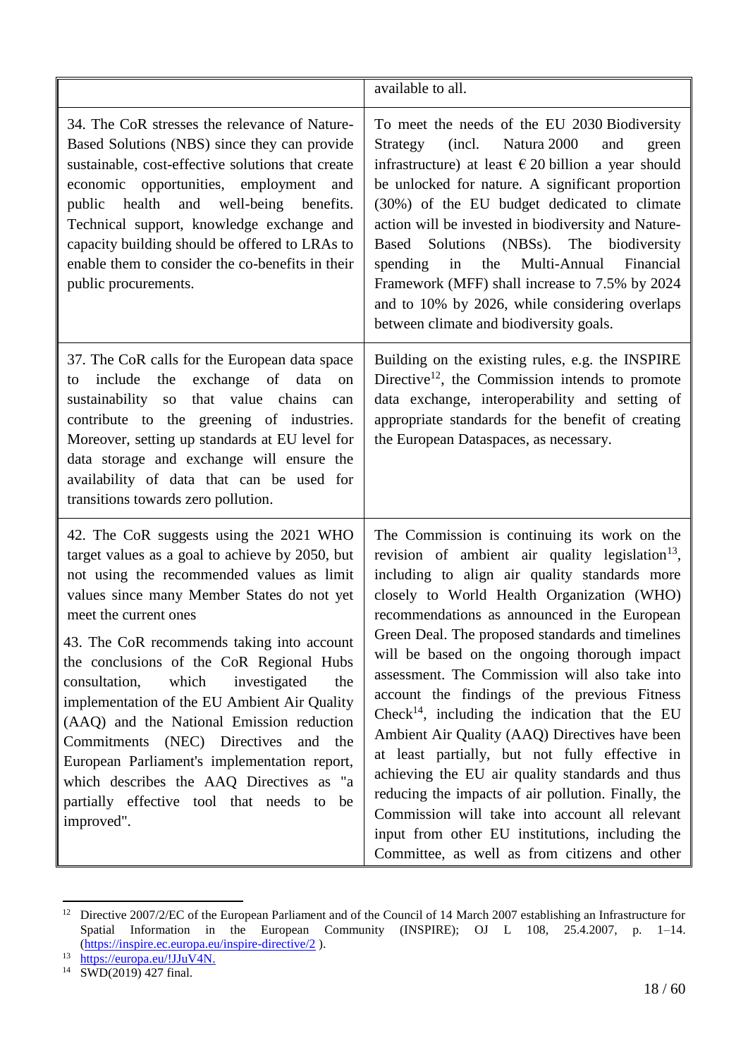| | |
|---|---|
| | available to all. |
| 34. The CoR stresses the relevance of Nature-Based Solutions (NBS) since they can provide sustainable, cost-effective solutions that create economic opportunities, employment and public health and well-being benefits. Technical support, knowledge exchange and capacity building should be offered to LRAs to enable them to consider the co-benefits in their public procurements. | To meet the needs of the EU 2030 Biodiversity Strategy (incl. Natura 2000 and green infrastructure) at least € 20 billion a year should be unlocked for nature. A significant proportion (30%) of the EU budget dedicated to climate action will be invested in biodiversity and Nature-Based Solutions (NBSs). The biodiversity spending in the Multi-Annual Financial Framework (MFF) shall increase to 7.5% by 2024 and to 10% by 2026, while considering overlaps between climate and biodiversity goals. |
| 37. The CoR calls for the European data space to include the exchange of data on sustainability so that value chains can contribute to the greening of industries. Moreover, setting up standards at EU level for data storage and exchange will ensure the availability of data that can be used for transitions towards zero pollution. | Building on the existing rules, e.g. the INSPIRE Directive[12], the Commission intends to promote data exchange, interoperability and setting of appropriate standards for the benefit of creating the European Dataspaces, as necessary. |
| 42. The CoR suggests using the 2021 WHO target values as a goal to achieve by 2050, but not using the recommended values as limit values since many Member States do not yet meet the current ones<br><br>43. The CoR recommends taking into account the conclusions of the CoR Regional Hubs consultation, which investigated the implementation of the EU Ambient Air Quality (AAQ) and the National Emission reduction Commitments (NEC) Directives and the European Parliament's implementation report, which describes the AAQ Directives as "a partially effective tool that needs to be improved". | The Commission is continuing its work on the revision of ambient air quality legislation[13], including to align air quality standards more closely to World Health Organization (WHO) recommendations as announced in the European Green Deal. The proposed standards and timelines will be based on the ongoing thorough impact assessment. The Commission will also take into account the findings of the previous Fitness Check[14], including the indication that the EU Ambient Air Quality (AAQ) Directives have been at least partially, but not fully effective in achieving the EU air quality standards and thus reducing the impacts of air pollution. Finally, the Commission will take into account all relevant input from other EU institutions, including the Committee, as well as from citizens and other |

[12] Directive 2007/2/EC of the European Parliament and of the Council of 14 March 2007 establishing an Infrastructure for Spatial Information in the European Community (INSPIRE); OJ L 108, 25.4.2007, p. 1–14. (https://inspire.ec.europa.eu/inspire-directive/2 ).

[13] https://europa.eu/!JJuV4N.

[14] SWD(2019) 427 final.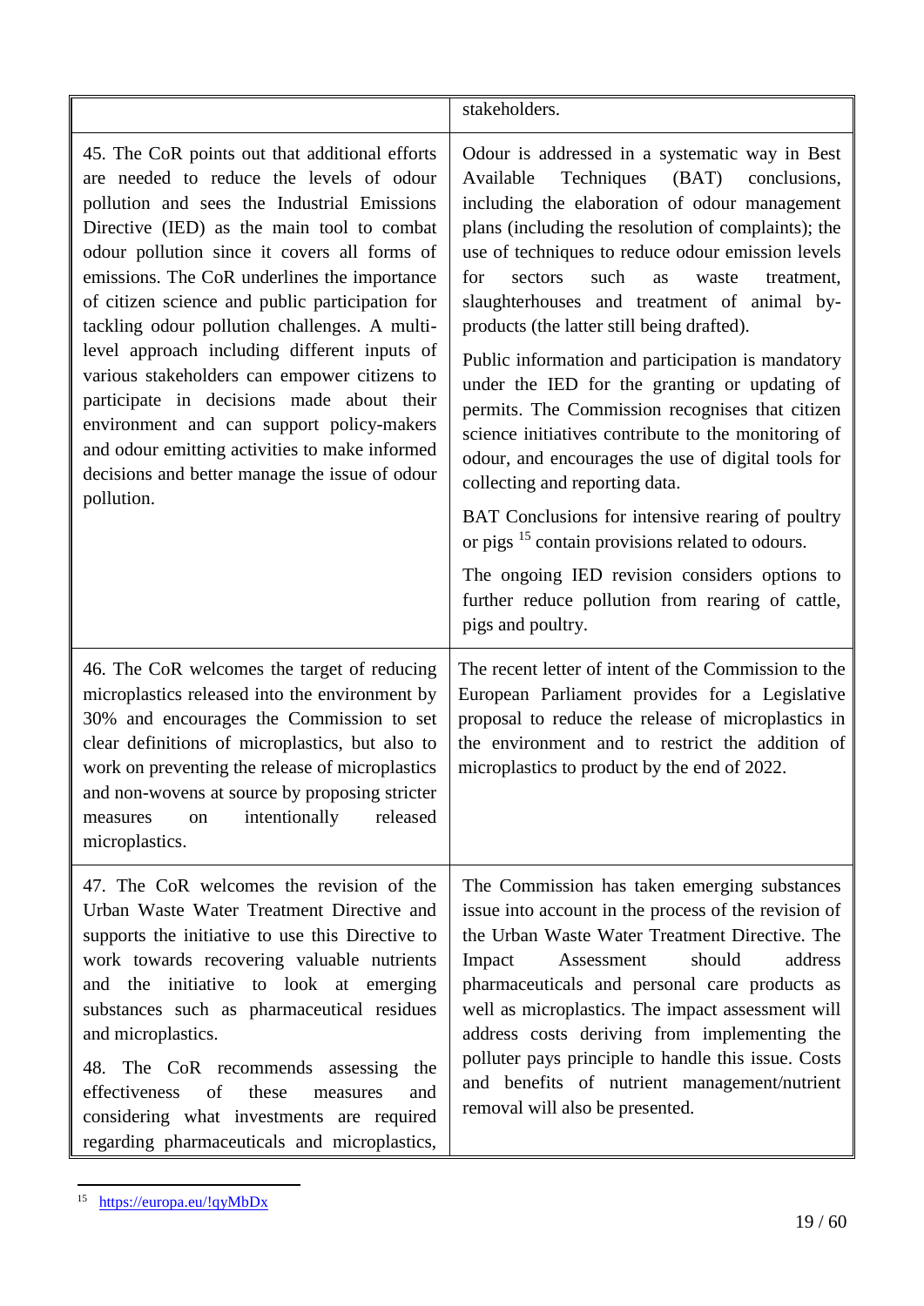| | |
|---|---|
| | stakeholders. |
| 45. The CoR points out that additional efforts are needed to reduce the levels of odour pollution and sees the Industrial Emissions Directive (IED) as the main tool to combat odour pollution since it covers all forms of emissions. The CoR underlines the importance of citizen science and public participation for tackling odour pollution challenges. A multi-level approach including different inputs of various stakeholders can empower citizens to participate in decisions made about their environment and can support policy-makers and odour emitting activities to make informed decisions and better manage the issue of odour pollution. | Odour is addressed in a systematic way in Best Available Techniques (BAT) conclusions, including the elaboration of odour management plans (including the resolution of complaints); the use of techniques to reduce odour emission levels for sectors such as waste treatment, slaughterhouses and treatment of animal by-products (the latter still being drafted).<br><br>Public information and participation is mandatory under the IED for the granting or updating of permits. The Commission recognises that citizen science initiatives contribute to the monitoring of odour, and encourages the use of digital tools for collecting and reporting data.<br><br>BAT Conclusions for intensive rearing of poultry or pigs [15] contain provisions related to odours.<br><br>The ongoing IED revision considers options to further reduce pollution from rearing of cattle, pigs and poultry. |
| 46. The CoR welcomes the target of reducing microplastics released into the environment by 30% and encourages the Commission to set clear definitions of microplastics, but also to work on preventing the release of microplastics and non-wovens at source by proposing stricter measures on intentionally released microplastics. | The recent letter of intent of the Commission to the European Parliament provides for a Legislative proposal to reduce the release of microplastics in the environment and to restrict the addition of microplastics to product by the end of 2022. |
| 47. The CoR welcomes the revision of the Urban Waste Water Treatment Directive and supports the initiative to use this Directive to work towards recovering valuable nutrients and the initiative to look at emerging substances such as pharmaceutical residues and microplastics.<br><br>48. The CoR recommends assessing the effectiveness of these measures and considering what investments are required regarding pharmaceuticals and microplastics, | The Commission has taken emerging substances issue into account in the process of the revision of the Urban Waste Water Treatment Directive. The Impact Assessment should address pharmaceuticals and personal care products as well as microplastics. The impact assessment will address costs deriving from implementing the polluter pays principle to handle this issue. Costs and benefits of nutrient management/nutrient removal will also be presented. |

[15] https://europa.eu/!qyMbDx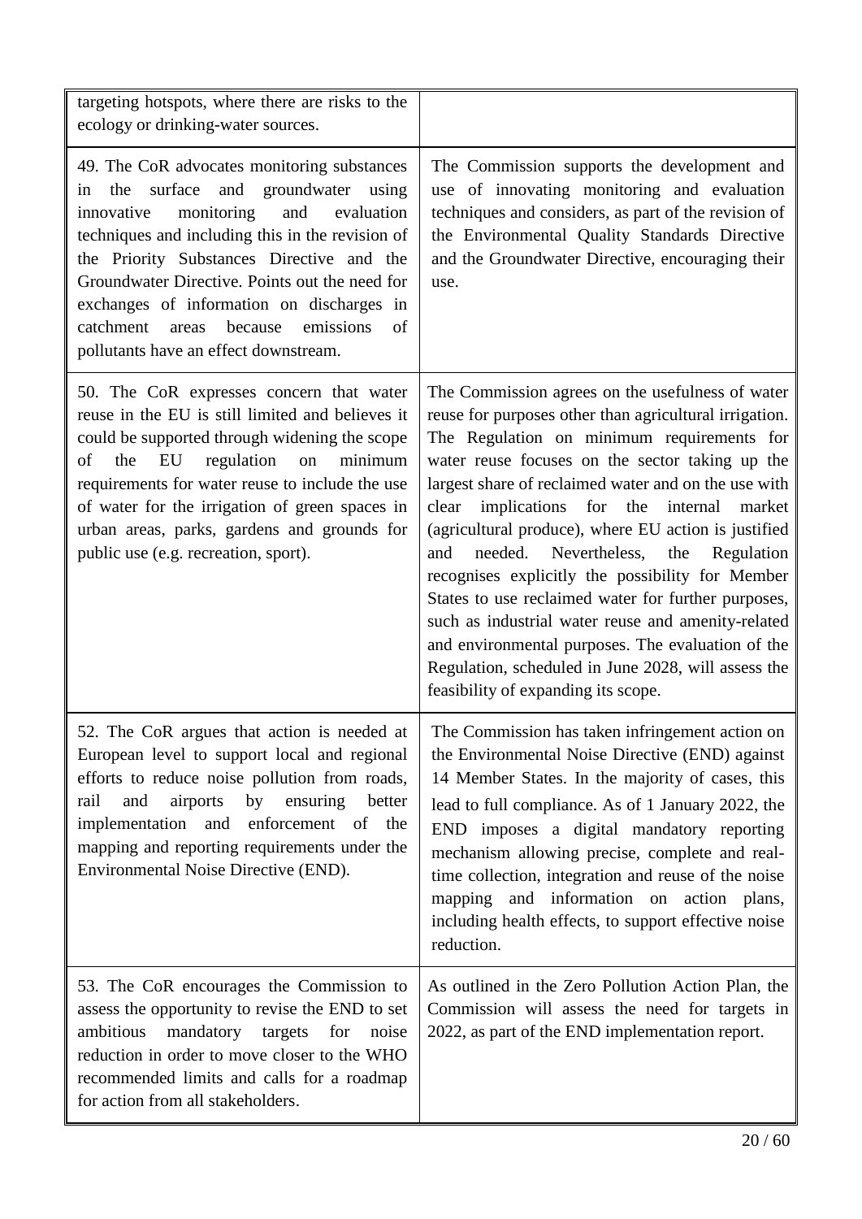| | |
|---|---|
| targeting hotspots, where there are risks to the ecology or drinking-water sources. | |
| 49. The CoR advocates monitoring substances in the surface and groundwater using innovative monitoring and evaluation techniques and including this in the revision of the Priority Substances Directive and the Groundwater Directive. Points out the need for exchanges of information on discharges in catchment areas because emissions of pollutants have an effect downstream. | The Commission supports the development and use of innovating monitoring and evaluation techniques and considers, as part of the revision of the Environmental Quality Standards Directive and the Groundwater Directive, encouraging their use. |
| 50. The CoR expresses concern that water reuse in the EU is still limited and believes it could be supported through widening the scope of the EU regulation on minimum requirements for water reuse to include the use of water for the irrigation of green spaces in urban areas, parks, gardens and grounds for public use (e.g. recreation, sport). | The Commission agrees on the usefulness of water reuse for purposes other than agricultural irrigation. The Regulation on minimum requirements for water reuse focuses on the sector taking up the largest share of reclaimed water and on the use with clear implications for the internal market (agricultural produce), where EU action is justified and needed. Nevertheless, the Regulation recognises explicitly the possibility for Member States to use reclaimed water for further purposes, such as industrial water reuse and amenity-related and environmental purposes. The evaluation of the Regulation, scheduled in June 2028, will assess the feasibility of expanding its scope. |
| 52. The CoR argues that action is needed at European level to support local and regional efforts to reduce noise pollution from roads, rail and airports by ensuring better implementation and enforcement of the mapping and reporting requirements under the Environmental Noise Directive (END). | The Commission has taken infringement action on the Environmental Noise Directive (END) against 14 Member States. In the majority of cases, this lead to full compliance. As of 1 January 2022, the END imposes a digital mandatory reporting mechanism allowing precise, complete and real-time collection, integration and reuse of the noise mapping and information on action plans, including health effects, to support effective noise reduction. |
| 53. The CoR encourages the Commission to assess the opportunity to revise the END to set ambitious mandatory targets for noise reduction in order to move closer to the WHO recommended limits and calls for a roadmap for action from all stakeholders. | As outlined in the Zero Pollution Action Plan, the Commission will assess the need for targets in 2022, as part of the END implementation report. |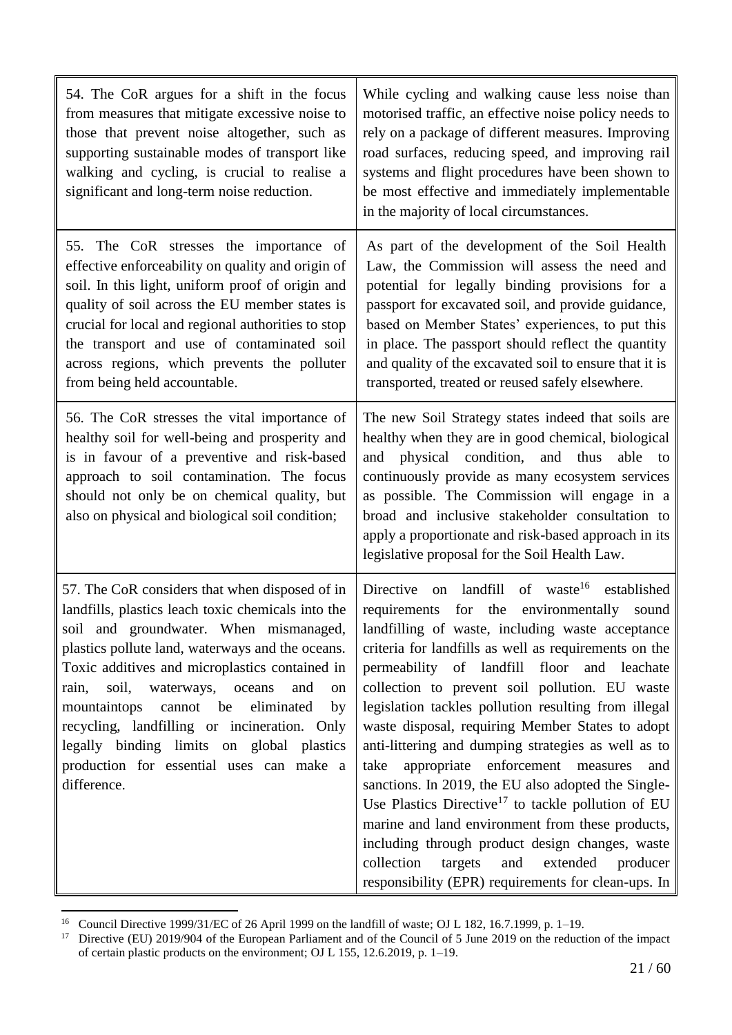| | |
|---|---|
| 54. The CoR argues for a shift in the focus from measures that mitigate excessive noise to those that prevent noise altogether, such as supporting sustainable modes of transport like walking and cycling, is crucial to realise a significant and long-term noise reduction. | While cycling and walking cause less noise than motorised traffic, an effective noise policy needs to rely on a package of different measures. Improving road surfaces, reducing speed, and improving rail systems and flight procedures have been shown to be most effective and immediately implementable in the majority of local circumstances. |
| 55. The CoR stresses the importance of effective enforceability on quality and origin of soil. In this light, uniform proof of origin and quality of soil across the EU member states is crucial for local and regional authorities to stop the transport and use of contaminated soil across regions, which prevents the polluter from being held accountable. | As part of the development of the Soil Health Law, the Commission will assess the need and potential for legally binding provisions for a passport for excavated soil, and provide guidance, based on Member States' experiences, to put this in place. The passport should reflect the quantity and quality of the excavated soil to ensure that it is transported, treated or reused safely elsewhere. |
| 56. The CoR stresses the vital importance of healthy soil for well-being and prosperity and is in favour of a preventive and risk-based approach to soil contamination. The focus should not only be on chemical quality, but also on physical and biological soil condition; | The new Soil Strategy states indeed that soils are healthy when they are in good chemical, biological and physical condition, and thus able to continuously provide as many ecosystem services as possible. The Commission will engage in a broad and inclusive stakeholder consultation to apply a proportionate and risk-based approach in its legislative proposal for the Soil Health Law. |
| 57. The CoR considers that when disposed of in landfills, plastics leach toxic chemicals into the soil and groundwater. When mismanaged, plastics pollute land, waterways and the oceans. Toxic additives and microplastics contained in rain, soil, waterways, oceans and on mountaintops cannot be eliminated by recycling, landfilling or incineration. Only legally binding limits on global plastics production for essential uses can make a difference. | Directive on landfill of waste[16] established requirements for the environmentally sound landfilling of waste, including waste acceptance criteria for landfills as well as requirements on the permeability of landfill floor and leachate collection to prevent soil pollution. EU waste legislation tackles pollution resulting from illegal waste disposal, requiring Member States to adopt anti-littering and dumping strategies as well as to take appropriate enforcement measures and sanctions. In 2019, the EU also adopted the Single-Use Plastics Directive[17] to tackle pollution of EU marine and land environment from these products, including through product design changes, waste collection targets and extended producer responsibility (EPR) requirements for clean-ups. In |

[16] Council Directive 1999/31/EC of 26 April 1999 on the landfill of waste; OJ L 182, 16.7.1999, p. 1–19.

[17] Directive (EU) 2019/904 of the European Parliament and of the Council of 5 June 2019 on the reduction of the impact of certain plastic products on the environment; OJ L 155, 12.6.2019, p. 1–19.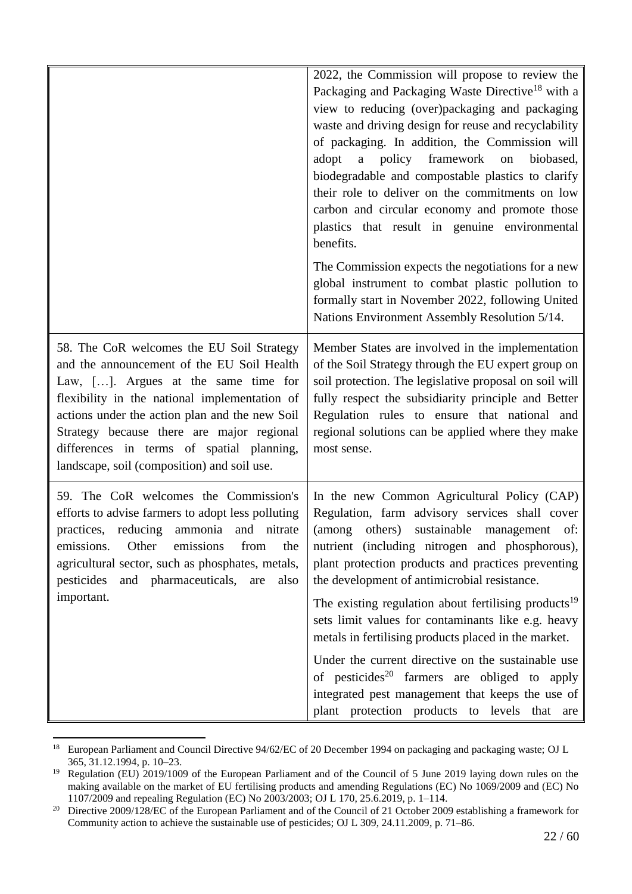| | |
|---|---|
| | 2022, the Commission will propose to review the Packaging and Packaging Waste Directive[18] with a view to reducing (over)packaging and packaging waste and driving design for reuse and recyclability of packaging. In addition, the Commission will adopt a policy framework on biobased, biodegradable and compostable plastics to clarify their role to deliver on the commitments on low carbon and circular economy and promote those plastics that result in genuine environmental benefits.<br><br>The Commission expects the negotiations for a new global instrument to combat plastic pollution to formally start in November 2022, following United Nations Environment Assembly Resolution 5/14. |
| 58. The CoR welcomes the EU Soil Strategy and the announcement of the EU Soil Health Law, […]. Argues at the same time for flexibility in the national implementation of actions under the action plan and the new Soil Strategy because there are major regional differences in terms of spatial planning, landscape, soil (composition) and soil use. | Member States are involved in the implementation of the Soil Strategy through the EU expert group on soil protection. The legislative proposal on soil will fully respect the subsidiarity principle and Better Regulation rules to ensure that national and regional solutions can be applied where they make most sense. |
| 59. The CoR welcomes the Commission's efforts to advise farmers to adopt less polluting practices, reducing ammonia and nitrate emissions. Other emissions from the agricultural sector, such as phosphates, metals, pesticides and pharmaceuticals, are also important. | In the new Common Agricultural Policy (CAP) Regulation, farm advisory services shall cover (among others) sustainable management of: nutrient (including nitrogen and phosphorous), plant protection products and practices preventing the development of antimicrobial resistance.<br><br>The existing regulation about fertilising products[19] sets limit values for contaminants like e.g. heavy metals in fertilising products placed in the market.<br><br>Under the current directive on the sustainable use of pesticides[20] farmers are obliged to apply integrated pest management that keeps the use of plant protection products to levels that are |

[18] European Parliament and Council Directive 94/62/EC of 20 December 1994 on packaging and packaging waste; OJ L 365, 31.12.1994, p. 10–23.

[19] Regulation (EU) 2019/1009 of the European Parliament and of the Council of 5 June 2019 laying down rules on the making available on the market of EU fertilising products and amending Regulations (EC) No 1069/2009 and (EC) No 1107/2009 and repealing Regulation (EC) No 2003/2003; OJ L 170, 25.6.2019, p. 1–114.

[20] Directive 2009/128/EC of the European Parliament and of the Council of 21 October 2009 establishing a framework for Community action to achieve the sustainable use of pesticides; OJ L 309, 24.11.2009, p. 71–86.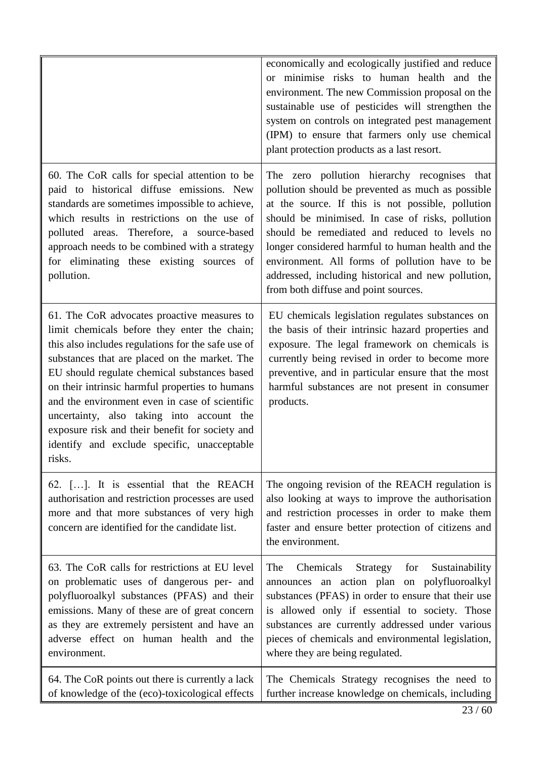| | |
|---|---|
| | economically and ecologically justified and reduce or minimise risks to human health and the environment. The new Commission proposal on the sustainable use of pesticides will strengthen the system on controls on integrated pest management (IPM) to ensure that farmers only use chemical plant protection products as a last resort. |
| 60. The CoR calls for special attention to be paid to historical diffuse emissions. New standards are sometimes impossible to achieve, which results in restrictions on the use of polluted areas. Therefore, a source-based approach needs to be combined with a strategy for eliminating these existing sources of pollution. | The zero pollution hierarchy recognises that pollution should be prevented as much as possible at the source. If this is not possible, pollution should be minimised. In case of risks, pollution should be remediated and reduced to levels no longer considered harmful to human health and the environment. All forms of pollution have to be addressed, including historical and new pollution, from both diffuse and point sources. |
| 61. The CoR advocates proactive measures to limit chemicals before they enter the chain; this also includes regulations for the safe use of substances that are placed on the market. The EU should regulate chemical substances based on their intrinsic harmful properties to humans and the environment even in case of scientific uncertainty, also taking into account the exposure risk and their benefit for society and identify and exclude specific, unacceptable risks. | EU chemicals legislation regulates substances on the basis of their intrinsic hazard properties and exposure. The legal framework on chemicals is currently being revised in order to become more preventive, and in particular ensure that the most harmful substances are not present in consumer products. |
| 62. […]. It is essential that the REACH authorisation and restriction processes are used more and that more substances of very high concern are identified for the candidate list. | The ongoing revision of the REACH regulation is also looking at ways to improve the authorisation and restriction processes in order to make them faster and ensure better protection of citizens and the environment. |
| 63. The CoR calls for restrictions at EU level on problematic uses of dangerous per- and polyfluoroalkyl substances (PFAS) and their emissions. Many of these are of great concern as they are extremely persistent and have an adverse effect on human health and the environment. | The Chemicals Strategy for Sustainability announces an action plan on polyfluoroalkyl substances (PFAS) in order to ensure that their use is allowed only if essential to society. Those substances are currently addressed under various pieces of chemicals and environmental legislation, where they are being regulated. |
| 64. The CoR points out there is currently a lack of knowledge of the (eco)-toxicological effects | The Chemicals Strategy recognises the need to further increase knowledge on chemicals, including |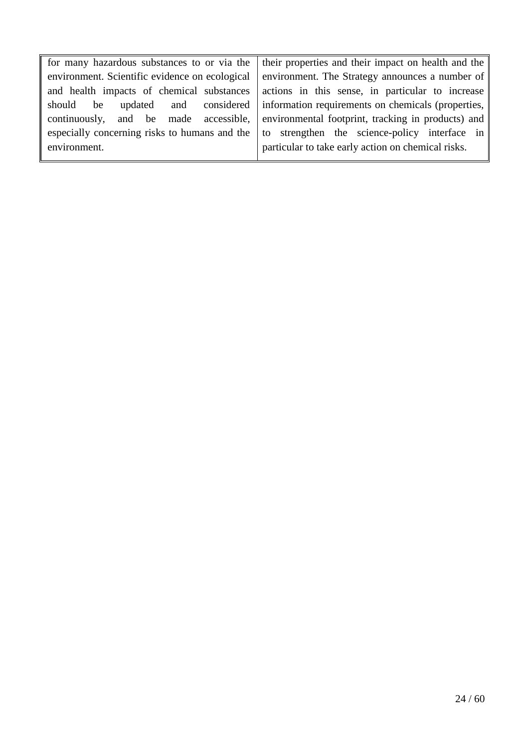| | |
|---|---|
| for many hazardous substances to or via the environment. Scientific evidence on ecological and health impacts of chemical substances should be updated and considered continuously, and be made accessible, especially concerning risks to humans and the environment. | their properties and their impact on health and the environment. The Strategy announces a number of actions in this sense, in particular to increase information requirements on chemicals (properties, environmental footprint, tracking in products) and to strengthen the science-policy interface in particular to take early action on chemical risks. |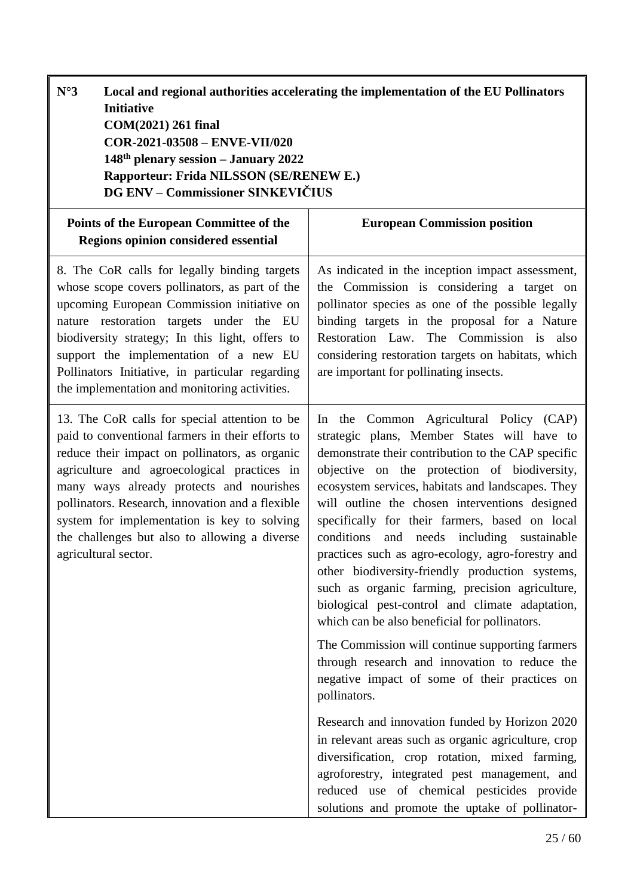**N°3 Local and regional authorities accelerating the implementation of the EU Pollinators Initiative**
**COM(2021) 261 final**
**COR-2021-03508 – ENVE-VII/020**
**148th plenary session – January 2022**
**Rapporteur: Frida NILSSON (SE/RENEW E.)**
**DG ENV – Commissioner SINKEVIČIUS**

| Points of the European Committee of the Regions opinion considered essential | European Commission position |
| --- | --- |
| 8. The CoR calls for legally binding targets whose scope covers pollinators, as part of the upcoming European Commission initiative on nature restoration targets under the EU biodiversity strategy; In this light, offers to support the implementation of a new EU Pollinators Initiative, in particular regarding the implementation and monitoring activities. | As indicated in the inception impact assessment, the Commission is considering a target on pollinator species as one of the possible legally binding targets in the proposal for a Nature Restoration Law. The Commission is also considering restoration targets on habitats, which are important for pollinating insects. |
| 13. The CoR calls for special attention to be paid to conventional farmers in their efforts to reduce their impact on pollinators, as organic agriculture and agroecological practices in many ways already protects and nourishes pollinators. Research, innovation and a flexible system for implementation is key to solving the challenges but also to allowing a diverse agricultural sector. | In the Common Agricultural Policy (CAP) strategic plans, Member States will have to demonstrate their contribution to the CAP specific objective on the protection of biodiversity, ecosystem services, habitats and landscapes. They will outline the chosen interventions designed specifically for their farmers, based on local conditions and needs including sustainable practices such as agro-ecology, agro-forestry and other biodiversity-friendly production systems, such as organic farming, precision agriculture, biological pest-control and climate adaptation, which can be also beneficial for pollinators.<br><br>The Commission will continue supporting farmers through research and innovation to reduce the negative impact of some of their practices on pollinators.<br><br>Research and innovation funded by Horizon 2020 in relevant areas such as organic agriculture, crop diversification, crop rotation, mixed farming, agroforestry, integrated pest management, and reduced use of chemical pesticides provide solutions and promote the uptake of pollinator- |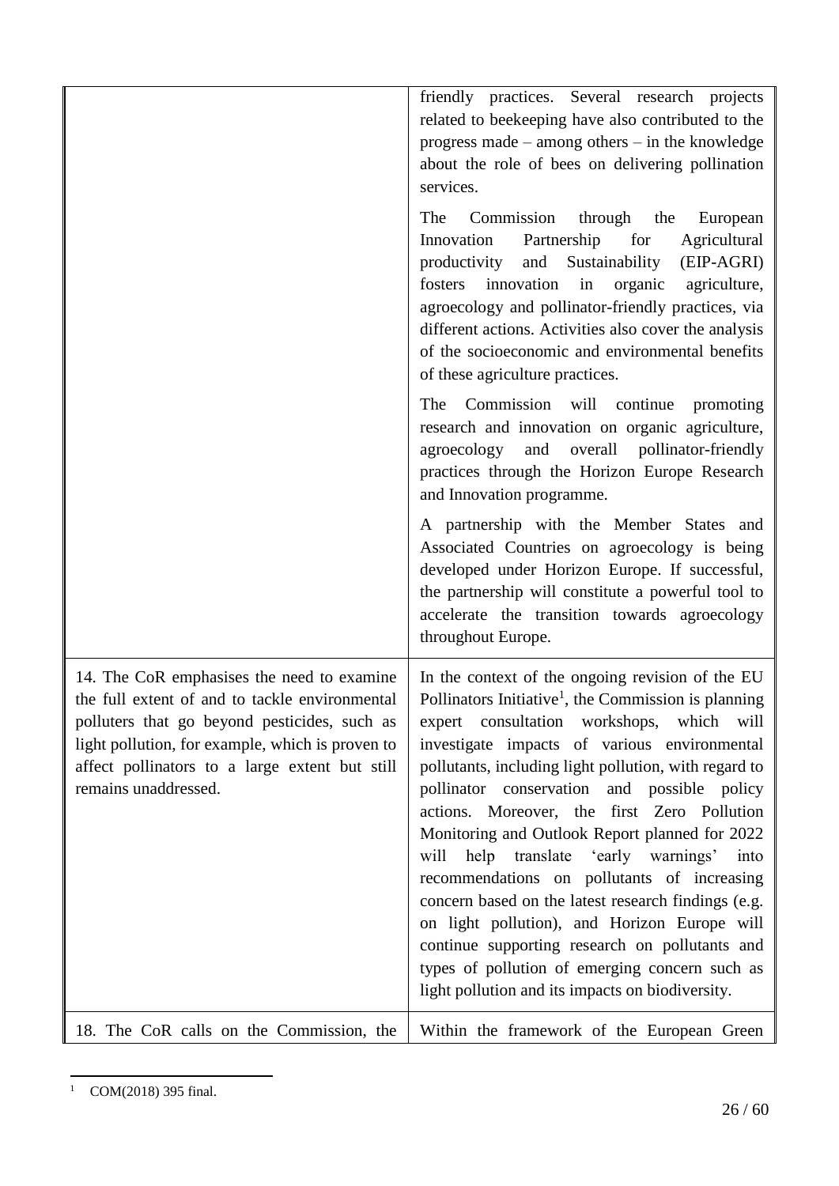| | |
|---|---|
| | friendly practices. Several research projects related to beekeeping have also contributed to the progress made – among others – in the knowledge about the role of bees on delivering pollination services.<br><br>The Commission through the European Innovation Partnership for Agricultural productivity and Sustainability (EIP-AGRI) fosters innovation in organic agriculture, agroecology and pollinator-friendly practices, via different actions. Activities also cover the analysis of the socioeconomic and environmental benefits of these agriculture practices.<br><br>The Commission will continue promoting research and innovation on organic agriculture, agroecology and overall pollinator-friendly practices through the Horizon Europe Research and Innovation programme.<br><br>A partnership with the Member States and Associated Countries on agroecology is being developed under Horizon Europe. If successful, the partnership will constitute a powerful tool to accelerate the transition towards agroecology throughout Europe. |
| 14. The CoR emphasises the need to examine the full extent of and to tackle environmental polluters that go beyond pesticides, such as light pollution, for example, which is proven to affect pollinators to a large extent but still remains unaddressed. | In the context of the ongoing revision of the EU Pollinators Initiative[1], the Commission is planning expert consultation workshops, which will investigate impacts of various environmental pollutants, including light pollution, with regard to pollinator conservation and possible policy actions. Moreover, the first Zero Pollution Monitoring and Outlook Report planned for 2022 will help translate 'early warnings' into recommendations on pollutants of increasing concern based on the latest research findings (e.g. on light pollution), and Horizon Europe will continue supporting research on pollutants and types of pollution of emerging concern such as light pollution and its impacts on biodiversity. |
| 18. The CoR calls on the Commission, the | Within the framework of the European Green |

[1] COM(2018) 395 final.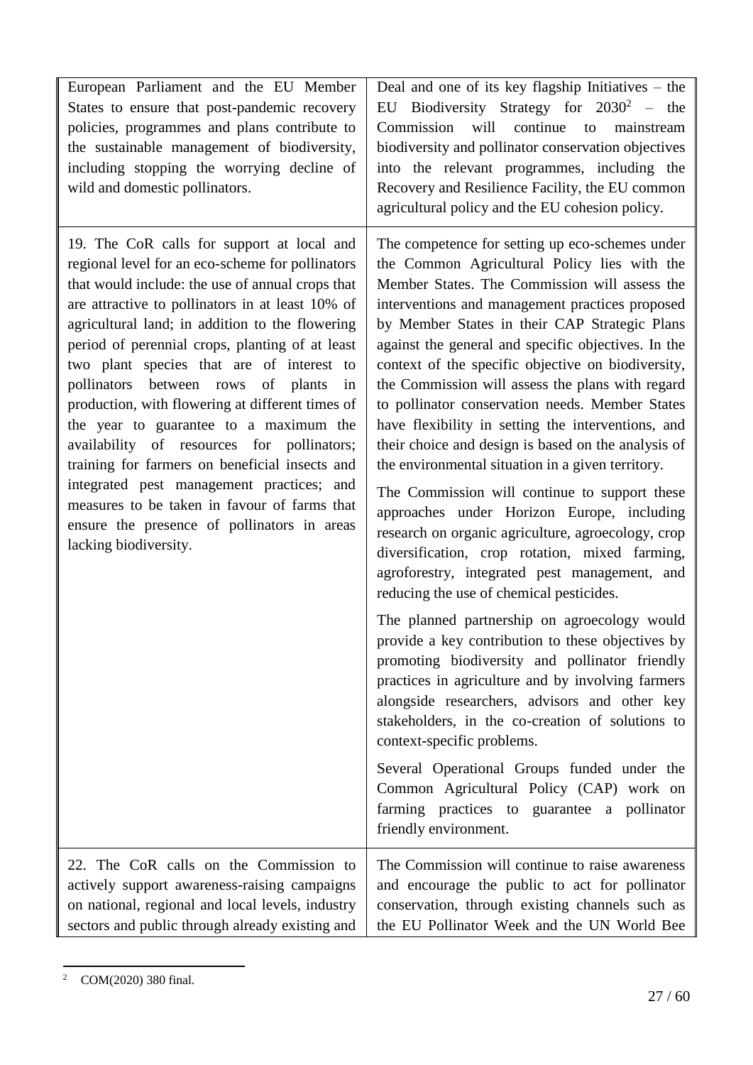| | |
|---|---|
| European Parliament and the EU Member States to ensure that post-pandemic recovery policies, programmes and plans contribute to the sustainable management of biodiversity, including stopping the worrying decline of wild and domestic pollinators. | Deal and one of its key flagship Initiatives – the EU Biodiversity Strategy for 2030[2] – the Commission will continue to mainstream biodiversity and pollinator conservation objectives into the relevant programmes, including the Recovery and Resilience Facility, the EU common agricultural policy and the EU cohesion policy. |
| 19. The CoR calls for support at local and regional level for an eco-scheme for pollinators that would include: the use of annual crops that are attractive to pollinators in at least 10% of agricultural land; in addition to the flowering period of perennial crops, planting of at least two plant species that are of interest to pollinators between rows of plants in production, with flowering at different times of the year to guarantee to a maximum the availability of resources for pollinators; training for farmers on beneficial insects and integrated pest management practices; and measures to be taken in favour of farms that ensure the presence of pollinators in areas lacking biodiversity. | The competence for setting up eco-schemes under the Common Agricultural Policy lies with the Member States. The Commission will assess the interventions and management practices proposed by Member States in their CAP Strategic Plans against the general and specific objectives. In the context of the specific objective on biodiversity, the Commission will assess the plans with regard to pollinator conservation needs. Member States have flexibility in setting the interventions, and their choice and design is based on the analysis of the environmental situation in a given territory.<br><br>The Commission will continue to support these approaches under Horizon Europe, including research on organic agriculture, agroecology, crop diversification, crop rotation, mixed farming, agroforestry, integrated pest management, and reducing the use of chemical pesticides.<br><br>The planned partnership on agroecology would provide a key contribution to these objectives by promoting biodiversity and pollinator friendly practices in agriculture and by involving farmers alongside researchers, advisors and other key stakeholders, in the co-creation of solutions to context-specific problems.<br><br>Several Operational Groups funded under the Common Agricultural Policy (CAP) work on farming practices to guarantee a pollinator friendly environment. |
| 22. The CoR calls on the Commission to actively support awareness-raising campaigns on national, regional and local levels, industry sectors and public through already existing and | The Commission will continue to raise awareness and encourage the public to act for pollinator conservation, through existing channels such as the EU Pollinator Week and the UN World Bee |

[2] COM(2020) 380 final.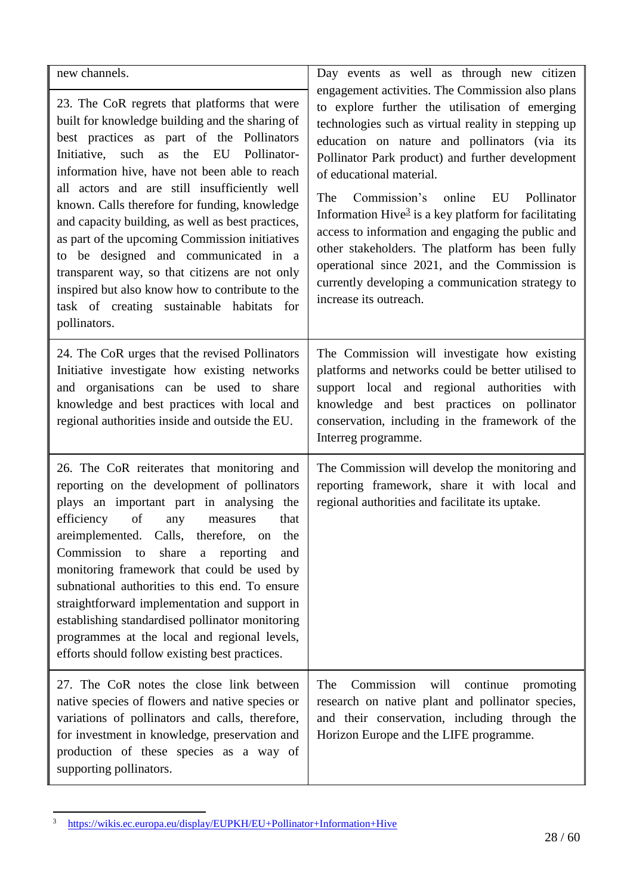| | |
|---|---|
| new channels. | Day events as well as through new citizen engagement activities. The Commission also plans to explore further the utilisation of emerging technologies such as virtual reality in stepping up education on nature and pollinators (via its Pollinator Park product) and further development of educational material. |
| 23. The CoR regrets that platforms that were built for knowledge building and the sharing of best practices as part of the Pollinators Initiative, such as the EU Pollinator-information hive, have not been able to reach all actors and are still insufficiently well known. Calls therefore for funding, knowledge and capacity building, as well as best practices, as part of the upcoming Commission initiatives to be designed and communicated in a transparent way, so that citizens are not only inspired but also know how to contribute to the task of creating sustainable habitats for pollinators. | The Commission's online EU Pollinator Information Hive[3] is a key platform for facilitating access to information and engaging the public and other stakeholders. The platform has been fully operational since 2021, and the Commission is currently developing a communication strategy to increase its outreach. |
| 24. The CoR urges that the revised Pollinators Initiative investigate how existing networks and organisations can be used to share knowledge and best practices with local and regional authorities inside and outside the EU. | The Commission will investigate how existing platforms and networks could be better utilised to support local and regional authorities with knowledge and best practices on pollinator conservation, including in the framework of the Interreg programme. |
| 26. The CoR reiterates that monitoring and reporting on the development of pollinators plays an important part in analysing the efficiency of any measures that areimplemented. Calls, therefore, on the Commission to share a reporting and monitoring framework that could be used by subnational authorities to this end. To ensure straightforward implementation and support in establishing standardised pollinator monitoring programmes at the local and regional levels, efforts should follow existing best practices. | The Commission will develop the monitoring and reporting framework, share it with local and regional authorities and facilitate its uptake. |
| 27. The CoR notes the close link between native species of flowers and native species or variations of pollinators and calls, therefore, for investment in knowledge, preservation and production of these species as a way of supporting pollinators. | The Commission will continue promoting research on native plant and pollinator species, and their conservation, including through the Horizon Europe and the LIFE programme. |

[3] https://wikis.ec.europa.eu/display/EUPKH/EU+Pollinator+Information+Hive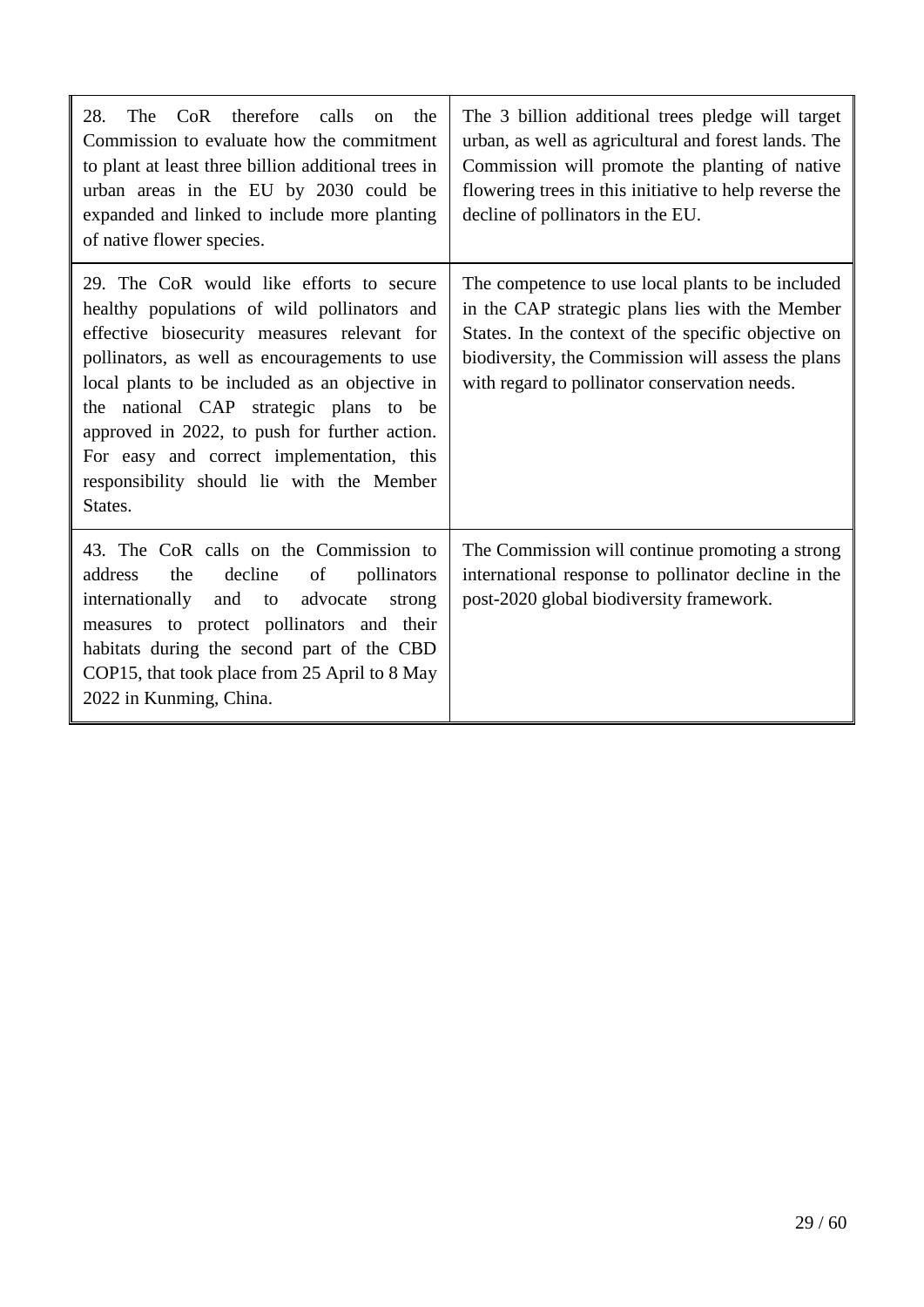| | |
|---|---|
| 28. The CoR therefore calls on the Commission to evaluate how the commitment to plant at least three billion additional trees in urban areas in the EU by 2030 could be expanded and linked to include more planting of native flower species. | The 3 billion additional trees pledge will target urban, as well as agricultural and forest lands. The Commission will promote the planting of native flowering trees in this initiative to help reverse the decline of pollinators in the EU. |
| 29. The CoR would like efforts to secure healthy populations of wild pollinators and effective biosecurity measures relevant for pollinators, as well as encouragements to use local plants to be included as an objective in the national CAP strategic plans to be approved in 2022, to push for further action. For easy and correct implementation, this responsibility should lie with the Member States. | The competence to use local plants to be included in the CAP strategic plans lies with the Member States. In the context of the specific objective on biodiversity, the Commission will assess the plans with regard to pollinator conservation needs. |
| 43. The CoR calls on the Commission to address the decline of pollinators internationally and to advocate strong measures to protect pollinators and their habitats during the second part of the CBD COP15, that took place from 25 April to 8 May 2022 in Kunming, China. | The Commission will continue promoting a strong international response to pollinator decline in the post-2020 global biodiversity framework. |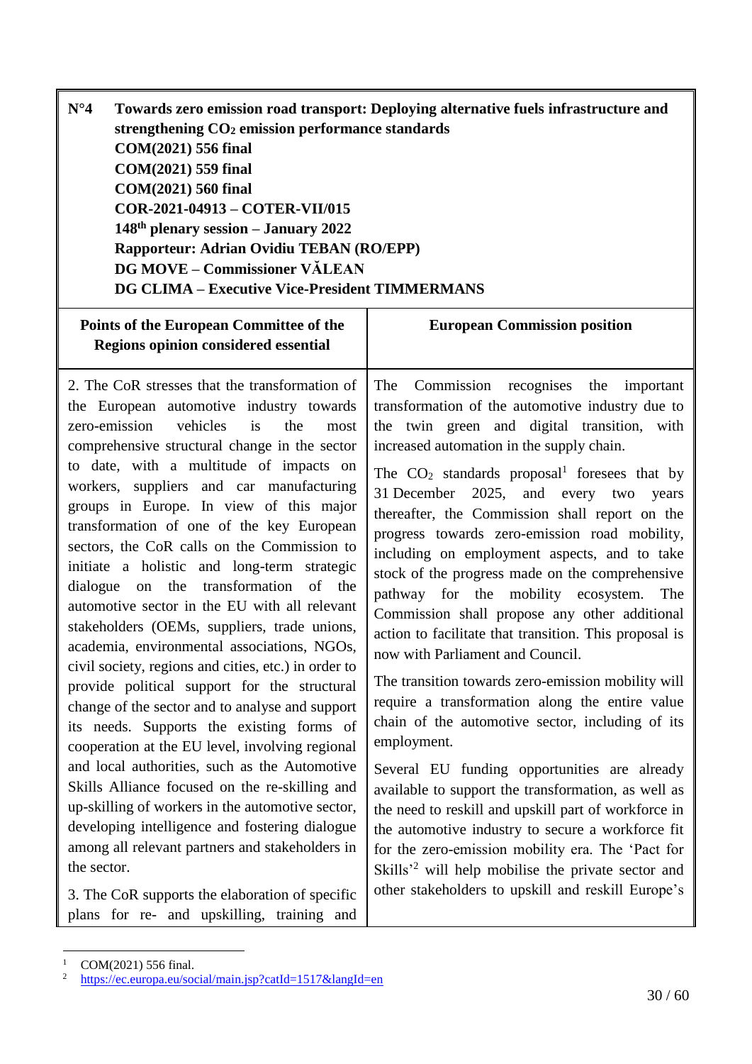| N°4 | Towards zero emission road transport: Deploying alternative fuels infrastructure and strengthening $CO_2$ emission performance standards<br>COM(2021) 556 final<br>COM(2021) 559 final<br>COM(2021) 560 final<br>COR-2021-04913 – COTER-VII/015<br>148th plenary session – January 2022<br>Rapporteur: Adrian Ovidiu TEBAN (RO/EPP)<br>DG MOVE – Commissioner VĂLEAN<br>DG CLIMA – Executive Vice-President TIMMERMANS |
|---|---|
| **Points of the European Committee of the Regions opinion considered essential** | **European Commission position** |
| 2. The CoR stresses that the transformation of the European automotive industry towards zero-emission vehicles is the most comprehensive structural change in the sector to date, with a multitude of impacts on workers, suppliers and car manufacturing groups in Europe. In view of this major transformation of one of the key European sectors, the CoR calls on the Commission to initiate a holistic and long-term strategic dialogue on the transformation of the automotive sector in the EU with all relevant stakeholders (OEMs, suppliers, trade unions, academia, environmental associations, NGOs, civil society, regions and cities, etc.) in order to provide political support for the structural change of the sector and to analyse and support its needs. Supports the existing forms of cooperation at the EU level, involving regional and local authorities, such as the Automotive Skills Alliance focused on the re-skilling and up-skilling of workers in the automotive sector, developing intelligence and fostering dialogue among all relevant partners and stakeholders in the sector.<br><br>3. The CoR supports the elaboration of specific plans for re- and upskilling, training and | The Commission recognises the important transformation of the automotive industry due to the twin green and digital transition, with increased automation in the supply chain.<br><br>The $CO_2$ standards proposal[1] foresees that by 31 December 2025, and every two years thereafter, the Commission shall report on the progress towards zero-emission road mobility, including on employment aspects, and to take stock of the progress made on the comprehensive pathway for the mobility ecosystem. The Commission shall propose any other additional action to facilitate that transition. This proposal is now with Parliament and Council.<br><br>The transition towards zero-emission mobility will require a transformation along the entire value chain of the automotive sector, including of its employment.<br><br>Several EU funding opportunities are already available to support the transformation, as well as the need to reskill and upskill part of workforce in the automotive industry to secure a workforce fit for the zero-emission mobility era. The 'Pact for Skills'[2] will help mobilise the private sector and other stakeholders to upskill and reskill Europe's |

[1] COM(2021) 556 final.

[2] https://ec.europa.eu/social/main.jsp?catId=1517&langId=en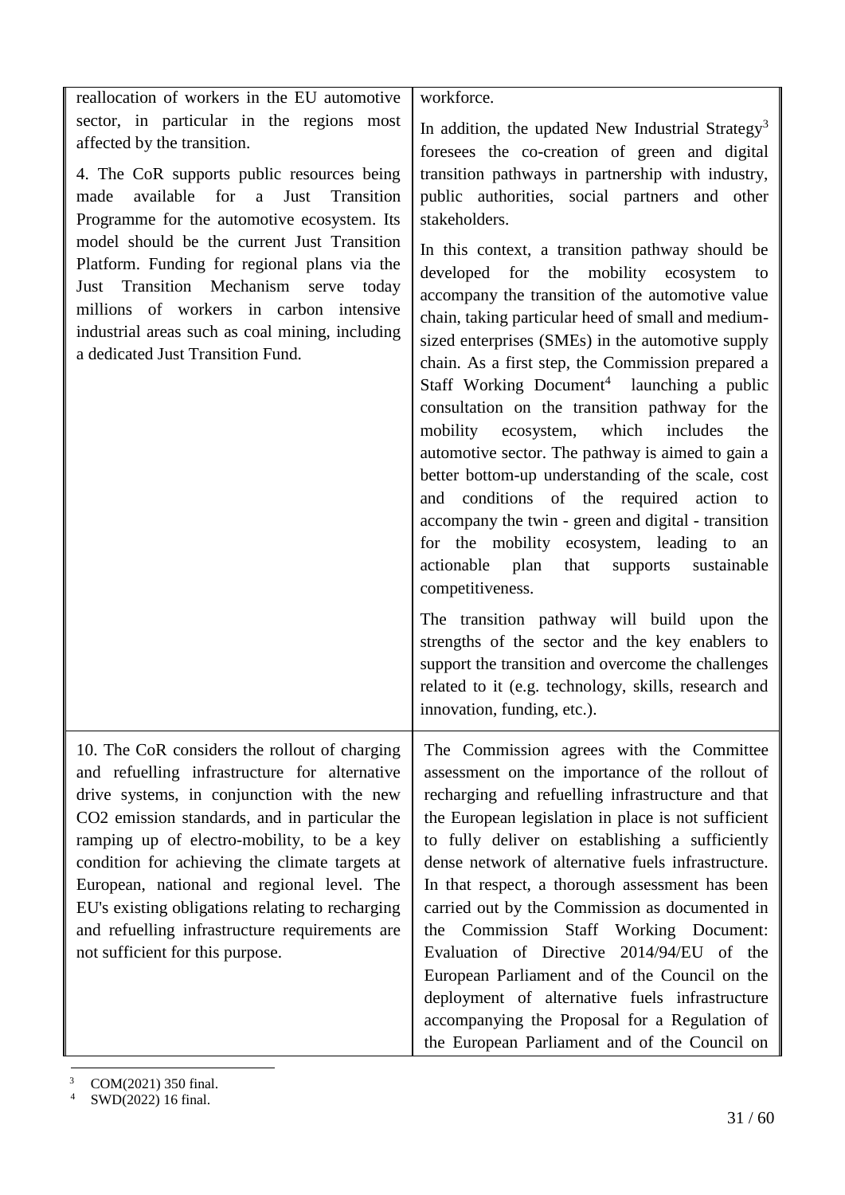| | |
|---|---|
| reallocation of workers in the EU automotive sector, in particular in the regions most affected by the transition.<br><br>4. The CoR supports public resources being made available for a Just Transition Programme for the automotive ecosystem. Its model should be the current Just Transition Platform. Funding for regional plans via the Just Transition Mechanism serve today millions of workers in carbon intensive industrial areas such as coal mining, including a dedicated Just Transition Fund. | workforce.<br><br>In addition, the updated New Industrial Strategy[3] foresees the co-creation of green and digital transition pathways in partnership with industry, public authorities, social partners and other stakeholders.<br><br>In this context, a transition pathway should be developed for the mobility ecosystem to accompany the transition of the automotive value chain, taking particular heed of small and medium-sized enterprises (SMEs) in the automotive supply chain. As a first step, the Commission prepared a Staff Working Document[4] launching a public consultation on the transition pathway for the mobility ecosystem, which includes the automotive sector. The pathway is aimed to gain a better bottom-up understanding of the scale, cost and conditions of the required action to accompany the twin - green and digital - transition for the mobility ecosystem, leading to an actionable plan that supports sustainable competitiveness.<br><br>The transition pathway will build upon the strengths of the sector and the key enablers to support the transition and overcome the challenges related to it (e.g. technology, skills, research and innovation, funding, etc.). |
| 10. The CoR considers the rollout of charging and refuelling infrastructure for alternative drive systems, in conjunction with the new CO2 emission standards, and in particular the ramping up of electro-mobility, to be a key condition for achieving the climate targets at European, national and regional level. The EU's existing obligations relating to recharging and refuelling infrastructure requirements are not sufficient for this purpose. | The Commission agrees with the Committee assessment on the importance of the rollout of recharging and refuelling infrastructure and that the European legislation in place is not sufficient to fully deliver on establishing a sufficiently dense network of alternative fuels infrastructure. In that respect, a thorough assessment has been carried out by the Commission as documented in the Commission Staff Working Document: Evaluation of Directive 2014/94/EU of the European Parliament and of the Council on the deployment of alternative fuels infrastructure accompanying the Proposal for a Regulation of the European Parliament and of the Council on |

[3] COM(2021) 350 final.

[4] SWD(2022) 16 final.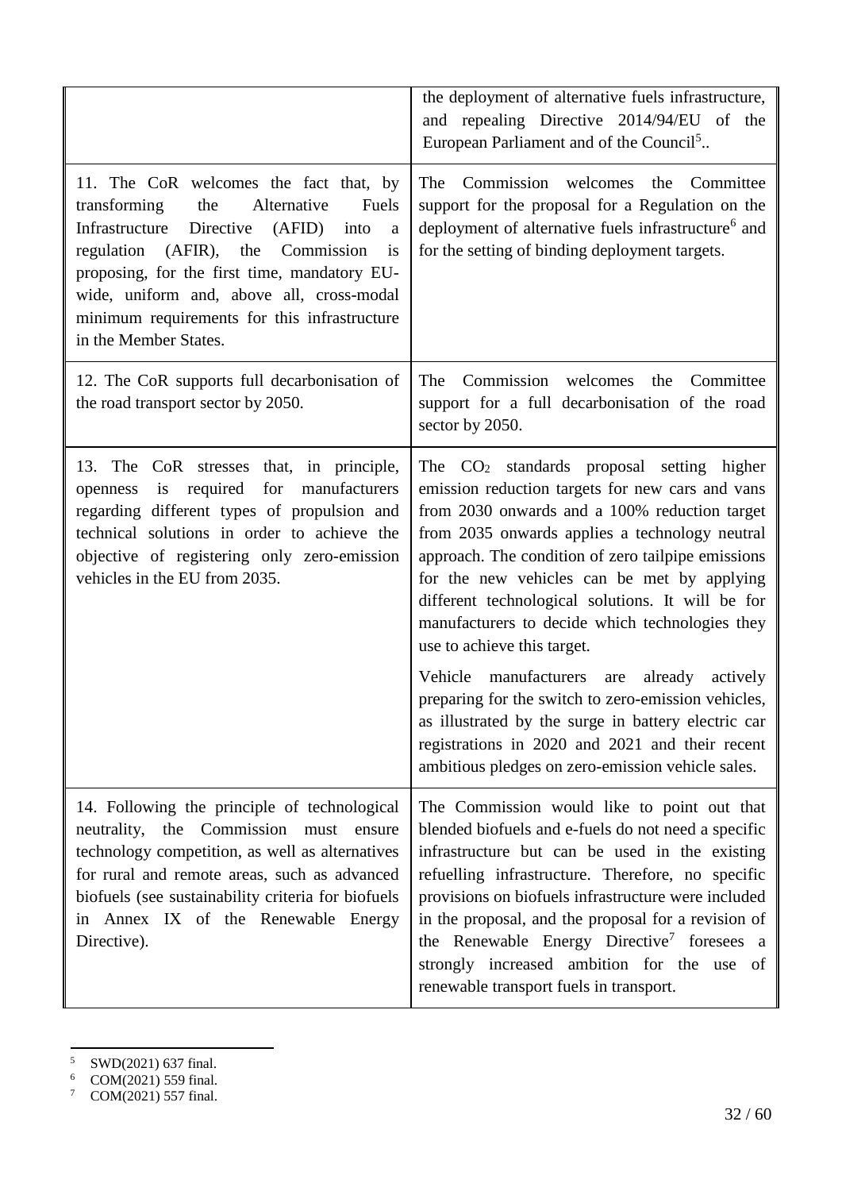| | |
|---|---|
| | the deployment of alternative fuels infrastructure, and repealing Directive 2014/94/EU of the European Parliament and of the Council[5].. |
| 11. The CoR welcomes the fact that, by transforming the Alternative Fuels Infrastructure Directive (AFID) into a regulation (AFIR), the Commission is proposing, for the first time, mandatory EU-wide, uniform and, above all, cross-modal minimum requirements for this infrastructure in the Member States. | The Commission welcomes the Committee support for the proposal for a Regulation on the deployment of alternative fuels infrastructure[6] and for the setting of binding deployment targets. |
| 12. The CoR supports full decarbonisation of the road transport sector by 2050. | The Commission welcomes the Committee support for a full decarbonisation of the road sector by 2050. |
| 13. The CoR stresses that, in principle, openness is required for manufacturers regarding different types of propulsion and technical solutions in order to achieve the objective of registering only zero-emission vehicles in the EU from 2035. | The $CO_2$ standards proposal setting higher emission reduction targets for new cars and vans from 2030 onwards and a 100% reduction target from 2035 onwards applies a technology neutral approach. The condition of zero tailpipe emissions for the new vehicles can be met by applying different technological solutions. It will be for manufacturers to decide which technologies they use to achieve this target.<br><br>Vehicle manufacturers are already actively preparing for the switch to zero-emission vehicles, as illustrated by the surge in battery electric car registrations in 2020 and 2021 and their recent ambitious pledges on zero-emission vehicle sales. |
| 14. Following the principle of technological neutrality, the Commission must ensure technology competition, as well as alternatives for rural and remote areas, such as advanced biofuels (see sustainability criteria for biofuels in Annex IX of the Renewable Energy Directive). | The Commission would like to point out that blended biofuels and e-fuels do not need a specific infrastructure but can be used in the existing refuelling infrastructure. Therefore, no specific provisions on biofuels infrastructure were included in the proposal, and the proposal for a revision of the Renewable Energy Directive[7] foresees a strongly increased ambition for the use of renewable transport fuels in transport. |

[5] SWD(2021) 637 final.
[6] COM(2021) 559 final.
[7] COM(2021) 557 final.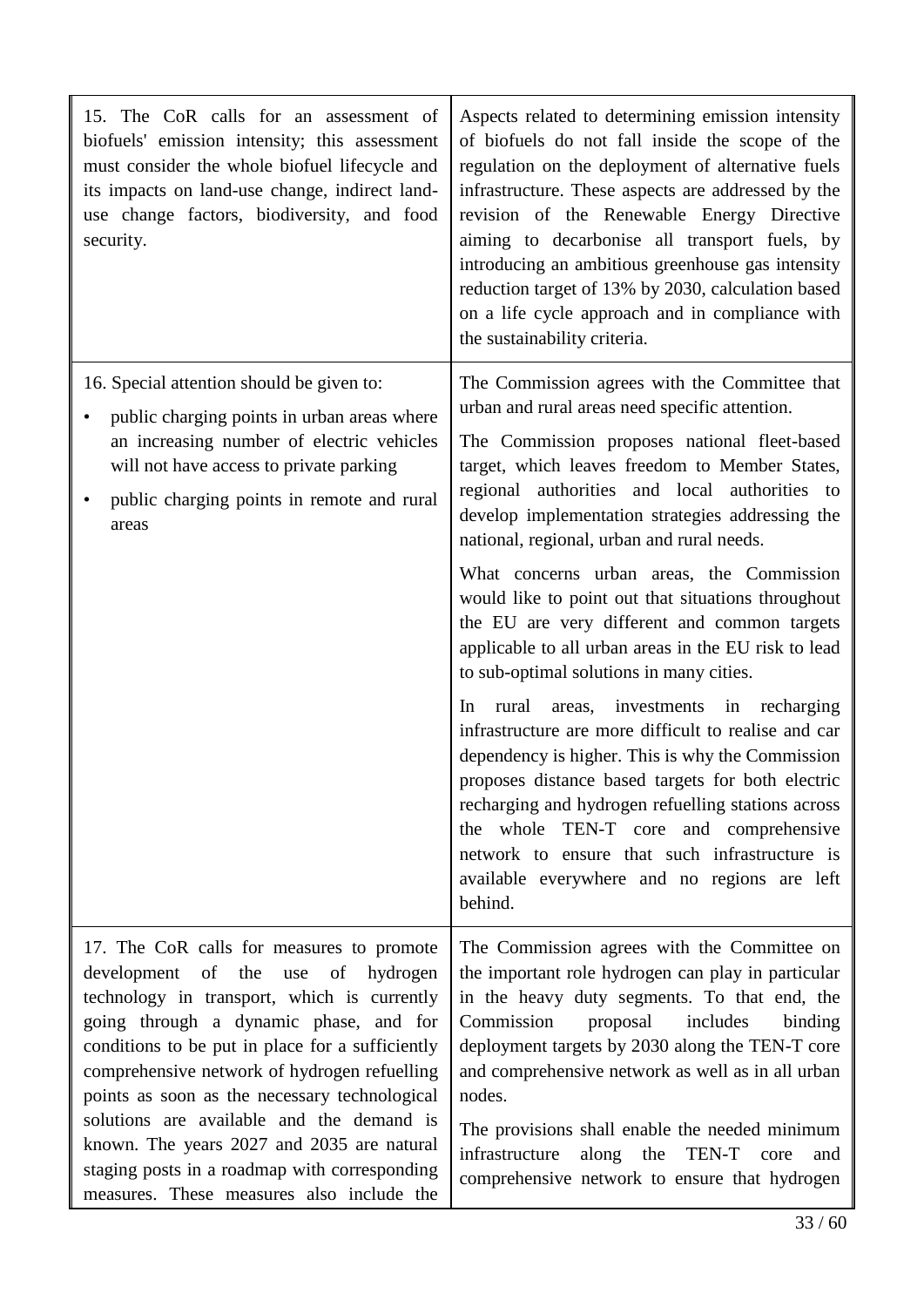| | |
|---|---|
| 15. The CoR calls for an assessment of biofuels' emission intensity; this assessment must consider the whole biofuel lifecycle and its impacts on land-use change, indirect land-use change factors, biodiversity, and food security. | Aspects related to determining emission intensity of biofuels do not fall inside the scope of the regulation on the deployment of alternative fuels infrastructure. These aspects are addressed by the revision of the Renewable Energy Directive aiming to decarbonise all transport fuels, by introducing an ambitious greenhouse gas intensity reduction target of 13% by 2030, calculation based on a life cycle approach and in compliance with the sustainability criteria. |
| 16. Special attention should be given to:<br>• public charging points in urban areas where an increasing number of electric vehicles will not have access to private parking<br>• public charging points in remote and rural areas | The Commission agrees with the Committee that urban and rural areas need specific attention.<br><br>The Commission proposes national fleet-based target, which leaves freedom to Member States, regional authorities and local authorities to develop implementation strategies addressing the national, regional, urban and rural needs.<br><br>What concerns urban areas, the Commission would like to point out that situations throughout the EU are very different and common targets applicable to all urban areas in the EU risk to lead to sub-optimal solutions in many cities.<br><br>In rural areas, investments in recharging infrastructure are more difficult to realise and car dependency is higher. This is why the Commission proposes distance based targets for both electric recharging and hydrogen refuelling stations across the whole TEN-T core and comprehensive network to ensure that such infrastructure is available everywhere and no regions are left behind. |
| 17. The CoR calls for measures to promote development of the use of hydrogen technology in transport, which is currently going through a dynamic phase, and for conditions to be put in place for a sufficiently comprehensive network of hydrogen refuelling points as soon as the necessary technological solutions are available and the demand is known. The years 2027 and 2035 are natural staging posts in a roadmap with corresponding measures. These measures also include the | The Commission agrees with the Committee on the important role hydrogen can play in particular in the heavy duty segments. To that end, the Commission proposal includes binding deployment targets by 2030 along the TEN-T core and comprehensive network as well as in all urban nodes.<br><br>The provisions shall enable the needed minimum infrastructure along the TEN-T core and comprehensive network to ensure that hydrogen |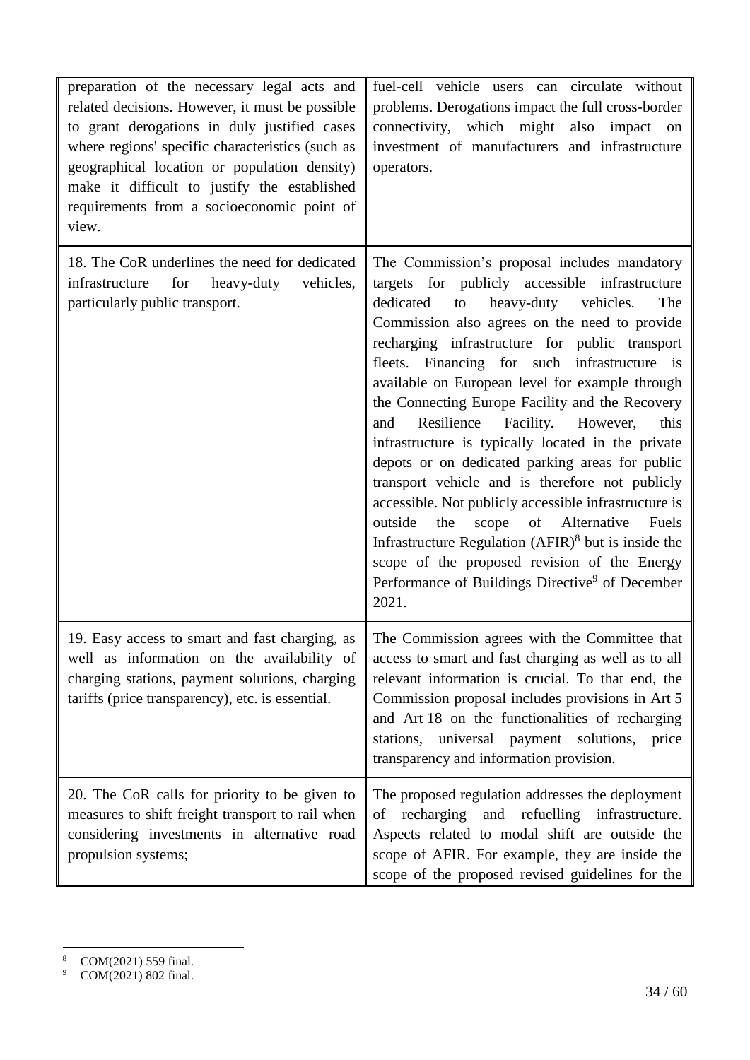| | |
|---|---|
| preparation of the necessary legal acts and related decisions. However, it must be possible to grant derogations in duly justified cases where regions' specific characteristics (such as geographical location or population density) make it difficult to justify the established requirements from a socioeconomic point of view. | fuel-cell vehicle users can circulate without problems. Derogations impact the full cross-border connectivity, which might also impact on investment of manufacturers and infrastructure operators. |
| 18. The CoR underlines the need for dedicated infrastructure for heavy-duty vehicles, particularly public transport. | The Commission's proposal includes mandatory targets for publicly accessible infrastructure dedicated to heavy-duty vehicles. The Commission also agrees on the need to provide recharging infrastructure for public transport fleets. Financing for such infrastructure is available on European level for example through the Connecting Europe Facility and the Recovery and Resilience Facility. However, this infrastructure is typically located in the private depots or on dedicated parking areas for public transport vehicle and is therefore not publicly accessible. Not publicly accessible infrastructure is outside the scope of Alternative Fuels Infrastructure Regulation (AFIR)[8] but is inside the scope of the proposed revision of the Energy Performance of Buildings Directive[9] of December 2021. |
| 19. Easy access to smart and fast charging, as well as information on the availability of charging stations, payment solutions, charging tariffs (price transparency), etc. is essential. | The Commission agrees with the Committee that access to smart and fast charging as well as to all relevant information is crucial. To that end, the Commission proposal includes provisions in Art 5 and Art 18 on the functionalities of recharging stations, universal payment solutions, price transparency and information provision. |
| 20. The CoR calls for priority to be given to measures to shift freight transport to rail when considering investments in alternative road propulsion systems; | The proposed regulation addresses the deployment of recharging and refuelling infrastructure. Aspects related to modal shift are outside the scope of AFIR. For example, they are inside the scope of the proposed revised guidelines for the |

[8] COM(2021) 559 final.

[9] COM(2021) 802 final.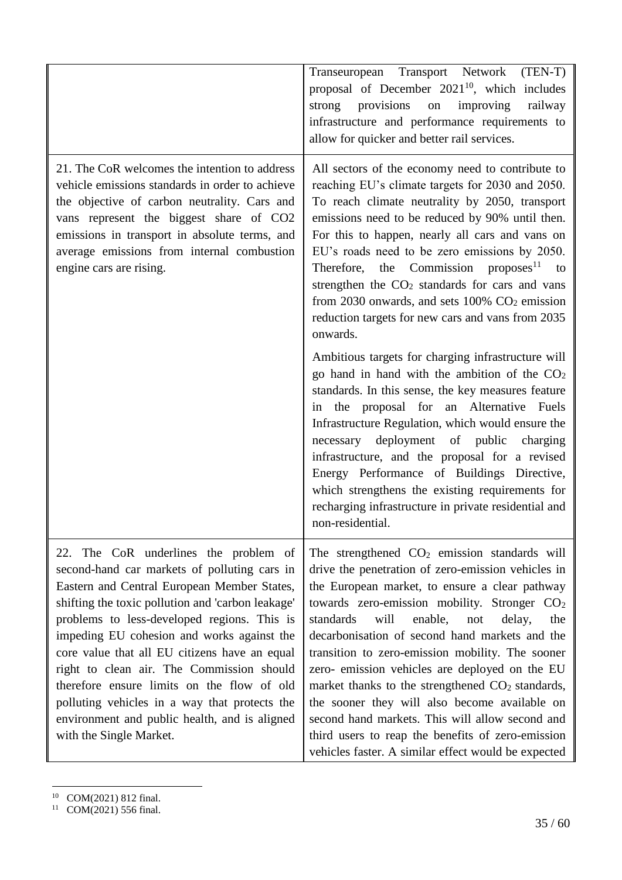| | |
|---|---|
| | Transeuropean Transport Network (TEN-T) proposal of December 2021[10], which includes strong provisions on improving railway infrastructure and performance requirements to allow for quicker and better rail services. |
| 21. The CoR welcomes the intention to address vehicle emissions standards in order to achieve the objective of carbon neutrality. Cars and vans represent the biggest share of CO2 emissions in transport in absolute terms, and average emissions from internal combustion engine cars are rising. | All sectors of the economy need to contribute to reaching EU's climate targets for 2030 and 2050. To reach climate neutrality by 2050, transport emissions need to be reduced by 90% until then. For this to happen, nearly all cars and vans on EU's roads need to be zero emissions by 2050. Therefore, the Commission proposes[11] to strengthen the $CO_2$ standards for cars and vans from 2030 onwards, and sets 100% $CO_2$ emission reduction targets for new cars and vans from 2035 onwards.<br><br>Ambitious targets for charging infrastructure will go hand in hand with the ambition of the $CO_2$ standards. In this sense, the key measures feature in the proposal for an Alternative Fuels Infrastructure Regulation, which would ensure the necessary deployment of public charging infrastructure, and the proposal for a revised Energy Performance of Buildings Directive, which strengthens the existing requirements for recharging infrastructure in private residential and non-residential. |
| 22. The CoR underlines the problem of second-hand car markets of polluting cars in Eastern and Central European Member States, shifting the toxic pollution and 'carbon leakage' problems to less-developed regions. This is impeding EU cohesion and works against the core value that all EU citizens have an equal right to clean air. The Commission should therefore ensure limits on the flow of old polluting vehicles in a way that protects the environment and public health, and is aligned with the Single Market. | The strengthened $CO_2$ emission standards will drive the penetration of zero-emission vehicles in the European market, to ensure a clear pathway towards zero-emission mobility. Stronger $CO_2$ standards will enable, not delay, the decarbonisation of second hand markets and the transition to zero-emission mobility. The sooner zero- emission vehicles are deployed on the EU market thanks to the strengthened $CO_2$ standards, the sooner they will also become available on second hand markets. This will allow second and third users to reap the benefits of zero-emission vehicles faster. A similar effect would be expected |

[10] COM(2021) 812 final.

[11] COM(2021) 556 final.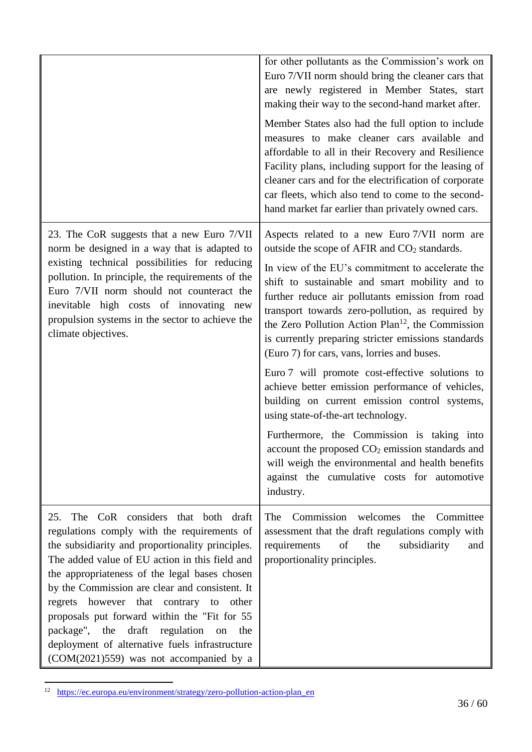| | |
|---|---|
| | for other pollutants as the Commission's work on Euro 7/VII norm should bring the cleaner cars that are newly registered in Member States, start making their way to the second-hand market after.<br><br>Member States also had the full option to include measures to make cleaner cars available and affordable to all in their Recovery and Resilience Facility plans, including support for the leasing of cleaner cars and for the electrification of corporate car fleets, which also tend to come to the second-hand market far earlier than privately owned cars. |
| 23. The CoR suggests that a new Euro 7/VII norm be designed in a way that is adapted to existing technical possibilities for reducing pollution. In principle, the requirements of the Euro 7/VII norm should not counteract the inevitable high costs of innovating new propulsion systems in the sector to achieve the climate objectives. | Aspects related to a new Euro 7/VII norm are outside the scope of AFIR and $CO_2$ standards.<br><br>In view of the EU's commitment to accelerate the shift to sustainable and smart mobility and to further reduce air pollutants emission from road transport towards zero-pollution, as required by the Zero Pollution Action Plan[12], the Commission is currently preparing stricter emissions standards (Euro 7) for cars, vans, lorries and buses.<br><br>Euro 7 will promote cost-effective solutions to achieve better emission performance of vehicles, building on current emission control systems, using state-of-the-art technology.<br><br>Furthermore, the Commission is taking into account the proposed $CO_2$ emission standards and will weigh the environmental and health benefits against the cumulative costs for automotive industry. |
| 25. The CoR considers that both draft regulations comply with the requirements of the subsidiarity and proportionality principles. The added value of EU action in this field and the appropriateness of the legal bases chosen by the Commission are clear and consistent. It regrets however that contrary to other proposals put forward within the "Fit for 55 package", the draft regulation on the deployment of alternative fuels infrastructure (COM(2021)559) was not accompanied by a | The Commission welcomes the Committee assessment that the draft regulations comply with requirements of the subsidiarity and proportionality principles. |

[12] https://ec.europa.eu/environment/strategy/zero-pollution-action-plan_en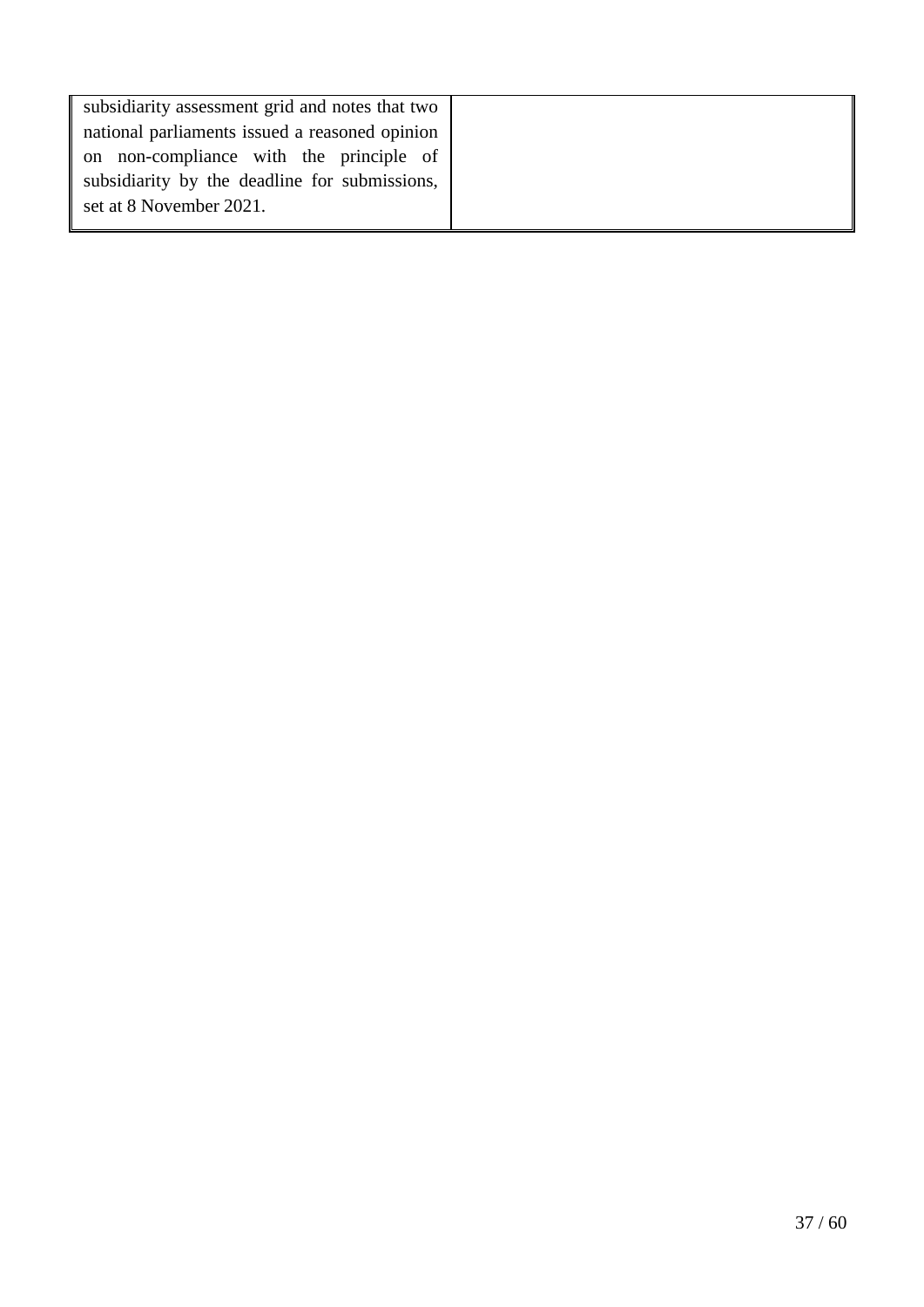| | |
|---|---|
| subsidiarity assessment grid and notes that two national parliaments issued a reasoned opinion on non-compliance with the principle of subsidiarity by the deadline for submissions, set at 8 November 2021. | |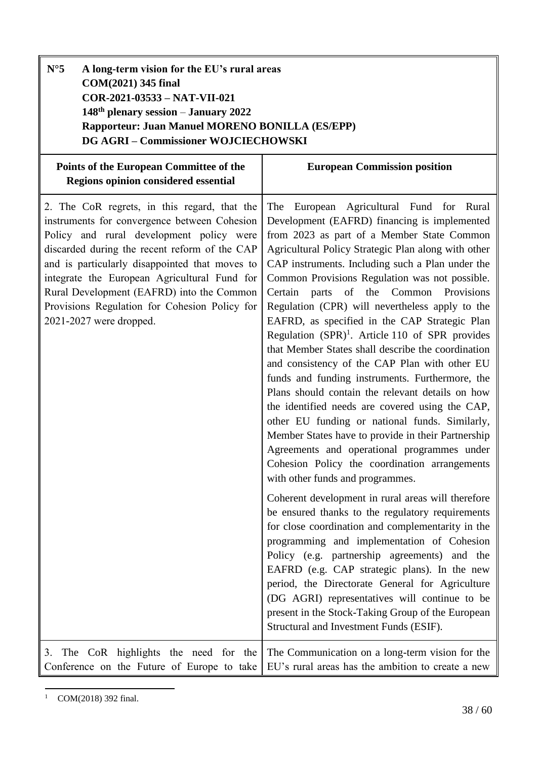**N°5 A long-term vision for the EU's rural areas**
**COM(2021) 345 final**
**COR-2021-03533 – NAT-VII-021**
**148th plenary session – January 2022**
**Rapporteur: Juan Manuel MORENO BONILLA (ES/EPP)**
**DG AGRI – Commissioner WOJCIECHOWSKI**

| Points of the European Committee of the Regions opinion considered essential | European Commission position |
|---|---|
| 2. The CoR regrets, in this regard, that the instruments for convergence between Cohesion Policy and rural development policy were discarded during the recent reform of the CAP and is particularly disappointed that moves to integrate the European Agricultural Fund for Rural Development (EAFRD) into the Common Provisions Regulation for Cohesion Policy for 2021-2027 were dropped. | The European Agricultural Fund for Rural Development (EAFRD) financing is implemented from 2023 as part of a Member State Common Agricultural Policy Strategic Plan along with other CAP instruments. Including such a Plan under the Common Provisions Regulation was not possible. Certain parts of the Common Provisions Regulation (CPR) will nevertheless apply to the EAFRD, as specified in the CAP Strategic Plan Regulation (SPR)[1]. Article 110 of SPR provides that Member States shall describe the coordination and consistency of the CAP Plan with other EU funds and funding instruments. Furthermore, the Plans should contain the relevant details on how the identified needs are covered using the CAP, other EU funding or national funds. Similarly, Member States have to provide in their Partnership Agreements and operational programmes under Cohesion Policy the coordination arrangements with other funds and programmes.<br><br>Coherent development in rural areas will therefore be ensured thanks to the regulatory requirements for close coordination and complementarity in the programming and implementation of Cohesion Policy (e.g. partnership agreements) and the EAFRD (e.g. CAP strategic plans). In the new period, the Directorate General for Agriculture (DG AGRI) representatives will continue to be present in the Stock-Taking Group of the European Structural and Investment Funds (ESIF). |
| 3. The CoR highlights the need for the Conference on the Future of Europe to take | The Communication on a long-term vision for the EU's rural areas has the ambition to create a new |

[1] COM(2018) 392 final.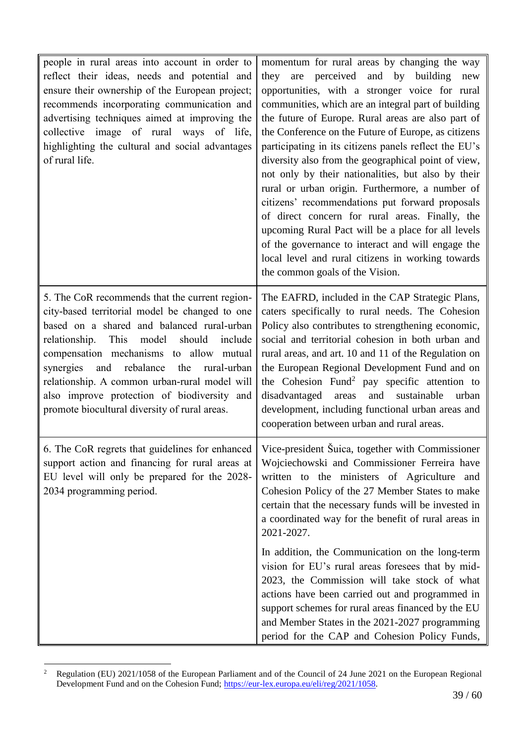| | |
|---|---|
| people in rural areas into account in order to reflect their ideas, needs and potential and ensure their ownership of the European project; recommends incorporating communication and advertising techniques aimed at improving the collective image of rural ways of life, highlighting the cultural and social advantages of rural life. | momentum for rural areas by changing the way they are perceived and by building new opportunities, with a stronger voice for rural communities, which are an integral part of building the future of Europe. Rural areas are also part of the Conference on the Future of Europe, as citizens participating in its citizens panels reflect the EU's diversity also from the geographical point of view, not only by their nationalities, but also by their rural or urban origin. Furthermore, a number of citizens' recommendations put forward proposals of direct concern for rural areas. Finally, the upcoming Rural Pact will be a place for all levels of the governance to interact and will engage the local level and rural citizens in working towards the common goals of the Vision. |
| 5. The CoR recommends that the current region-city-based territorial model be changed to one based on a shared and balanced rural-urban relationship. This model should include compensation mechanisms to allow mutual synergies and rebalance the rural-urban relationship. A common urban-rural model will also improve protection of biodiversity and promote biocultural diversity of rural areas. | The EAFRD, included in the CAP Strategic Plans, caters specifically to rural needs. The Cohesion Policy also contributes to strengthening economic, social and territorial cohesion in both urban and rural areas, and art. 10 and 11 of the Regulation on the European Regional Development Fund and on the Cohesion Fund[2] pay specific attention to disadvantaged areas and sustainable urban development, including functional urban areas and cooperation between urban and rural areas. |
| 6. The CoR regrets that guidelines for enhanced support action and financing for rural areas at EU level will only be prepared for the 2028-2034 programming period. | Vice-president Šuica, together with Commissioner Wojciechowski and Commissioner Ferreira have written to the ministers of Agriculture and Cohesion Policy of the 27 Member States to make certain that the necessary funds will be invested in a coordinated way for the benefit of rural areas in 2021-2027.<br><br>In addition, the Communication on the long-term vision for EU's rural areas foresees that by mid-2023, the Commission will take stock of what actions have been carried out and programmed in support schemes for rural areas financed by the EU and Member States in the 2021-2027 programming period for the CAP and Cohesion Policy Funds, |

[2] Regulation (EU) 2021/1058 of the European Parliament and of the Council of 24 June 2021 on the European Regional Development Fund and on the Cohesion Fund; https://eur-lex.europa.eu/eli/reg/2021/1058.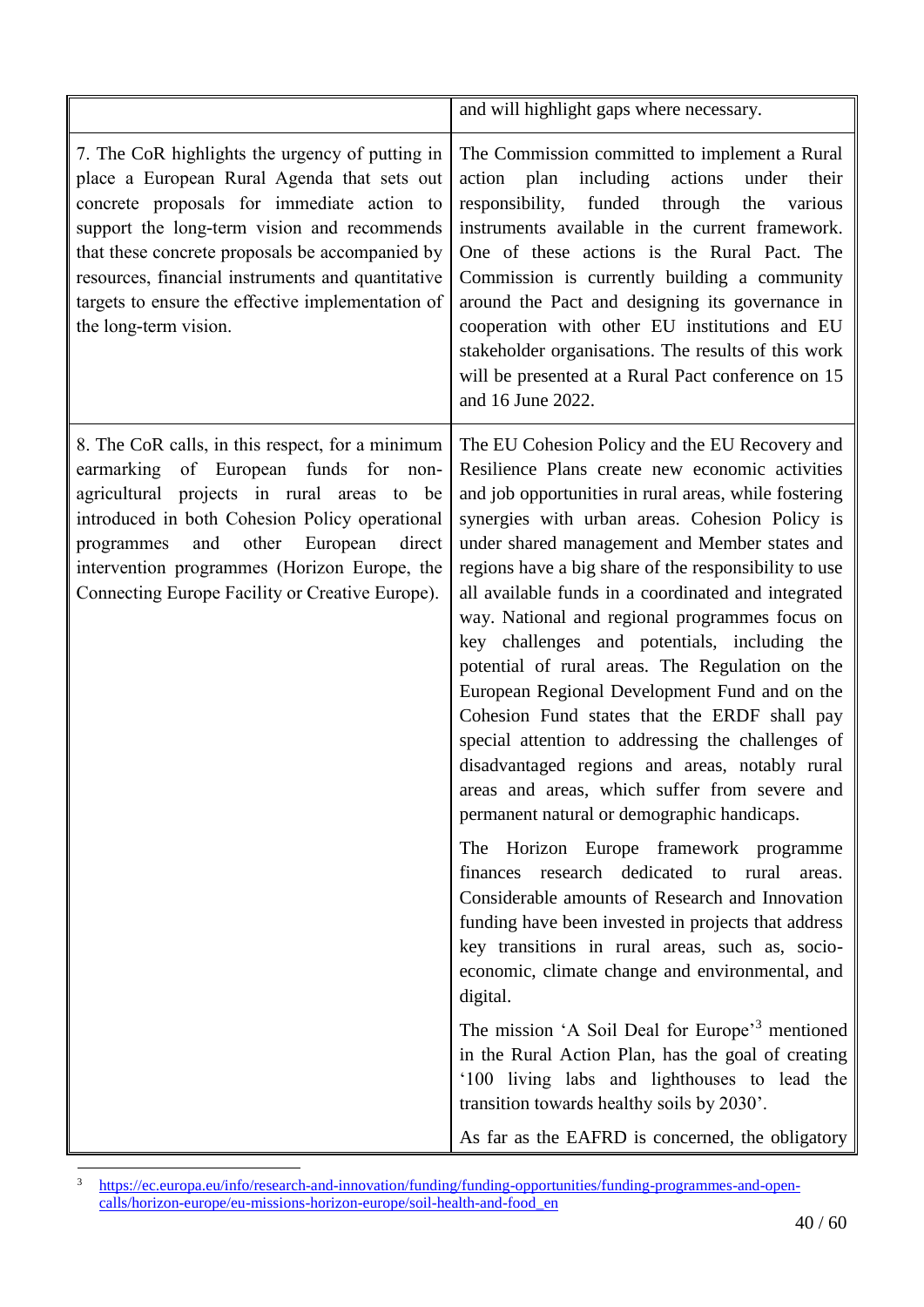| | |
|---|---|
| | and will highlight gaps where necessary. |
| 7. The CoR highlights the urgency of putting in place a European Rural Agenda that sets out concrete proposals for immediate action to support the long-term vision and recommends that these concrete proposals be accompanied by resources, financial instruments and quantitative targets to ensure the effective implementation of the long-term vision. | The Commission committed to implement a Rural action plan including actions under their responsibility, funded through the various instruments available in the current framework. One of these actions is the Rural Pact. The Commission is currently building a community around the Pact and designing its governance in cooperation with other EU institutions and EU stakeholder organisations. The results of this work will be presented at a Rural Pact conference on 15 and 16 June 2022. |
| 8. The CoR calls, in this respect, for a minimum earmarking of European funds for non-agricultural projects in rural areas to be introduced in both Cohesion Policy operational programmes and other European direct intervention programmes (Horizon Europe, the Connecting Europe Facility or Creative Europe). | The EU Cohesion Policy and the EU Recovery and Resilience Plans create new economic activities and job opportunities in rural areas, while fostering synergies with urban areas. Cohesion Policy is under shared management and Member states and regions have a big share of the responsibility to use all available funds in a coordinated and integrated way. National and regional programmes focus on key challenges and potentials, including the potential of rural areas. The Regulation on the European Regional Development Fund and on the Cohesion Fund states that the ERDF shall pay special attention to addressing the challenges of disadvantaged regions and areas, notably rural areas and areas, which suffer from severe and permanent natural or demographic handicaps.<br><br>The Horizon Europe framework programme finances research dedicated to rural areas. Considerable amounts of Research and Innovation funding have been invested in projects that address key transitions in rural areas, such as, socio-economic, climate change and environmental, and digital.<br><br>The mission 'A Soil Deal for Europe'[3] mentioned in the Rural Action Plan, has the goal of creating '100 living labs and lighthouses to lead the transition towards healthy soils by 2030'.<br><br>As far as the EAFRD is concerned, the obligatory |

[3] https://ec.europa.eu/info/research-and-innovation/funding/funding-opportunities/funding-programmes-and-open-calls/horizon-europe/eu-missions-horizon-europe/soil-health-and-food_en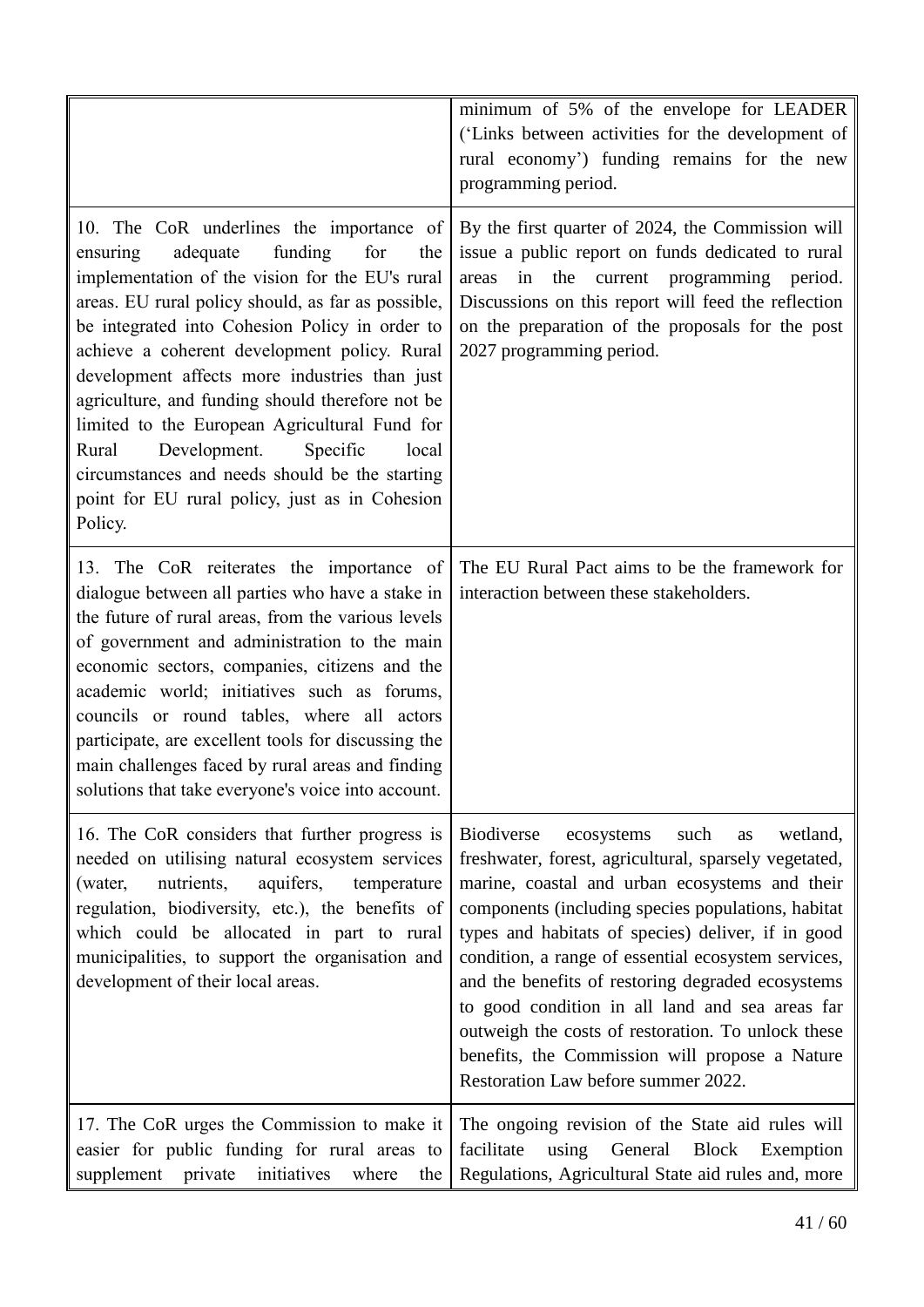| | |
|---|---|
| | minimum of 5% of the envelope for LEADER ('Links between activities for the development of rural economy') funding remains for the new programming period. |
| 10. The CoR underlines the importance of ensuring adequate funding for the implementation of the vision for the EU's rural areas. EU rural policy should, as far as possible, be integrated into Cohesion Policy in order to achieve a coherent development policy. Rural development affects more industries than just agriculture, and funding should therefore not be limited to the European Agricultural Fund for Rural Development. Specific local circumstances and needs should be the starting point for EU rural policy, just as in Cohesion Policy. | By the first quarter of 2024, the Commission will issue a public report on funds dedicated to rural areas in the current programming period. Discussions on this report will feed the reflection on the preparation of the proposals for the post 2027 programming period. |
| 13. The CoR reiterates the importance of dialogue between all parties who have a stake in the future of rural areas, from the various levels of government and administration to the main economic sectors, companies, citizens and the academic world; initiatives such as forums, councils or round tables, where all actors participate, are excellent tools for discussing the main challenges faced by rural areas and finding solutions that take everyone's voice into account. | The EU Rural Pact aims to be the framework for interaction between these stakeholders. |
| 16. The CoR considers that further progress is needed on utilising natural ecosystem services (water, nutrients, aquifers, temperature regulation, biodiversity, etc.), the benefits of which could be allocated in part to rural municipalities, to support the organisation and development of their local areas. | Biodiverse ecosystems such as wetland, freshwater, forest, agricultural, sparsely vegetated, marine, coastal and urban ecosystems and their components (including species populations, habitat types and habitats of species) deliver, if in good condition, a range of essential ecosystem services, and the benefits of restoring degraded ecosystems to good condition in all land and sea areas far outweigh the costs of restoration. To unlock these benefits, the Commission will propose a Nature Restoration Law before summer 2022. |
| 17. The CoR urges the Commission to make it easier for public funding for rural areas to supplement private initiatives where the | The ongoing revision of the State aid rules will facilitate using General Block Exemption Regulations, Agricultural State aid rules and, more |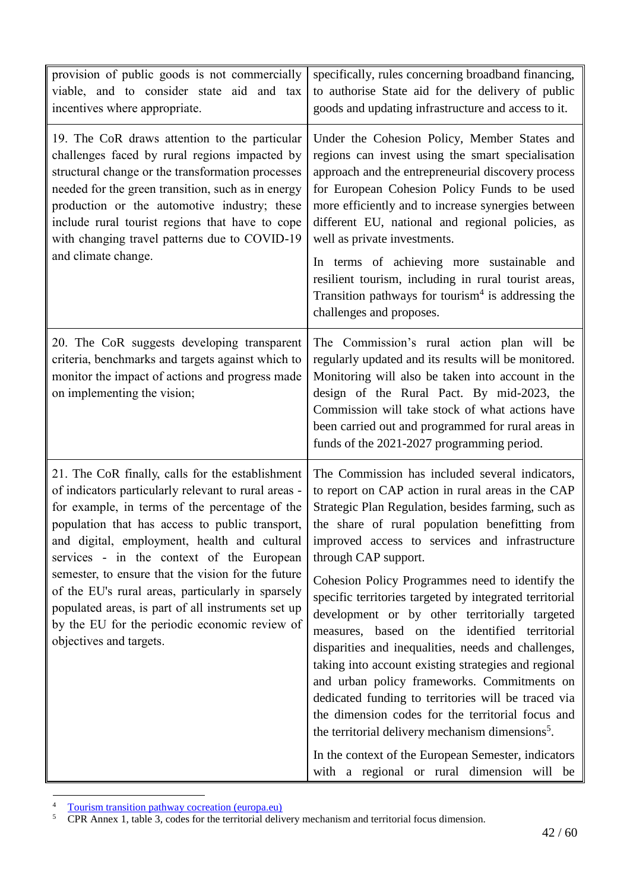| | |
|---|---|
| provision of public goods is not commercially viable, and to consider state aid and tax incentives where appropriate. | specifically, rules concerning broadband financing, to authorise State aid for the delivery of public goods and updating infrastructure and access to it. |
| 19. The CoR draws attention to the particular challenges faced by rural regions impacted by structural change or the transformation processes needed for the green transition, such as in energy production or the automotive industry; these include rural tourist regions that have to cope with changing travel patterns due to COVID-19 and climate change. | Under the Cohesion Policy, Member States and regions can invest using the smart specialisation approach and the entrepreneurial discovery process for European Cohesion Policy Funds to be used more efficiently and to increase synergies between different EU, national and regional policies, as well as private investments.<br><br>In terms of achieving more sustainable and resilient tourism, including in rural tourist areas, Transition pathways for tourism[4] is addressing the challenges and proposes. |
| 20. The CoR suggests developing transparent criteria, benchmarks and targets against which to monitor the impact of actions and progress made on implementing the vision; | The Commission's rural action plan will be regularly updated and its results will be monitored. Monitoring will also be taken into account in the design of the Rural Pact. By mid-2023, the Commission will take stock of what actions have been carried out and programmed for rural areas in funds of the 2021-2027 programming period. |
| 21. The CoR finally, calls for the establishment of indicators particularly relevant to rural areas - for example, in terms of the percentage of the population that has access to public transport, and digital, employment, health and cultural services - in the context of the European semester, to ensure that the vision for the future of the EU's rural areas, particularly in sparsely populated areas, is part of all instruments set up by the EU for the periodic economic review of objectives and targets. | The Commission has included several indicators, to report on CAP action in rural areas in the CAP Strategic Plan Regulation, besides farming, such as the share of rural population benefitting from improved access to services and infrastructure through CAP support.<br><br>Cohesion Policy Programmes need to identify the specific territories targeted by integrated territorial development or by other territorially targeted measures, based on the identified territorial disparities and inequalities, needs and challenges, taking into account existing strategies and regional and urban policy frameworks. Commitments on dedicated funding to territories will be traced via the dimension codes for the territorial focus and the territorial delivery mechanism dimensions[5].<br><br>In the context of the European Semester, indicators with a regional or rural dimension will be |

[4] Tourism transition pathway cocreation (europa.eu)

[5] CPR Annex 1, table 3, codes for the territorial delivery mechanism and territorial focus dimension.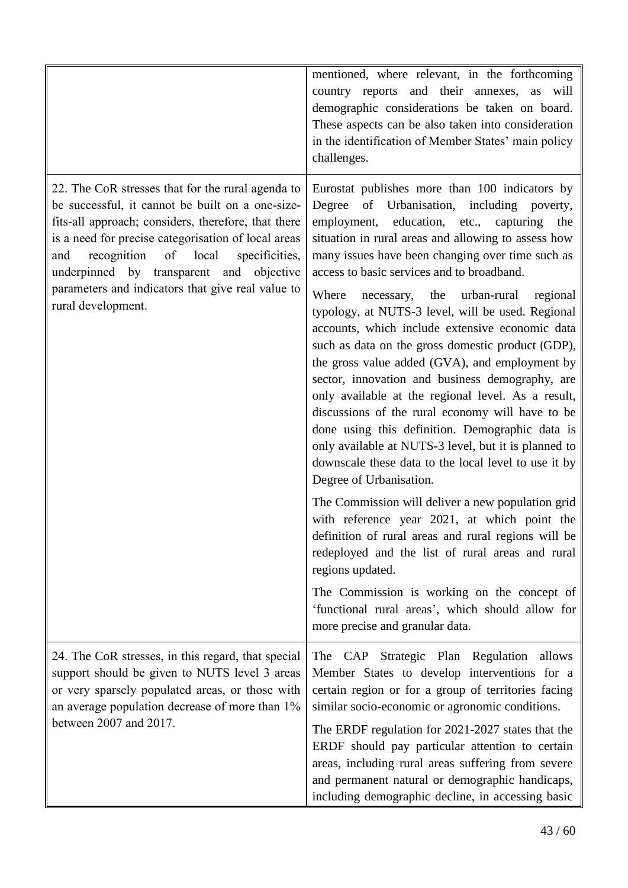| | |
|---|---|
| | mentioned, where relevant, in the forthcoming country reports and their annexes, as will demographic considerations be taken on board. These aspects can be also taken into consideration in the identification of Member States' main policy challenges. |
| 22. The CoR stresses that for the rural agenda to be successful, it cannot be built on a one-size-fits-all approach; considers, therefore, that there is a need for precise categorisation of local areas and recognition of local specificities, underpinned by transparent and objective parameters and indicators that give real value to rural development. | Eurostat publishes more than 100 indicators by Degree of Urbanisation, including poverty, employment, education, etc., capturing the situation in rural areas and allowing to assess how many issues have been changing over time such as access to basic services and to broadband.<br><br>Where necessary, the urban-rural regional typology, at NUTS-3 level, will be used. Regional accounts, which include extensive economic data such as data on the gross domestic product (GDP), the gross value added (GVA), and employment by sector, innovation and business demography, are only available at the regional level. As a result, discussions of the rural economy will have to be done using this definition. Demographic data is only available at NUTS-3 level, but it is planned to downscale these data to the local level to use it by Degree of Urbanisation.<br><br>The Commission will deliver a new population grid with reference year 2021, at which point the definition of rural areas and rural regions will be redeployed and the list of rural areas and rural regions updated.<br><br>The Commission is working on the concept of 'functional rural areas', which should allow for more precise and granular data. |
| 24. The CoR stresses, in this regard, that special support should be given to NUTS level 3 areas or very sparsely populated areas, or those with an average population decrease of more than 1% between 2007 and 2017. | The CAP Strategic Plan Regulation allows Member States to develop interventions for a certain region or for a group of territories facing similar socio-economic or agronomic conditions.<br><br>The ERDF regulation for 2021-2027 states that the ERDF should pay particular attention to certain areas, including rural areas suffering from severe and permanent natural or demographic handicaps, including demographic decline, in accessing basic |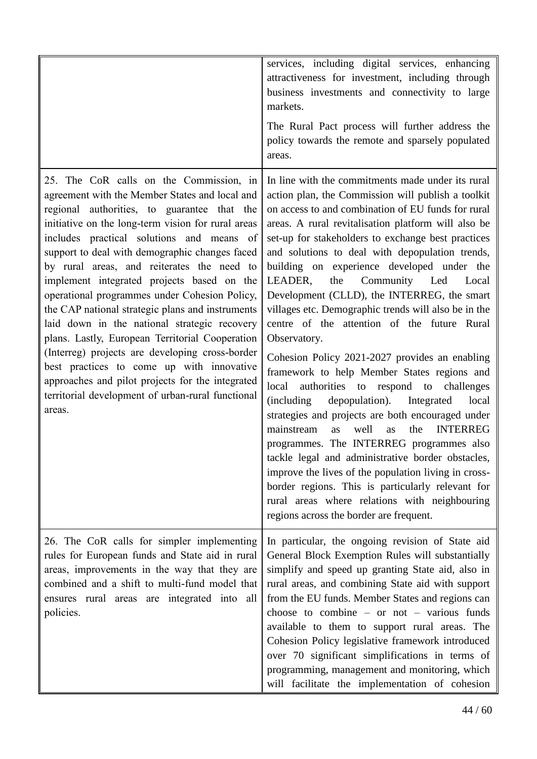| | |
|---|---|
| | services, including digital services, enhancing attractiveness for investment, including through business investments and connectivity to large markets.<br><br>The Rural Pact process will further address the policy towards the remote and sparsely populated areas. |
| 25. The CoR calls on the Commission, in agreement with the Member States and local and regional authorities, to guarantee that the initiative on the long-term vision for rural areas includes practical solutions and means of support to deal with demographic changes faced by rural areas, and reiterates the need to implement integrated projects based on the operational programmes under Cohesion Policy, the CAP national strategic plans and instruments laid down in the national strategic recovery plans. Lastly, European Territorial Cooperation (Interreg) projects are developing cross-border best practices to come up with innovative approaches and pilot projects for the integrated territorial development of urban-rural functional areas. | In line with the commitments made under its rural action plan, the Commission will publish a toolkit on access to and combination of EU funds for rural areas. A rural revitalisation platform will also be set-up for stakeholders to exchange best practices and solutions to deal with depopulation trends, building on experience developed under the LEADER, the Community Led Local Development (CLLD), the INTERREG, the smart villages etc. Demographic trends will also be in the centre of the attention of the future Rural Observatory.<br><br>Cohesion Policy 2021-2027 provides an enabling framework to help Member States regions and local authorities to respond to challenges (including depopulation). Integrated local strategies and projects are both encouraged under mainstream as well as the INTERREG programmes. The INTERREG programmes also tackle legal and administrative border obstacles, improve the lives of the population living in cross-border regions. This is particularly relevant for rural areas where relations with neighbouring regions across the border are frequent. |
| 26. The CoR calls for simpler implementing rules for European funds and State aid in rural areas, improvements in the way that they are combined and a shift to multi-fund model that ensures rural areas are integrated into all policies. | In particular, the ongoing revision of State aid General Block Exemption Rules will substantially simplify and speed up granting State aid, also in rural areas, and combining State aid with support from the EU funds. Member States and regions can choose to combine – or not – various funds available to them to support rural areas. The Cohesion Policy legislative framework introduced over 70 significant simplifications in terms of programming, management and monitoring, which will facilitate the implementation of cohesion |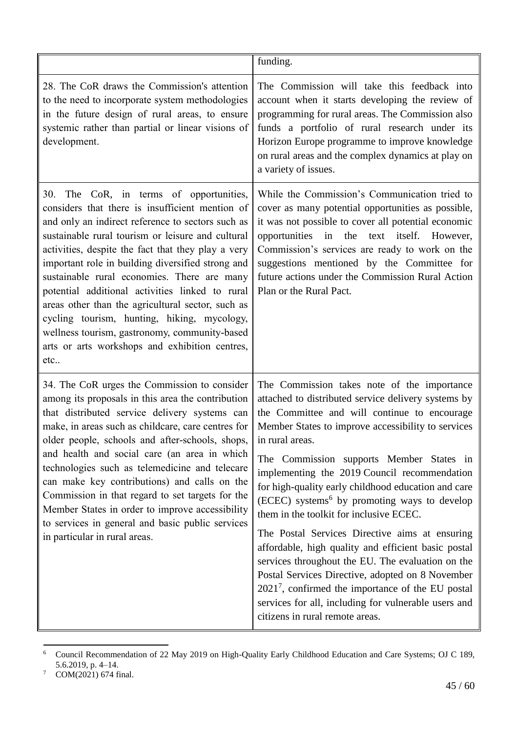| | |
|---|---|
| | funding. |
| 28. The CoR draws the Commission's attention to the need to incorporate system methodologies in the future design of rural areas, to ensure systemic rather than partial or linear visions of development. | The Commission will take this feedback into account when it starts developing the review of programming for rural areas. The Commission also funds a portfolio of rural research under its Horizon Europe programme to improve knowledge on rural areas and the complex dynamics at play on a variety of issues. |
| 30. The CoR, in terms of opportunities, considers that there is insufficient mention of and only an indirect reference to sectors such as sustainable rural tourism or leisure and cultural activities, despite the fact that they play a very important role in building diversified strong and sustainable rural economies. There are many potential additional activities linked to rural areas other than the agricultural sector, such as cycling tourism, hunting, hiking, mycology, wellness tourism, gastronomy, community-based arts or arts workshops and exhibition centres, etc.. | While the Commission's Communication tried to cover as many potential opportunities as possible, it was not possible to cover all potential economic opportunities in the text itself. However, Commission's services are ready to work on the suggestions mentioned by the Committee for future actions under the Commission Rural Action Plan or the Rural Pact. |
| 34. The CoR urges the Commission to consider among its proposals in this area the contribution that distributed service delivery systems can make, in areas such as childcare, care centres for older people, schools and after-schools, shops, and health and social care (an area in which technologies such as telemedicine and telecare can make key contributions) and calls on the Commission in that regard to set targets for the Member States in order to improve accessibility to services in general and basic public services in particular in rural areas. | The Commission takes note of the importance attached to distributed service delivery systems by the Committee and will continue to encourage Member States to improve accessibility to services in rural areas.<br><br>The Commission supports Member States in implementing the 2019 Council recommendation for high-quality early childhood education and care (ECEC) systems[6] by promoting ways to develop them in the toolkit for inclusive ECEC.<br><br>The Postal Services Directive aims at ensuring affordable, high quality and efficient basic postal services throughout the EU. The evaluation on the Postal Services Directive, adopted on 8 November 2021[7], confirmed the importance of the EU postal services for all, including for vulnerable users and citizens in rural remote areas. |

[6] Council Recommendation of 22 May 2019 on High-Quality Early Childhood Education and Care Systems; OJ C 189, 5.6.2019, p. 4–14.

[7] COM(2021) 674 final.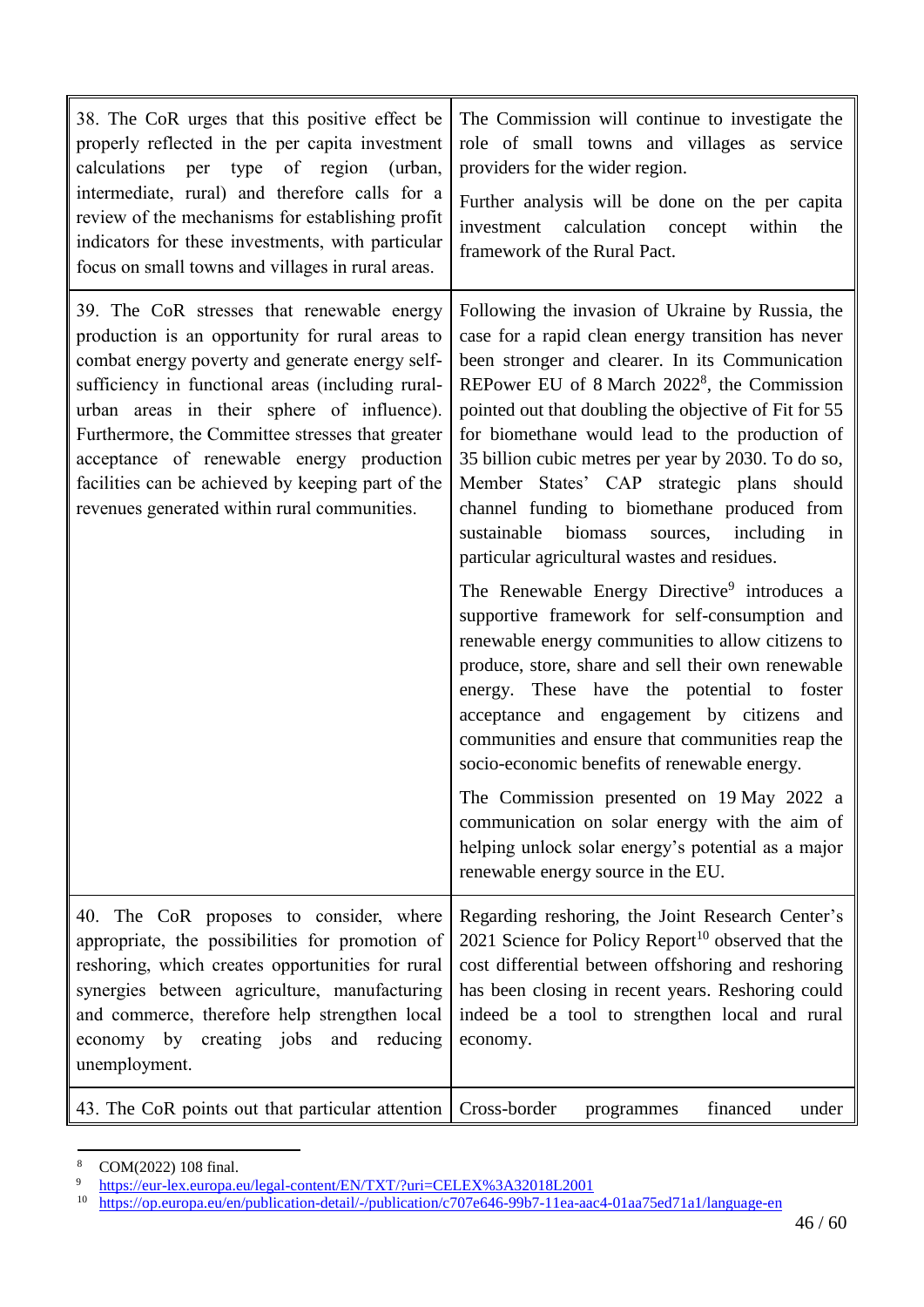| | |
|---|---|
| 38. The CoR urges that this positive effect be properly reflected in the per capita investment calculations per type of region (urban, intermediate, rural) and therefore calls for a review of the mechanisms for establishing profit indicators for these investments, with particular focus on small towns and villages in rural areas. | The Commission will continue to investigate the role of small towns and villages as service providers for the wider region.<br><br>Further analysis will be done on the per capita investment calculation concept within the framework of the Rural Pact. |
| 39. The CoR stresses that renewable energy production is an opportunity for rural areas to combat energy poverty and generate energy self-sufficiency in functional areas (including rural-urban areas in their sphere of influence). Furthermore, the Committee stresses that greater acceptance of renewable energy production facilities can be achieved by keeping part of the revenues generated within rural communities. | Following the invasion of Ukraine by Russia, the case for a rapid clean energy transition has never been stronger and clearer. In its Communication REPower EU of 8 March 2022[8], the Commission pointed out that doubling the objective of Fit for 55 for biomethane would lead to the production of 35 billion cubic metres per year by 2030. To do so, Member States' CAP strategic plans should channel funding to biomethane produced from sustainable biomass sources, including in particular agricultural wastes and residues.<br><br>The Renewable Energy Directive[9] introduces a supportive framework for self-consumption and renewable energy communities to allow citizens to produce, store, share and sell their own renewable energy. These have the potential to foster acceptance and engagement by citizens and communities and ensure that communities reap the socio-economic benefits of renewable energy.<br><br>The Commission presented on 19 May 2022 a communication on solar energy with the aim of helping unlock solar energy's potential as a major renewable energy source in the EU. |
| 40. The CoR proposes to consider, where appropriate, the possibilities for promotion of reshoring, which creates opportunities for rural synergies between agriculture, manufacturing and commerce, therefore help strengthen local economy by creating jobs and reducing unemployment. | Regarding reshoring, the Joint Research Center's 2021 Science for Policy Report[10] observed that the cost differential between offshoring and reshoring has been closing in recent years. Reshoring could indeed be a tool to strengthen local and rural economy. |
| 43. The CoR points out that particular attention | Cross-border programmes financed under |

[8] COM(2022) 108 final.

[9] https://eur-lex.europa.eu/legal-content/EN/TXT/?uri=CELEX%3A32018L2001

[10] https://op.europa.eu/en/publication-detail/-/publication/c707e646-99b7-11ea-aac4-01aa75ed71a1/language-en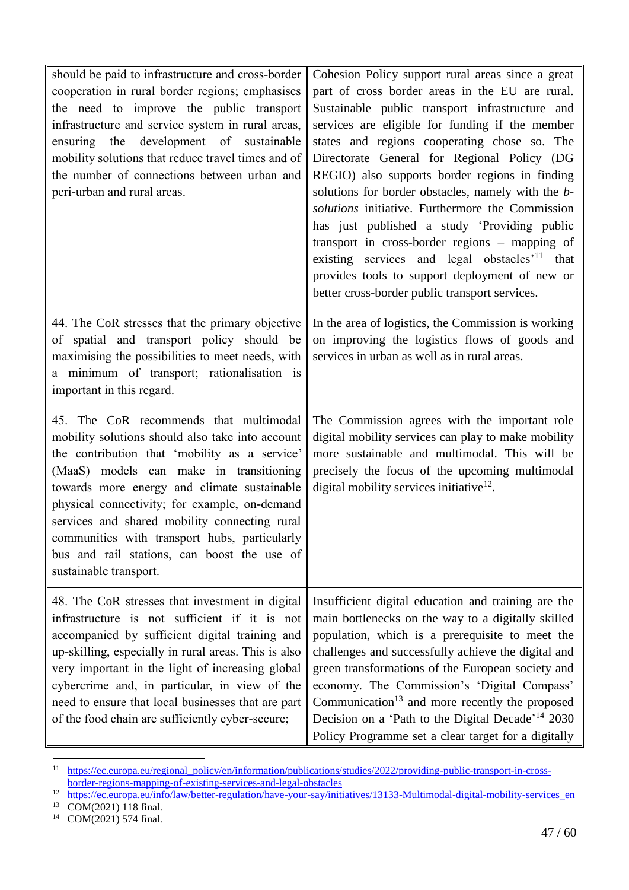| | |
|---|---|
| should be paid to infrastructure and cross-border cooperation in rural border regions; emphasises the need to improve the public transport infrastructure and service system in rural areas, ensuring the development of sustainable mobility solutions that reduce travel times and of the number of connections between urban and peri-urban and rural areas. | Cohesion Policy support rural areas since a great part of cross border areas in the EU are rural. Sustainable public transport infrastructure and services are eligible for funding if the member states and regions cooperating chose so. The Directorate General for Regional Policy (DG REGIO) also supports border regions in finding solutions for border obstacles, namely with the *b-solutions* initiative. Furthermore the Commission has just published a study 'Providing public transport in cross-border regions – mapping of existing services and legal obstacles'[11] that provides tools to support deployment of new or better cross-border public transport services. |
| 44. The CoR stresses that the primary objective of spatial and transport policy should be maximising the possibilities to meet needs, with a minimum of transport; rationalisation is important in this regard. | In the area of logistics, the Commission is working on improving the logistics flows of goods and services in urban as well as in rural areas. |
| 45. The CoR recommends that multimodal mobility solutions should also take into account the contribution that 'mobility as a service' (MaaS) models can make in transitioning towards more energy and climate sustainable physical connectivity; for example, on-demand services and shared mobility connecting rural communities with transport hubs, particularly bus and rail stations, can boost the use of sustainable transport. | The Commission agrees with the important role digital mobility services can play to make mobility more sustainable and multimodal. This will be precisely the focus of the upcoming multimodal digital mobility services initiative[12]. |
| 48. The CoR stresses that investment in digital infrastructure is not sufficient if it is not accompanied by sufficient digital training and up-skilling, especially in rural areas. This is also very important in the light of increasing global cybercrime and, in particular, in view of the need to ensure that local businesses that are part of the food chain are sufficiently cyber-secure; | Insufficient digital education and training are the main bottlenecks on the way to a digitally skilled population, which is a prerequisite to meet the challenges and successfully achieve the digital and green transformations of the European society and economy. The Commission's 'Digital Compass' Communication[13] and more recently the proposed Decision on a 'Path to the Digital Decade'[14] 2030 Policy Programme set a clear target for a digitally |

[11] https://ec.europa.eu/regional_policy/en/information/publications/studies/2022/providing-public-transport-in-cross-border-regions-mapping-of-existing-services-and-legal-obstacles

[12] https://ec.europa.eu/info/law/better-regulation/have-your-say/initiatives/13133-Multimodal-digital-mobility-services_en

[13] COM(2021) 118 final.

[14] COM(2021) 574 final.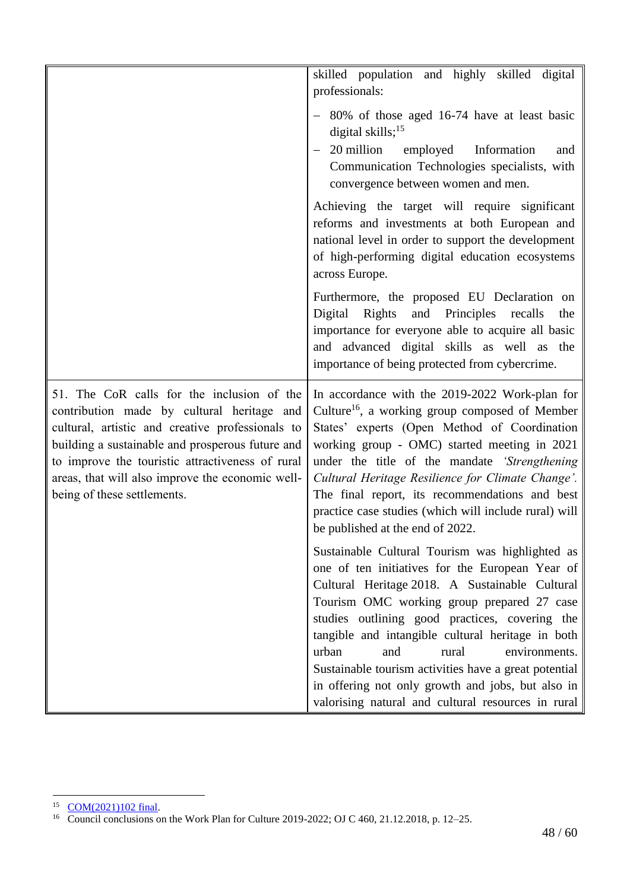| | |
|---|---|
| | skilled population and highly skilled digital professionals:<br><br>– 80% of those aged 16-74 have at least basic digital skills;[15]<br>– 20 million employed Information and Communication Technologies specialists, with convergence between women and men.<br><br>Achieving the target will require significant reforms and investments at both European and national level in order to support the development of high-performing digital education ecosystems across Europe.<br><br>Furthermore, the proposed EU Declaration on Digital Rights and Principles recalls the importance for everyone able to acquire all basic and advanced digital skills as well as the importance of being protected from cybercrime. |
| 51. The CoR calls for the inclusion of the contribution made by cultural heritage and cultural, artistic and creative professionals to building a sustainable and prosperous future and to improve the touristic attractiveness of rural areas, that will also improve the economic well-being of these settlements. | In accordance with the 2019-2022 Work-plan for Culture[16], a working group composed of Member States' experts (Open Method of Coordination working group - OMC) started meeting in 2021 under the title of the mandate *'Strengthening Cultural Heritage Resilience for Climate Change'.* The final report, its recommendations and best practice case studies (which will include rural) will be published at the end of 2022.<br><br>Sustainable Cultural Tourism was highlighted as one of ten initiatives for the European Year of Cultural Heritage 2018. A Sustainable Cultural Tourism OMC working group prepared 27 case studies outlining good practices, covering the tangible and intangible cultural heritage in both urban and rural environments. Sustainable tourism activities have a great potential in offering not only growth and jobs, but also in valorising natural and cultural resources in rural |

[15] COM(2021)102 final.

[16] Council conclusions on the Work Plan for Culture 2019-2022; OJ C 460, 21.12.2018, p. 12–25.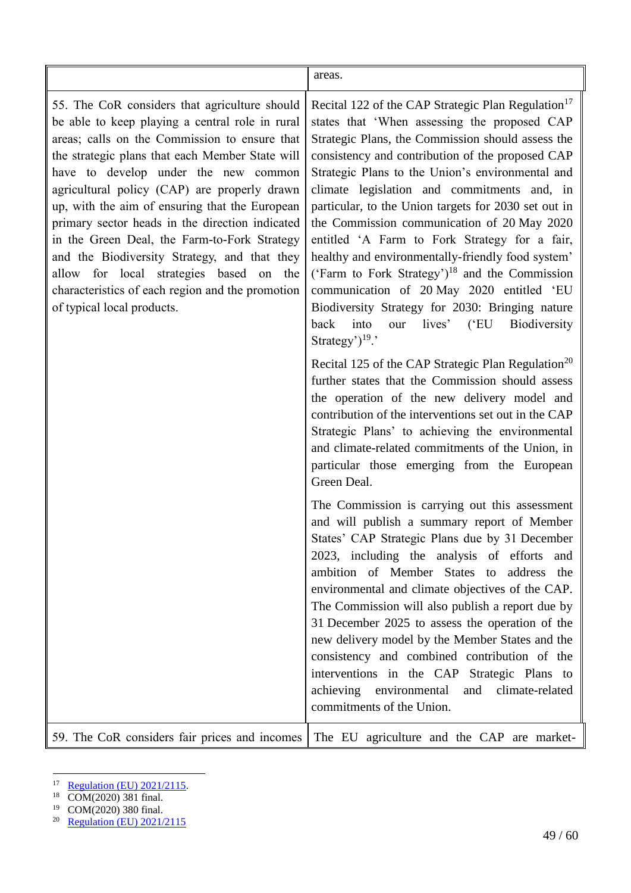| | |
|---|---|
| | areas. |
| 55. The CoR considers that agriculture should be able to keep playing a central role in rural areas; calls on the Commission to ensure that the strategic plans that each Member State will have to develop under the new common agricultural policy (CAP) are properly drawn up, with the aim of ensuring that the European primary sector heads in the direction indicated in the Green Deal, the Farm-to-Fork Strategy and the Biodiversity Strategy, and that they allow for local strategies based on the characteristics of each region and the promotion of typical local products. | Recital 122 of the CAP Strategic Plan Regulation[17] states that 'When assessing the proposed CAP Strategic Plans, the Commission should assess the consistency and contribution of the proposed CAP Strategic Plans to the Union's environmental and climate legislation and commitments and, in particular, to the Union targets for 2030 set out in the Commission communication of 20 May 2020 entitled 'A Farm to Fork Strategy for a fair, healthy and environmentally-friendly food system' ('Farm to Fork Strategy')[18] and the Commission communication of 20 May 2020 entitled 'EU Biodiversity Strategy for 2030: Bringing nature back into our lives' ('EU Biodiversity Strategy')[19].'<br><br>Recital 125 of the CAP Strategic Plan Regulation[20] further states that the Commission should assess the operation of the new delivery model and contribution of the interventions set out in the CAP Strategic Plans' to achieving the environmental and climate-related commitments of the Union, in particular those emerging from the European Green Deal.<br><br>The Commission is carrying out this assessment and will publish a summary report of Member States' CAP Strategic Plans due by 31 December 2023, including the analysis of efforts and ambition of Member States to address the environmental and climate objectives of the CAP. The Commission will also publish a report due by 31 December 2025 to assess the operation of the new delivery model by the Member States and the consistency and combined contribution of the interventions in the CAP Strategic Plans to achieving environmental and climate-related commitments of the Union. |
| 59. The CoR considers fair prices and incomes | The EU agriculture and the CAP are market- |

[17] Regulation (EU) 2021/2115.
[18] COM(2020) 381 final.
[19] COM(2020) 380 final.
[20] Regulation (EU) 2021/2115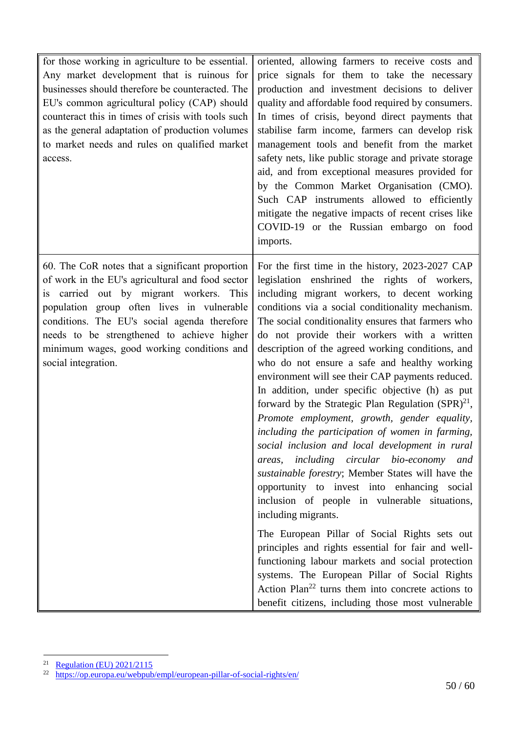| | |
|---|---|
| for those working in agriculture to be essential. Any market development that is ruinous for businesses should therefore be counteracted. The EU's common agricultural policy (CAP) should counteract this in times of crisis with tools such as the general adaptation of production volumes to market needs and rules on qualified market access. | oriented, allowing farmers to receive costs and price signals for them to take the necessary production and investment decisions to deliver quality and affordable food required by consumers. In times of crisis, beyond direct payments that stabilise farm income, farmers can develop risk management tools and benefit from the market safety nets, like public storage and private storage aid, and from exceptional measures provided for by the Common Market Organisation (CMO). Such CAP instruments allowed to efficiently mitigate the negative impacts of recent crises like COVID-19 or the Russian embargo on food imports. |
| 60. The CoR notes that a significant proportion of work in the EU's agricultural and food sector is carried out by migrant workers. This population group often lives in vulnerable conditions. The EU's social agenda therefore needs to be strengthened to achieve higher minimum wages, good working conditions and social integration. | For the first time in the history, 2023-2027 CAP legislation enshrined the rights of workers, including migrant workers, to decent working conditions via a social conditionality mechanism. The social conditionality ensures that farmers who do not provide their workers with a written description of the agreed working conditions, and who do not ensure a safe and healthy working environment will see their CAP payments reduced. In addition, under specific objective (h) as put forward by the Strategic Plan Regulation (SPR)[21], *Promote employment, growth, gender equality, including the participation of women in farming, social inclusion and local development in rural areas, including circular bio-economy and sustainable forestry*; Member States will have the opportunity to invest into enhancing social inclusion of people in vulnerable situations, including migrants.<br><br>The European Pillar of Social Rights sets out principles and rights essential for fair and well-functioning labour markets and social protection systems. The European Pillar of Social Rights Action Plan[22] turns them into concrete actions to benefit citizens, including those most vulnerable |

[21] Regulation (EU) 2021/2115

[22] https://op.europa.eu/webpub/empl/european-pillar-of-social-rights/en/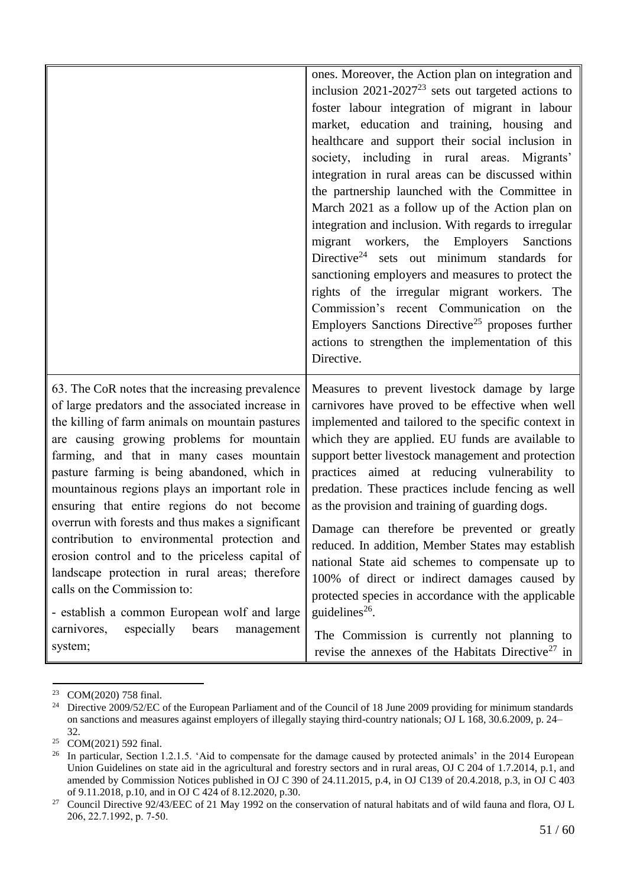| | |
|---|---|
| | ones. Moreover, the Action plan on integration and inclusion 2021-2027[23] sets out targeted actions to foster labour integration of migrant in labour market, education and training, housing and healthcare and support their social inclusion in society, including in rural areas. Migrants' integration in rural areas can be discussed within the partnership launched with the Committee in March 2021 as a follow up of the Action plan on integration and inclusion. With regards to irregular migrant workers, the Employers Sanctions Directive[24] sets out minimum standards for sanctioning employers and measures to protect the rights of the irregular migrant workers. The Commission's recent Communication on the Employers Sanctions Directive[25] proposes further actions to strengthen the implementation of this Directive. |
| 63. The CoR notes that the increasing prevalence of large predators and the associated increase in the killing of farm animals on mountain pastures are causing growing problems for mountain farming, and that in many cases mountain pasture farming is being abandoned, which in mountainous regions plays an important role in ensuring that entire regions do not become overrun with forests and thus makes a significant contribution to environmental protection and erosion control and to the priceless capital of landscape protection in rural areas; therefore calls on the Commission to:<br><br>- establish a common European wolf and large carnivores, especially bears management system; | Measures to prevent livestock damage by large carnivores have proved to be effective when well implemented and tailored to the specific context in which they are applied. EU funds are available to support better livestock management and protection practices aimed at reducing vulnerability to predation. These practices include fencing as well as the provision and training of guarding dogs.<br><br>Damage can therefore be prevented or greatly reduced. In addition, Member States may establish national State aid schemes to compensate up to 100% of direct or indirect damages caused by protected species in accordance with the applicable guidelines[26].<br><br>The Commission is currently not planning to revise the annexes of the Habitats Directive[27] in |

[23] COM(2020) 758 final.

[24] Directive 2009/52/EC of the European Parliament and of the Council of 18 June 2009 providing for minimum standards on sanctions and measures against employers of illegally staying third-country nationals; OJ L 168, 30.6.2009, p. 24–32.

[25] COM(2021) 592 final.

[26] In particular, Section 1.2.1.5. 'Aid to compensate for the damage caused by protected animals' in the 2014 European Union Guidelines on state aid in the agricultural and forestry sectors and in rural areas, OJ C 204 of 1.7.2014, p.1, and amended by Commission Notices published in OJ C 390 of 24.11.2015, p.4, in OJ C139 of 20.4.2018, p.3, in OJ C 403 of 9.11.2018, p.10, and in OJ C 424 of 8.12.2020, p.30.

[27] Council Directive 92/43/EEC of 21 May 1992 on the conservation of natural habitats and of wild fauna and flora, OJ L 206, 22.7.1992, p. 7-50.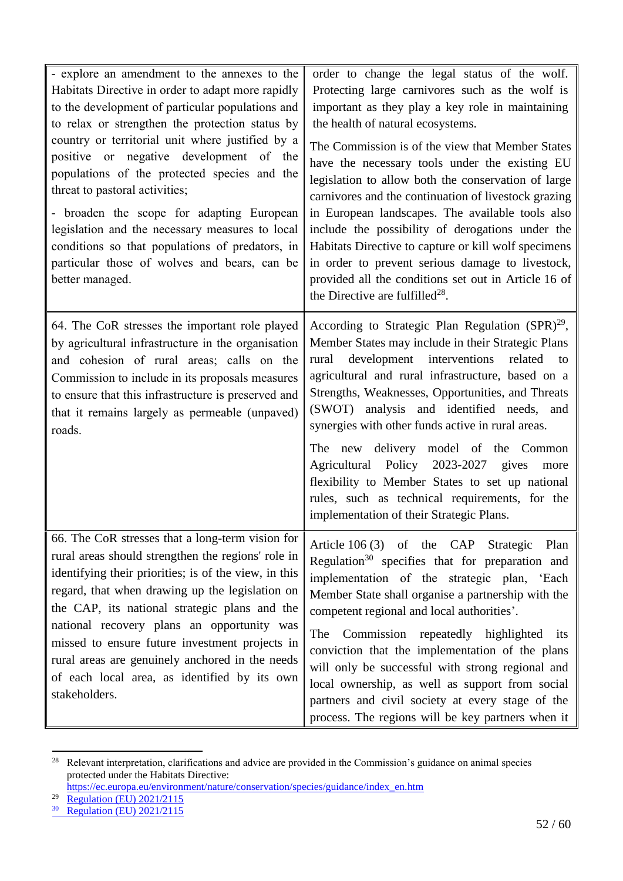| | |
|---|---|
| - explore an amendment to the annexes to the Habitats Directive in order to adapt more rapidly to the development of particular populations and to relax or strengthen the protection status by country or territorial unit where justified by a positive or negative development of the populations of the protected species and the threat to pastoral activities;<br><br>- broaden the scope for adapting European legislation and the necessary measures to local conditions so that populations of predators, in particular those of wolves and bears, can be better managed. | order to change the legal status of the wolf. Protecting large carnivores such as the wolf is important as they play a key role in maintaining the health of natural ecosystems.<br><br>The Commission is of the view that Member States have the necessary tools under the existing EU legislation to allow both the conservation of large carnivores and the continuation of livestock grazing in European landscapes. The available tools also include the possibility of derogations under the Habitats Directive to capture or kill wolf specimens in order to prevent serious damage to livestock, provided all the conditions set out in Article 16 of the Directive are fulfilled[28]. |
| 64. The CoR stresses the important role played by agricultural infrastructure in the organisation and cohesion of rural areas; calls on the Commission to include in its proposals measures to ensure that this infrastructure is preserved and that it remains largely as permeable (unpaved) roads. | According to Strategic Plan Regulation (SPR)[29], Member States may include in their Strategic Plans rural development interventions related to agricultural and rural infrastructure, based on a Strengths, Weaknesses, Opportunities, and Threats (SWOT) analysis and identified needs, and synergies with other funds active in rural areas.<br><br>The new delivery model of the Common Agricultural Policy 2023-2027 gives more flexibility to Member States to set up national rules, such as technical requirements, for the implementation of their Strategic Plans. |
| 66. The CoR stresses that a long-term vision for rural areas should strengthen the regions' role in identifying their priorities; is of the view, in this regard, that when drawing up the legislation on the CAP, its national strategic plans and the national recovery plans an opportunity was missed to ensure future investment projects in rural areas are genuinely anchored in the needs of each local area, as identified by its own stakeholders. | Article 106 (3) of the CAP Strategic Plan Regulation[30] specifies that for preparation and implementation of the strategic plan, 'Each Member State shall organise a partnership with the competent regional and local authorities'.<br><br>The Commission repeatedly highlighted its conviction that the implementation of the plans will only be successful with strong regional and local ownership, as well as support from social partners and civil society at every stage of the process. The regions will be key partners when it |

[28] Relevant interpretation, clarifications and advice are provided in the Commission's guidance on animal species protected under the Habitats Directive: https://ec.europa.eu/environment/nature/conservation/species/guidance/index_en.htm

[29] Regulation (EU) 2021/2115

[30] Regulation (EU) 2021/2115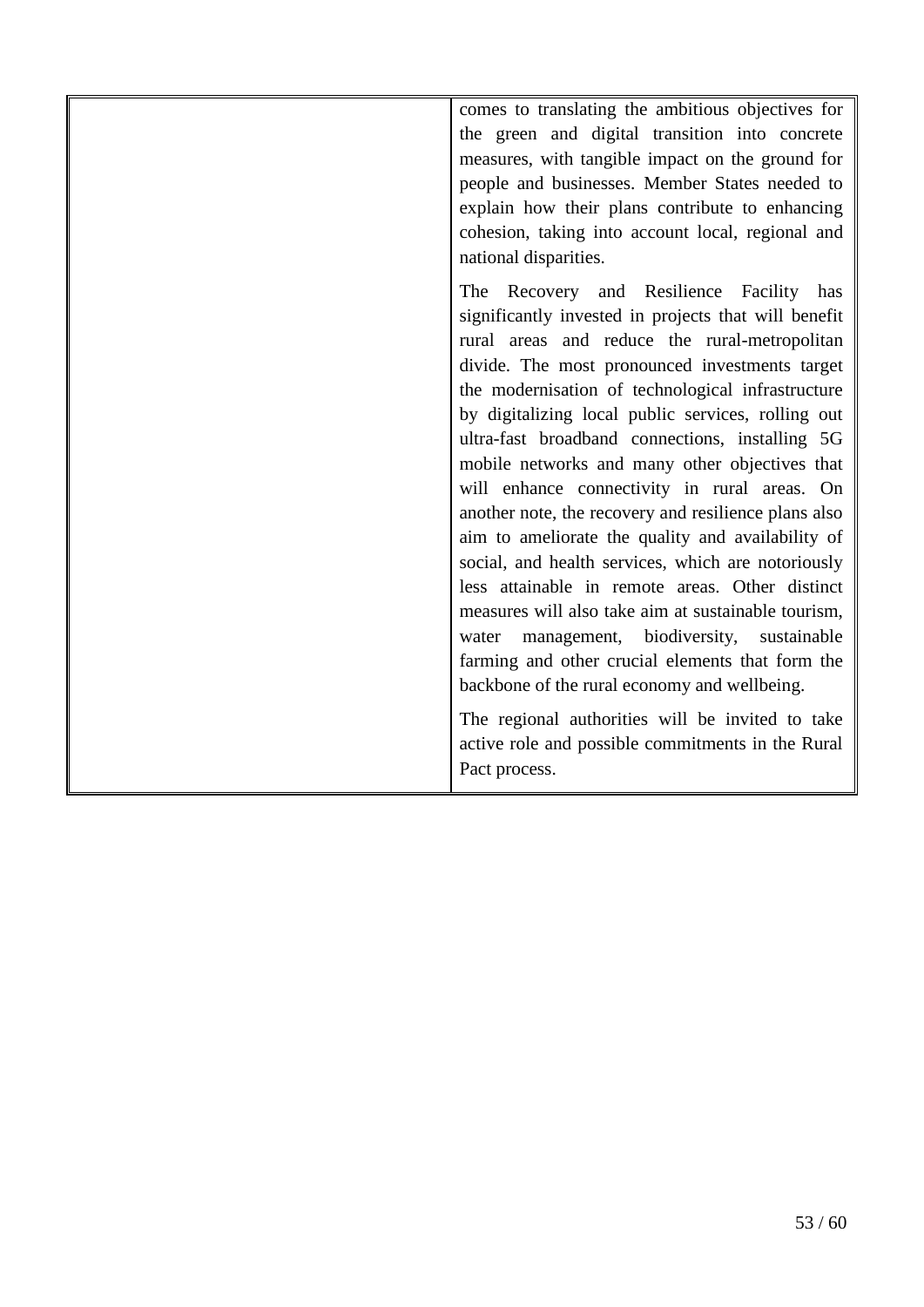| | |
|---|---|
| | comes to translating the ambitious objectives for the green and digital transition into concrete measures, with tangible impact on the ground for people and businesses. Member States needed to explain how their plans contribute to enhancing cohesion, taking into account local, regional and national disparities.<br><br>The Recovery and Resilience Facility has significantly invested in projects that will benefit rural areas and reduce the rural-metropolitan divide. The most pronounced investments target the modernisation of technological infrastructure by digitalizing local public services, rolling out ultra-fast broadband connections, installing 5G mobile networks and many other objectives that will enhance connectivity in rural areas. On another note, the recovery and resilience plans also aim to ameliorate the quality and availability of social, and health services, which are notoriously less attainable in remote areas. Other distinct measures will also take aim at sustainable tourism, water management, biodiversity, sustainable farming and other crucial elements that form the backbone of the rural economy and wellbeing.<br><br>The regional authorities will be invited to take active role and possible commitments in the Rural Pact process. |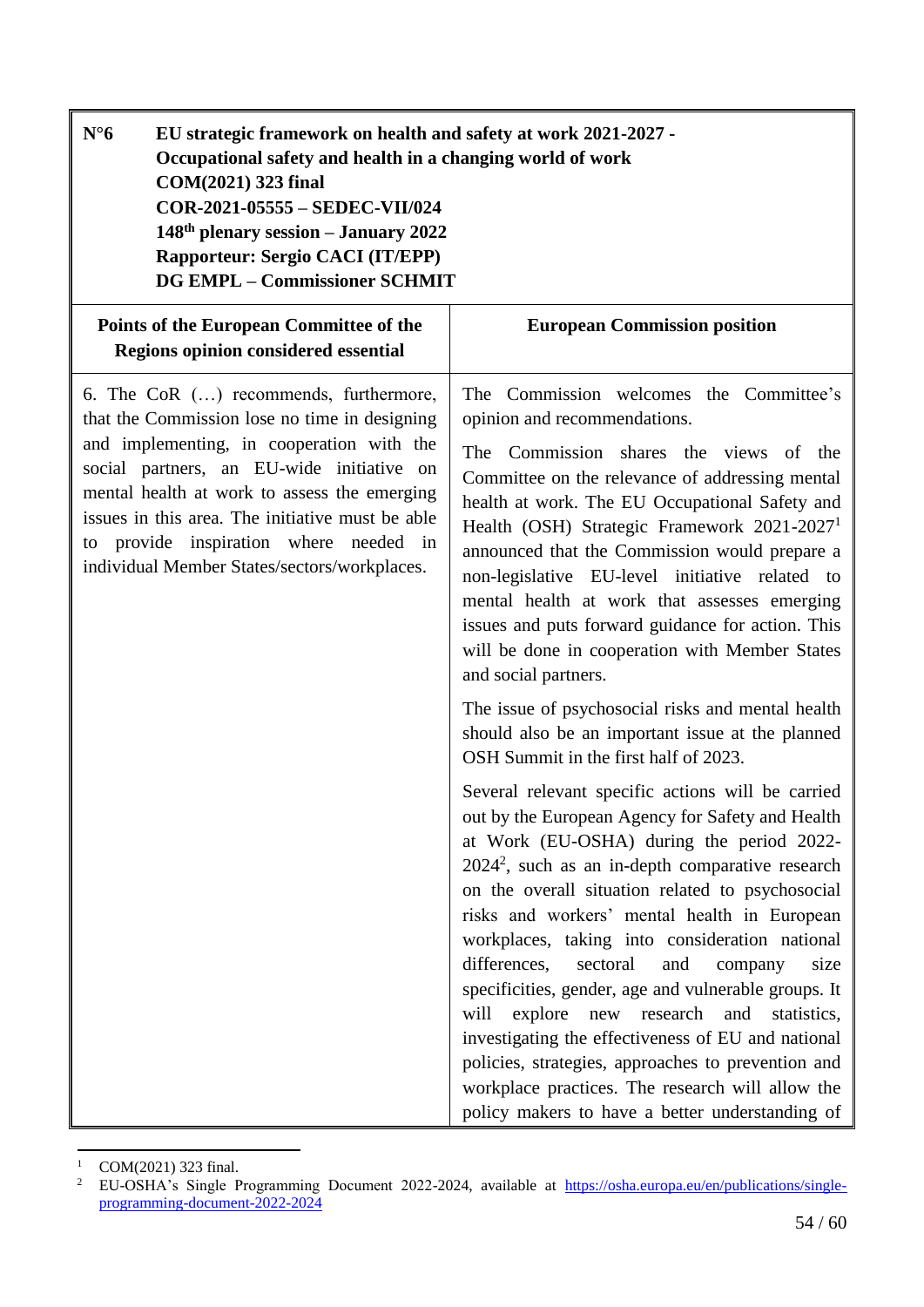**N°6 EU strategic framework on health and safety at work 2021-2027 - Occupational safety and health in a changing world of work**
**COM(2021) 323 final**
**COR-2021-05555 – SEDEC-VII/024**
**148th plenary session – January 2022**
**Rapporteur: Sergio CACI (IT/EPP)**
**DG EMPL – Commissioner SCHMIT**

| Points of the European Committee of the Regions opinion considered essential | European Commission position |
|---|---|
| 6. The CoR (…) recommends, furthermore, that the Commission lose no time in designing and implementing, in cooperation with the social partners, an EU-wide initiative on mental health at work to assess the emerging issues in this area. The initiative must be able to provide inspiration where needed in individual Member States/sectors/workplaces. | The Commission welcomes the Committee's opinion and recommendations.<br><br>The Commission shares the views of the Committee on the relevance of addressing mental health at work. The EU Occupational Safety and Health (OSH) Strategic Framework 2021-2027[1] announced that the Commission would prepare a non-legislative EU-level initiative related to mental health at work that assesses emerging issues and puts forward guidance for action. This will be done in cooperation with Member States and social partners.<br><br>The issue of psychosocial risks and mental health should also be an important issue at the planned OSH Summit in the first half of 2023.<br><br>Several relevant specific actions will be carried out by the European Agency for Safety and Health at Work (EU-OSHA) during the period 2022-2024[2], such as an in-depth comparative research on the overall situation related to psychosocial risks and workers' mental health in European workplaces, taking into consideration national differences, sectoral and company size specificities, gender, age and vulnerable groups. It will explore new research and statistics, investigating the effectiveness of EU and national policies, strategies, approaches to prevention and workplace practices. The research will allow the policy makers to have a better understanding of |

[1] COM(2021) 323 final.

[2] EU-OSHA's Single Programming Document 2022-2024, available at https://osha.europa.eu/en/publications/single-programming-document-2022-2024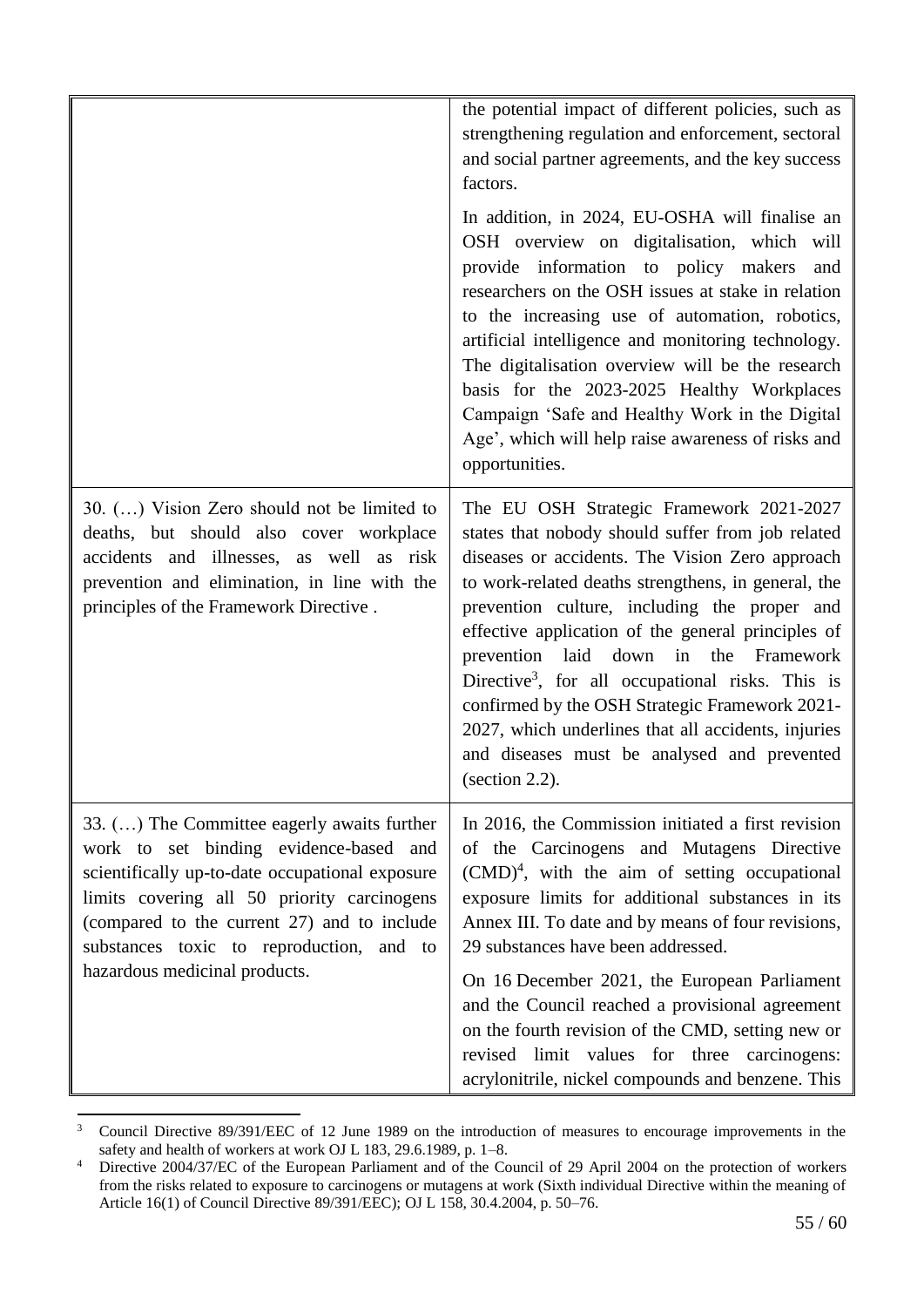| | |
|---|---|
| | the potential impact of different policies, such as strengthening regulation and enforcement, sectoral and social partner agreements, and the key success factors.<br><br>In addition, in 2024, EU-OSHA will finalise an OSH overview on digitalisation, which will provide information to policy makers and researchers on the OSH issues at stake in relation to the increasing use of automation, robotics, artificial intelligence and monitoring technology. The digitalisation overview will be the research basis for the 2023-2025 Healthy Workplaces Campaign 'Safe and Healthy Work in the Digital Age', which will help raise awareness of risks and opportunities. |
| 30. (…) Vision Zero should not be limited to deaths, but should also cover workplace accidents and illnesses, as well as risk prevention and elimination, in line with the principles of the Framework Directive . | The EU OSH Strategic Framework 2021-2027 states that nobody should suffer from job related diseases or accidents. The Vision Zero approach to work-related deaths strengthens, in general, the prevention culture, including the proper and effective application of the general principles of prevention laid down in the Framework Directive[3], for all occupational risks. This is confirmed by the OSH Strategic Framework 2021-2027, which underlines that all accidents, injuries and diseases must be analysed and prevented (section 2.2). |
| 33. (…) The Committee eagerly awaits further work to set binding evidence-based and scientifically up-to-date occupational exposure limits covering all 50 priority carcinogens (compared to the current 27) and to include substances toxic to reproduction, and to hazardous medicinal products. | In 2016, the Commission initiated a first revision of the Carcinogens and Mutagens Directive (CMD)[4], with the aim of setting occupational exposure limits for additional substances in its Annex III. To date and by means of four revisions, 29 substances have been addressed.<br><br>On 16 December 2021, the European Parliament and the Council reached a provisional agreement on the fourth revision of the CMD, setting new or revised limit values for three carcinogens: acrylonitrile, nickel compounds and benzene. This |

[3] Council Directive 89/391/EEC of 12 June 1989 on the introduction of measures to encourage improvements in the safety and health of workers at work OJ L 183, 29.6.1989, p. 1–8.

[4] Directive 2004/37/EC of the European Parliament and of the Council of 29 April 2004 on the protection of workers from the risks related to exposure to carcinogens or mutagens at work (Sixth individual Directive within the meaning of Article 16(1) of Council Directive 89/391/EEC); OJ L 158, 30.4.2004, p. 50–76.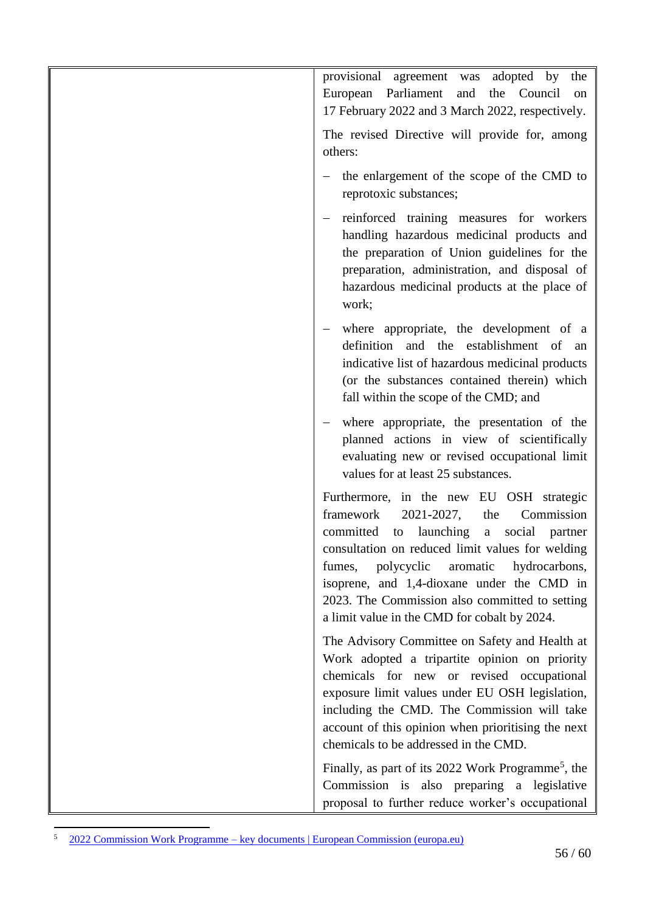| | |
|---|---|
| | provisional agreement was adopted by the European Parliament and the Council on 17 February 2022 and 3 March 2022, respectively.<br><br>The revised Directive will provide for, among others:<br><br>– the enlargement of the scope of the CMD to reprotoxic substances;<br><br>– reinforced training measures for workers handling hazardous medicinal products and the preparation of Union guidelines for the preparation, administration, and disposal of hazardous medicinal products at the place of work;<br><br>– where appropriate, the development of a definition and the establishment of an indicative list of hazardous medicinal products (or the substances contained therein) which fall within the scope of the CMD; and<br><br>– where appropriate, the presentation of the planned actions in view of scientifically evaluating new or revised occupational limit values for at least 25 substances.<br><br>Furthermore, in the new EU OSH strategic framework 2021-2027, the Commission committed to launching a social partner consultation on reduced limit values for welding fumes, polycyclic aromatic hydrocarbons, isoprene, and 1,4-dioxane under the CMD in 2023. The Commission also committed to setting a limit value in the CMD for cobalt by 2024.<br><br>The Advisory Committee on Safety and Health at Work adopted a tripartite opinion on priority chemicals for new or revised occupational exposure limit values under EU OSH legislation, including the CMD. The Commission will take account of this opinion when prioritising the next chemicals to be addressed in the CMD.<br><br>Finally, as part of its 2022 Work Programme[5], the Commission is also preparing a legislative proposal to further reduce worker's occupational |

[5] 2022 Commission Work Programme – key documents | European Commission (europa.eu)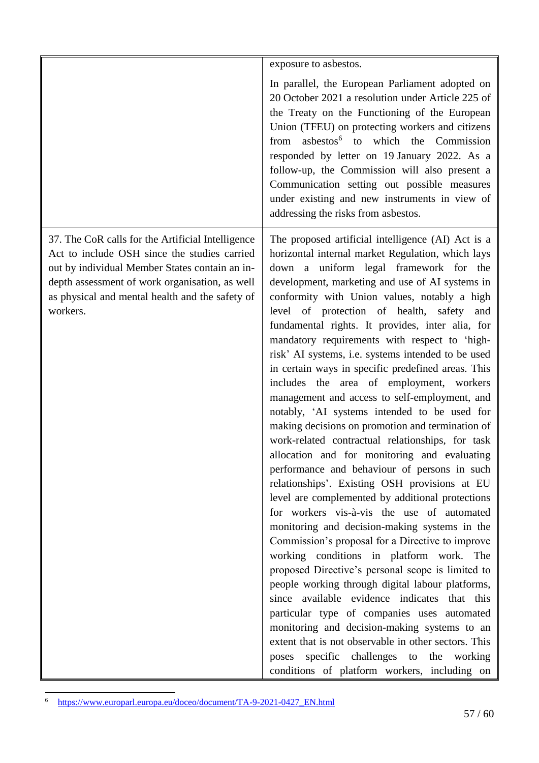| | |
|---|---|
| | exposure to asbestos.<br><br>In parallel, the European Parliament adopted on 20 October 2021 a resolution under Article 225 of the Treaty on the Functioning of the European Union (TFEU) on protecting workers and citizens from asbestos[6] to which the Commission responded by letter on 19 January 2022. As a follow-up, the Commission will also present a Communication setting out possible measures under existing and new instruments in view of addressing the risks from asbestos. |
| 37. The CoR calls for the Artificial Intelligence Act to include OSH since the studies carried out by individual Member States contain an in-depth assessment of work organisation, as well as physical and mental health and the safety of workers. | The proposed artificial intelligence (AI) Act is a horizontal internal market Regulation, which lays down a uniform legal framework for the development, marketing and use of AI systems in conformity with Union values, notably a high level of protection of health, safety and fundamental rights. It provides, inter alia, for mandatory requirements with respect to 'high-risk' AI systems, i.e. systems intended to be used in certain ways in specific predefined areas. This includes the area of employment, workers management and access to self-employment, and notably, 'AI systems intended to be used for making decisions on promotion and termination of work-related contractual relationships, for task allocation and for monitoring and evaluating performance and behaviour of persons in such relationships'. Existing OSH provisions at EU level are complemented by additional protections for workers vis-à-vis the use of automated monitoring and decision-making systems in the Commission's proposal for a Directive to improve working conditions in platform work. The proposed Directive's personal scope is limited to people working through digital labour platforms, since available evidence indicates that this particular type of companies uses automated monitoring and decision-making systems to an extent that is not observable in other sectors. This poses specific challenges to the working conditions of platform workers, including on |

[6] https://www.europarl.europa.eu/doceo/document/TA-9-2021-0427_EN.html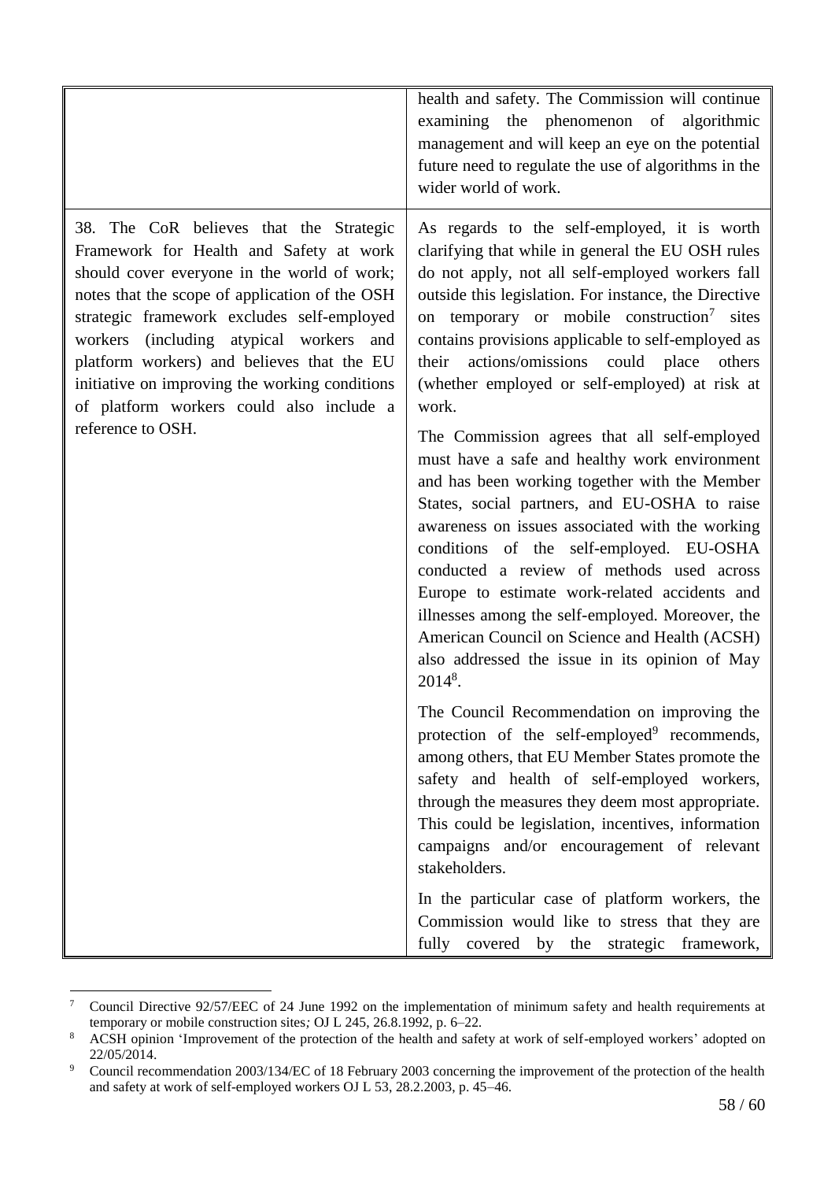| | |
|---|---|
| | health and safety. The Commission will continue examining the phenomenon of algorithmic management and will keep an eye on the potential future need to regulate the use of algorithms in the wider world of work. |
| 38. The CoR believes that the Strategic Framework for Health and Safety at work should cover everyone in the world of work; notes that the scope of application of the OSH strategic framework excludes self-employed workers (including atypical workers and platform workers) and believes that the EU initiative on improving the working conditions of platform workers could also include a reference to OSH. | As regards to the self-employed, it is worth clarifying that while in general the EU OSH rules do not apply, not all self-employed workers fall outside this legislation. For instance, the Directive on temporary or mobile construction[7] sites contains provisions applicable to self-employed as their actions/omissions could place others (whether employed or self-employed) at risk at work.<br><br>The Commission agrees that all self-employed must have a safe and healthy work environment and has been working together with the Member States, social partners, and EU-OSHA to raise awareness on issues associated with the working conditions of the self-employed. EU-OSHA conducted a review of methods used across Europe to estimate work-related accidents and illnesses among the self-employed. Moreover, the American Council on Science and Health (ACSH) also addressed the issue in its opinion of May 2014[8].<br><br>The Council Recommendation on improving the protection of the self-employed[9] recommends, among others, that EU Member States promote the safety and health of self-employed workers, through the measures they deem most appropriate. This could be legislation, incentives, information campaigns and/or encouragement of relevant stakeholders.<br><br>In the particular case of platform workers, the Commission would like to stress that they are fully covered by the strategic framework, |

[7] Council Directive 92/57/EEC of 24 June 1992 on the implementation of minimum safety and health requirements at temporary or mobile construction sites; OJ L 245, 26.8.1992, p. 6–22.

[8] ACSH opinion 'Improvement of the protection of the health and safety at work of self-employed workers' adopted on 22/05/2014.

[9] Council recommendation 2003/134/EC of 18 February 2003 concerning the improvement of the protection of the health and safety at work of self-employed workers OJ L 53, 28.2.2003, p. 45–46.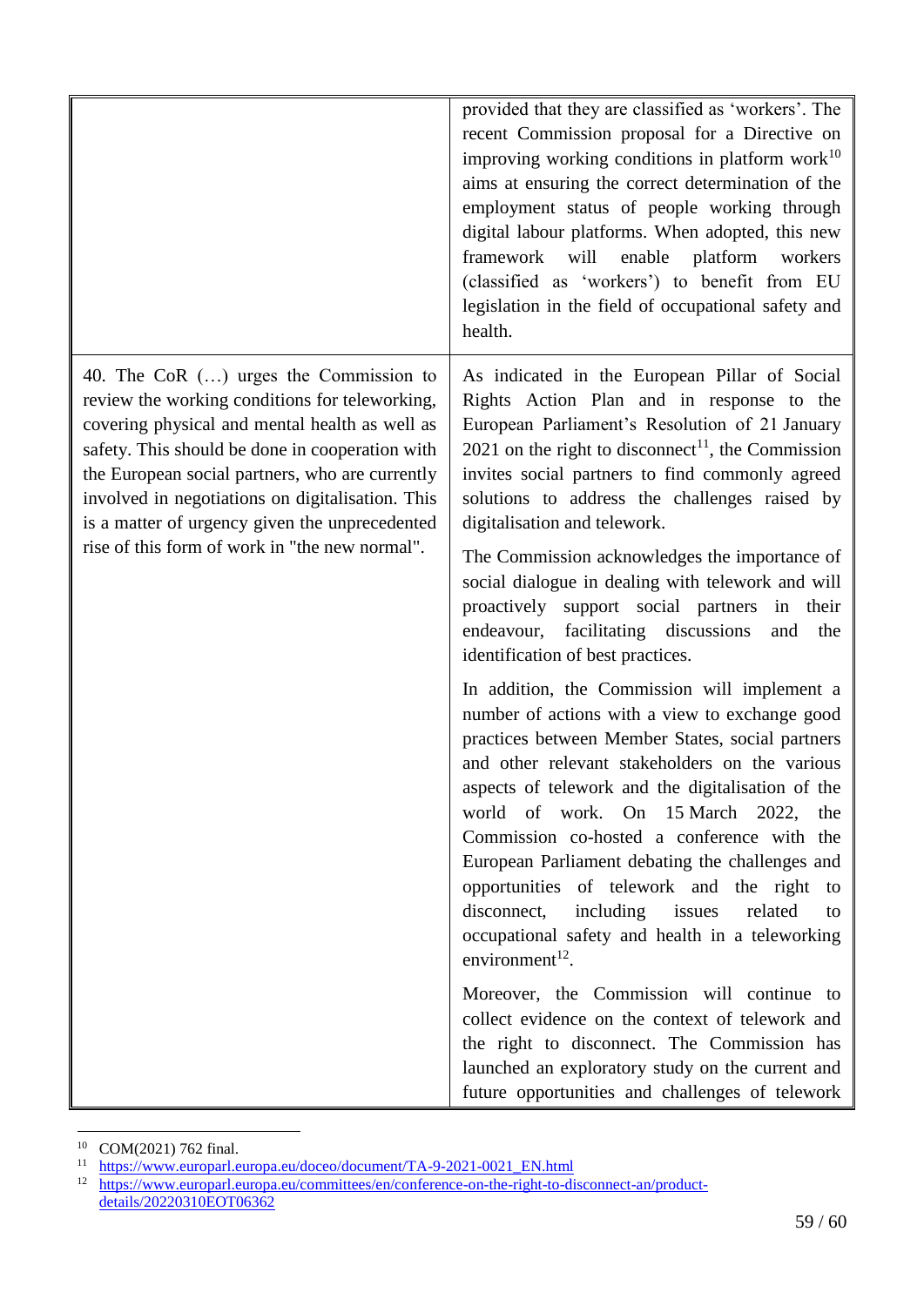| | |
|---|---|
| | provided that they are classified as 'workers'. The recent Commission proposal for a Directive on improving working conditions in platform work[10] aims at ensuring the correct determination of the employment status of people working through digital labour platforms. When adopted, this new framework will enable platform workers (classified as 'workers') to benefit from EU legislation in the field of occupational safety and health. |
| 40. The CoR (…) urges the Commission to review the working conditions for teleworking, covering physical and mental health as well as safety. This should be done in cooperation with the European social partners, who are currently involved in negotiations on digitalisation. This is a matter of urgency given the unprecedented rise of this form of work in "the new normal". | As indicated in the European Pillar of Social Rights Action Plan and in response to the European Parliament's Resolution of 21 January 2021 on the right to disconnect[11], the Commission invites social partners to find commonly agreed solutions to address the challenges raised by digitalisation and telework.<br><br>The Commission acknowledges the importance of social dialogue in dealing with telework and will proactively support social partners in their endeavour, facilitating discussions and the identification of best practices.<br><br>In addition, the Commission will implement a number of actions with a view to exchange good practices between Member States, social partners and other relevant stakeholders on the various aspects of telework and the digitalisation of the world of work. On 15 March 2022, the Commission co-hosted a conference with the European Parliament debating the challenges and opportunities of telework and the right to disconnect, including issues related to occupational safety and health in a teleworking environment[12].<br><br>Moreover, the Commission will continue to collect evidence on the context of telework and the right to disconnect. The Commission has launched an exploratory study on the current and future opportunities and challenges of telework |

[10] COM(2021) 762 final.

[11] https://www.europarl.europa.eu/doceo/document/TA-9-2021-0021_EN.html

[12] https://www.europarl.europa.eu/committees/en/conference-on-the-right-to-disconnect-an/product-details/20220310EOT06362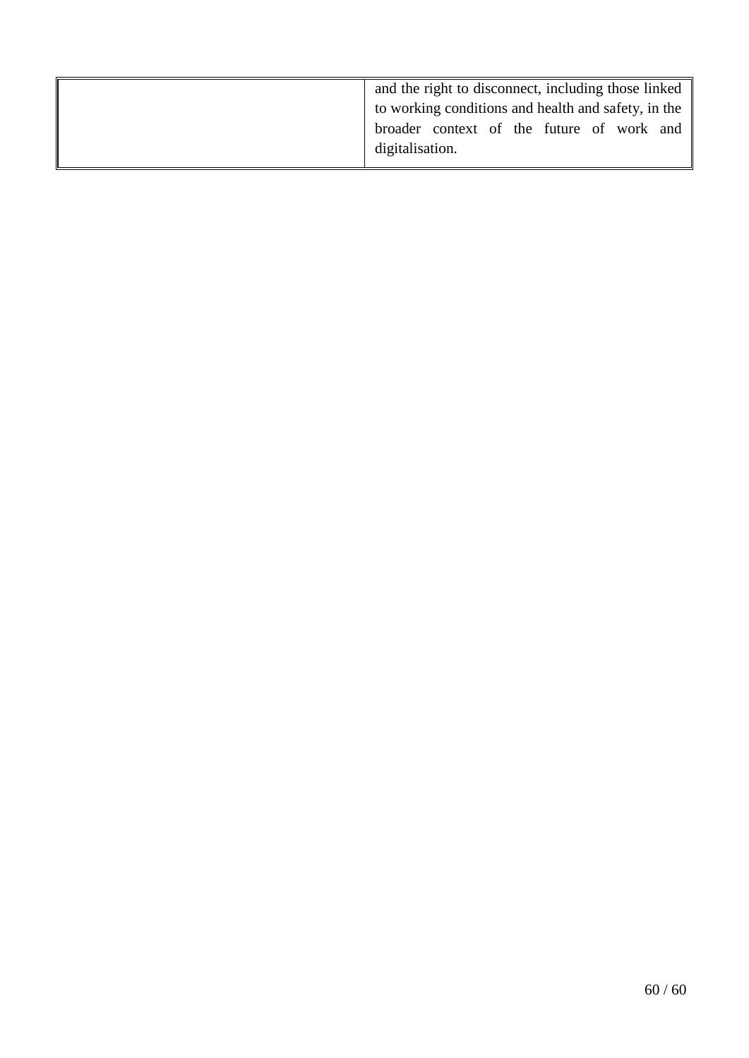| | |
|---|---|
| | and the right to disconnect, including those linked to working conditions and health and safety, in the broader context of the future of work and digitalisation. |